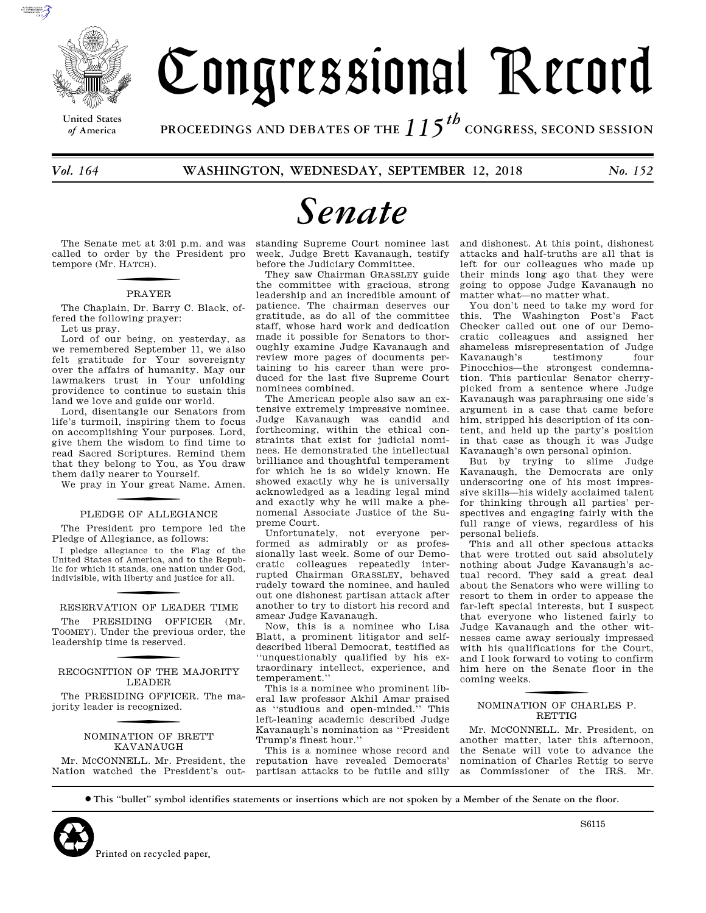# Congressional Record

United States *of* America

**PROCEEDINGS AND DEBATES OF THE 115th CONGRESS, SECOND SESSION**

*Vol. 164* **WASHINGTON, WEDNESDAY, SEPTEMBER 12, 2018** *No. 152*

# *Senate*

The Senate met at 3:01 p.m. and was called to order by the President pro tempore (Mr. HATCH).

## PRAYER

The Chaplain, Dr. Barry C. Black, offered the following prayer:

Let us pray.

Lord of our being, on yesterday, as we remembered September 11, we also felt gratitude for Your sovereignty over the affairs of humanity. May our lawmakers trust in Your unfolding providence to continue to sustain this land we love and guide our world.

Lord, disentangle our Senators from life's turmoil, inspiring them to focus on accomplishing Your purposes. Lord, give them the wisdom to find time to read Sacred Scriptures. Remind them that they belong to You, as You draw them daily nearer to Yourself.

We pray in Your great Name. Amen.

## PLEDGE OF ALLEGIANCE

The President pro tempore led the Pledge of Allegiance, as follows:

I pledge allegiance to the Flag of the United States of America, and to the Republic for which it stands, one nation under God, indivisible, with liberty and justice for all.

## RESERVATION OF LEADER TIME

The PRESIDING OFFICER (Mr. TOOMEY). Under the previous order, the leadership time is reserved.

## RECOGNITION OF THE MAJORITY LEADER

The PRESIDING OFFICER. The majority leader is recognized.

## NOMINATION OF BRETT KAVANAUGH

Mr. MCCONNELL. Mr. President, the Nation watched the President's outstanding Supreme Court nominee last week, Judge Brett Kavanaugh, testify before the Judiciary Committee.

They saw Chairman GRASSLEY guide the committee with gracious, strong leadership and an incredible amount of patience. The chairman deserves our gratitude, as do all of the committee staff, whose hard work and dedication made it possible for Senators to thoroughly examine Judge Kavanaugh and review more pages of documents pertaining to his career than were produced for the last five Supreme Court nominees combined.

The American people also saw an extensive extremely impressive nominee. Judge Kavanaugh was candid and forthcoming, within the ethical constraints that exist for judicial nominees. He demonstrated the intellectual brilliance and thoughtful temperament for which he is so widely known. He showed exactly why he is universally acknowledged as a leading legal mind and exactly why he will make a phenomenal Associate Justice of the Supreme Court.

Unfortunately, not everyone performed as admirably or as professionally last week. Some of our Democratic colleagues repeatedly interrupted Chairman GRASSLEY, behaved rudely toward the nominee, and hauled out one dishonest partisan attack after another to try to distort his record and smear Judge Kavanaugh.

Now, this is a nominee who Lisa Blatt, a prominent litigator and self-described liberal Democrat, testified as ''unquestionably qualified by his extraordinary intellect, experience, and temperament.''

This is a nominee who prominent liberal law professor Akhil Amar praised as ''studious and open-minded.'' This left-leaning academic described Judge Kavanaugh's nomination as ''President Trump's finest hour.''

This is a nominee whose record and reputation have revealed Democrats' partisan attacks to be futile and silly and dishonest. At this point, dishonest attacks and half-truths are all that is left for our colleagues who made up their minds long ago that they were going to oppose Judge Kavanaugh no matter what—no matter what.

You don't need to take my word for this. The Washington Post's Fact Checker called out one of our Democratic colleagues and assigned her shameless misrepresentation of Judge Kavanaugh's testimony four Pinocchios—the strongest condemnation. This particular Senator cherry-picked from a sentence where Judge Kavanaugh was paraphrasing one side's argument in a case that came before him, stripped his description of its content, and held up the party's position in that case as though it was Judge Kavanaugh's own personal opinion.

But by trying to slime Judge Kavanaugh, the Democrats are only underscoring one of his most impressive skills—his widely acclaimed talent for thinking through all parties' perspectives and engaging fairly with the full range of views, regardless of his personal beliefs.

This and all other specious attacks that were trotted out said absolutely nothing about Judge Kavanaugh's actual record. They said a great deal about the Senators who were willing to resort to them in order to appease the far-left special interests, but I suspect that everyone who listened fairly to Judge Kavanaugh and the other witnesses came away seriously impressed with his qualifications for the Court, and I look forward to voting to confirm him here on the Senate floor in the coming weeks.

## NOMINATION OF CHARLES P. RETTIG

Mr. MCCONNELL. Mr. President, on another matter, later this afternoon, the Senate will vote to advance the nomination of Charles Rettig to serve as Commissioner of the IRS. Mr.

● This ''bullet'' symbol identifies statements or insertions which are not spoken by a Member of the Senate on the floor.

Printed on recycled paper.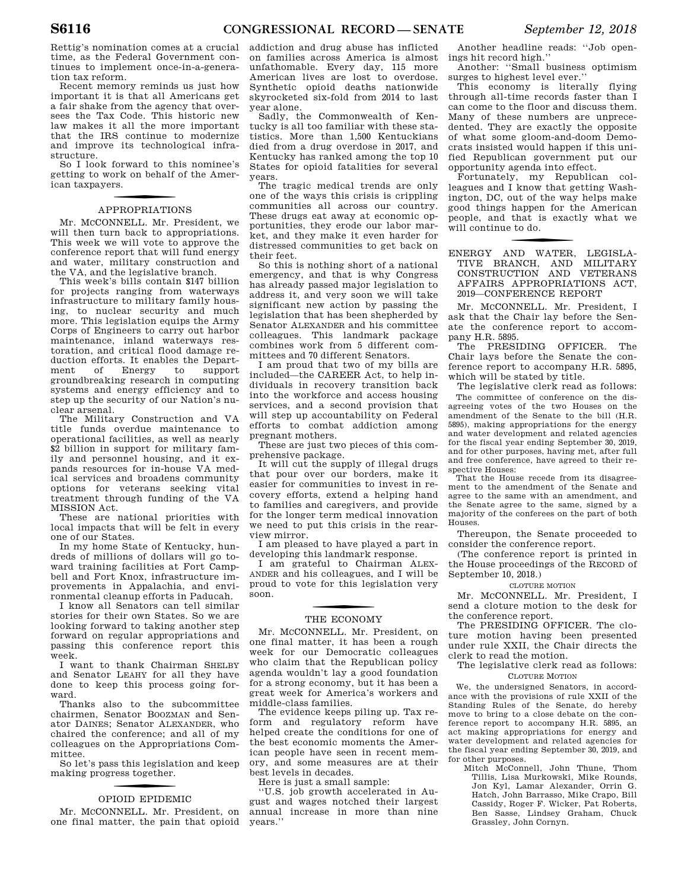Rettig's nomination comes at a crucial time, as the Federal Government continues to implement once-in-a-generation tax reform.

Recent memory reminds us just how important it is that all Americans get a fair shake from the agency that oversees the Tax Code. This historic new law makes it all the more important that the IRS continue to modernize and improve its technological infrastructure.

So I look forward to this nominee's getting to work on behalf of the American taxpayers.

## APPROPRIATIONS

Mr. McCONNELL. Mr. President, we will then turn back to appropriations. This week we will vote to approve the conference report that will fund energy and water, military construction and the VA, and the legislative branch.

This week's bills contain $147 billion for projects ranging from waterways infrastructure to military family housing, to nuclear security and much more. This legislation equips the Army Corps of Engineers to carry out harbor maintenance, inland waterways restoration, and critical flood damage reduction efforts. It enables the Department of Energy to support groundbreaking research in computing systems and energy efficiency and to step up the security of our Nation's nuclear arsenal.

The Military Construction and VA title funds overdue maintenance to operational facilities, as well as nearly $2 billion in support for military family and personnel housing, and it expands resources for in-house VA medical services and broadens community options for veterans seeking vital treatment through funding of the VA MISSION Act.

These are national priorities with local impacts that will be felt in every one of our States.

In my home State of Kentucky, hundreds of millions of dollars will go toward training facilities at Fort Campbell and Fort Knox, infrastructure improvements in Appalachia, and environmental cleanup efforts in Paducah.

I know all Senators can tell similar stories for their own States. So we are looking forward to taking another step forward on regular appropriations and passing this conference report this week.

I want to thank Chairman SHELBY and Senator LEAHY for all they have done to keep this process going forward.

Thanks also to the subcommittee chairmen, Senator BOOZMAN and Senator DAINES; Senator ALEXANDER, who chaired the conference; and all of my colleagues on the Appropriations Committee.

So let's pass this legislation and keep making progress together.

## OPIOID EPIDEMIC

Mr. McCONNELL. Mr. President, on one final matter, the pain that opioid addiction and drug abuse has inflicted on families across America is almost unfathomable. Every day, 115 more American lives are lost to overdose. Synthetic opioid deaths nationwide skyrocketed six-fold from 2014 to last year alone.

Sadly, the Commonwealth of Kentucky is all too familiar with these statistics. More than 1,500 Kentuckians died from a drug overdose in 2017, and Kentucky has ranked among the top 10 States for opioid fatalities for several years.

The tragic medical trends are only one of the ways this crisis is crippling communities all across our country. These drugs eat away at economic opportunities, they erode our labor market, and they make it even harder for distressed communities to get back on their feet.

So this is nothing short of a national emergency, and that is why Congress has already passed major legislation to address it, and very soon we will take significant new action by passing the legislation that has been shepherded by Senator ALEXANDER and his committee colleagues. This landmark package combines work from 5 different committees and 70 different Senators.

I am proud that two of my bills are included—the CAREER Act, to help individuals in recovery transition back into the workforce and access housing services, and a second provision that will step up accountability on Federal efforts to combat addiction among pregnant mothers.

These are just two pieces of this comprehensive package.

It will cut the supply of illegal drugs that pour over our borders, make it easier for communities to invest in recovery efforts, extend a helping hand to families and caregivers, and provide for the longer term medical innovation we need to put this crisis in the rearview mirror.

I am pleased to have played a part in developing this landmark response.

I am grateful to Chairman ALEXANDER and his colleagues, and I will be proud to vote for this legislation very soon.

## THE ECONOMY

Mr. McCONNELL. Mr. President, on one final matter, it has been a rough week for our Democratic colleagues who claim that the Republican policy agenda wouldn't lay a good foundation for a strong economy, but it has been a great week for America's workers and middle-class families.

The evidence keeps piling up. Tax reform and regulatory reform have helped create the conditions for one of the best economic moments the American people have seen in recent memory, and some measures are at their best levels in decades.

Here is just a small sample:

''U.S. job growth accelerated in August and wages notched their largest annual increase in more than nine years.''

Another headline reads: ''Job openings hit record high.''

Another: ''Small business optimism surges to highest level ever.''

This economy is literally flying through all-time records faster than I can come to the floor and discuss them. Many of these numbers are unprecedented. They are exactly the opposite of what some gloom-and-doom Democrats insisted would happen if this unified Republican government put our opportunity agenda into effect.

Fortunately, my Republican colleagues and I know that getting Washington, DC, out of the way helps make good things happen for the American people, and that is exactly what we will continue to do.

## ENERGY AND WATER, LEGISLATIVE BRANCH, AND MILITARY CONSTRUCTION AND VETERANS AFFAIRS APPROPRIATIONS ACT, 2019—CONFERENCE REPORT

Mr. McCONNELL. Mr. President, I ask that the Chair lay before the Senate the conference report to accompany H.R. 5895.

The PRESIDING OFFICER. The Chair lays before the Senate the conference report to accompany H.R. 5895, which will be stated by title.

The legislative clerk read as follows:

The committee of conference on the disagreeing votes of the two Houses on the amendment of the Senate to the bill (H.R. 5895), making appropriations for the energy and water development and related agencies for the fiscal year ending September 30, 2019, and for other purposes, having met, after full and free conference, have agreed to their respective Houses:

That the House recede from its disagreement to the amendment of the Senate and agree to the same with an amendment, and the Senate agree to the same, signed by a majority of the conferees on the part of both Houses.

Thereupon, the Senate proceeded to consider the conference report.

(The conference report is printed in the House proceedings of the RECORD of September 10, 2018.)

### CLOTURE MOTION

Mr. McCONNELL. Mr. President, I send a cloture motion to the desk for the conference report.

The PRESIDING OFFICER. The cloture motion having been presented under rule XXII, the Chair directs the clerk to read the motion.

The legislative clerk read as follows:

### CLOTURE MOTION

We, the undersigned Senators, in accordance with the provisions of rule XXII of the Standing Rules of the Senate, do hereby move to bring to a close debate on the conference report to accompany H.R. 5895, an act making appropriations for energy and water development and related agencies for the fiscal year ending September 30, 2019, and for other purposes.

Mitch McConnell, John Thune, Thom Tillis, Lisa Murkowski, Mike Rounds, Jon Kyl, Lamar Alexander, Orrin G. Hatch, John Barrasso, Mike Crapo, Bill Cassidy, Roger F. Wicker, Pat Roberts, Ben Sasse, Lindsey Graham, Chuck Grassley, John Cornyn.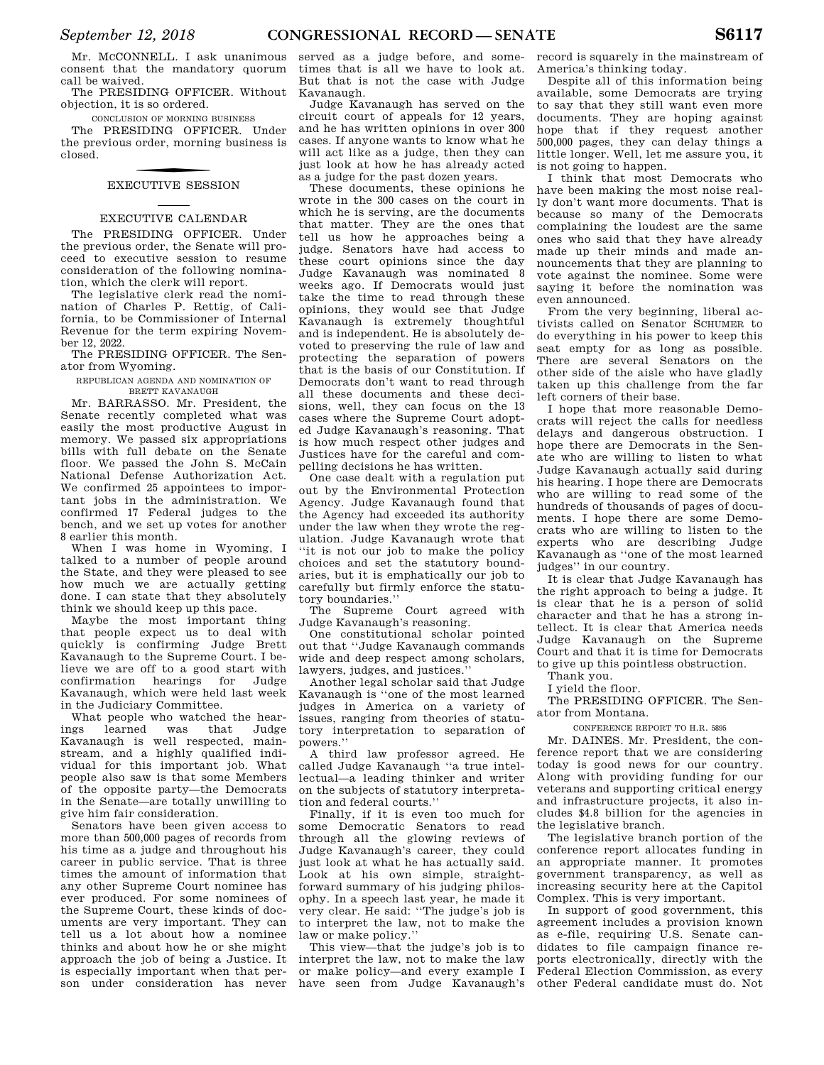Mr. McCONNELL. I ask unanimous consent that the mandatory quorum call be waived.

The PRESIDING OFFICER. Without objection, it is so ordered.

CONCLUSION OF MORNING BUSINESS

The PRESIDING OFFICER. Under the previous order, morning business is closed.

## EXECUTIVE SESSION

### EXECUTIVE CALENDAR

The PRESIDING OFFICER. Under the previous order, the Senate will proceed to executive session to resume consideration of the following nomination, which the clerk will report.

The legislative clerk read the nomination of Charles P. Rettig, of California, to be Commissioner of Internal Revenue for the term expiring November 12, 2022.

The PRESIDING OFFICER. The Senator from Wyoming.

REPUBLICAN AGENDA AND NOMINATION OF BRETT KAVANAUGH

Mr. BARRASSO. Mr. President, the Senate recently completed what was easily the most productive August in memory. We passed six appropriations bills with full debate on the Senate floor. We passed the John S. McCain National Defense Authorization Act. We confirmed 25 appointees to important jobs in the administration. We confirmed 17 Federal judges to the bench, and we set up votes for another 8 earlier this month.

When I was home in Wyoming, I talked to a number of people around the State, and they were pleased to see how much we are actually getting done. I can state that they absolutely think we should keep up this pace.

Maybe the most important thing that people expect us to deal with quickly is confirming Judge Brett Kavanaugh to the Supreme Court. I believe we are off to a good start with confirmation hearings for Judge Kavanaugh, which were held last week in the Judiciary Committee.

What people who watched the hearings learned was that Judge Kavanaugh is well respected, mainstream, and a highly qualified individual for this important job. What people also saw is that some Members of the opposite party—the Democrats in the Senate—are totally unwilling to give him fair consideration.

Senators have been given access to more than 500,000 pages of records from his time as a judge and throughout his career in public service. That is three times the amount of information that any other Supreme Court nominee has ever produced. For some nominees of the Supreme Court, these kinds of documents are very important. They can tell us a lot about how a nominee thinks and about how he or she might approach the job of being a Justice. It is especially important when that person under consideration has never served as a judge before, and sometimes that is all we have to look at. But that is not the case with Judge Kavanaugh.

Judge Kavanaugh has served on the circuit court of appeals for 12 years, and he has written opinions in over 300 cases. If anyone wants to know what he will act like as a judge, then they can just look at how he has already acted as a judge for the past dozen years.

These documents, these opinions he wrote in the 300 cases on the court in which he is serving, are the documents that matter. They are the ones that tell us how he approaches being a judge. Senators have had access to these court opinions since the day Judge Kavanaugh was nominated 8 weeks ago. If Democrats would just take the time to read through these opinions, they would see that Judge Kavanaugh is extremely thoughtful and is independent. He is absolutely devoted to preserving the rule of law and protecting the separation of powers that is the basis of our Constitution. If Democrats don't want to read through all these documents and these decisions, well, they can focus on the 13 cases where the Supreme Court adopted Judge Kavanaugh's reasoning. That is how much respect other judges and Justices have for the careful and compelling decisions he has written.

One case dealt with a regulation put out by the Environmental Protection Agency. Judge Kavanaugh found that the Agency had exceeded its authority under the law when they wrote the regulation. Judge Kavanaugh wrote that "it is not our job to make the policy choices and set the statutory boundaries, but it is emphatically our job to carefully but firmly enforce the statutory boundaries."

The Supreme Court agreed with Judge Kavanaugh's reasoning.

One constitutional scholar pointed out that "Judge Kavanaugh commands wide and deep respect among scholars, lawyers, judges, and justices."

Another legal scholar said that Judge Kavanaugh is "one of the most learned judges in America on a variety of issues, ranging from theories of statutory interpretation to separation of powers."

A third law professor agreed. He called Judge Kavanaugh "a true intellectual—a leading thinker and writer on the subjects of statutory interpretation and federal courts."

Finally, if it is even too much for some Democratic Senators to read through all the glowing reviews of Judge Kavanaugh's career, they could just look at what he has actually said. Look at his own simple, straightforward summary of his judging philosophy. In a speech last year, he made it very clear. He said: "The judge's job is to interpret the law, not to make the law or make policy."

This view—that the judge's job is to interpret the law, not to make the law or make policy—and every example I have seen from Judge Kavanaugh's record is squarely in the mainstream of America's thinking today.

Despite all of this information being available, some Democrats are trying to say that they still want even more documents. They are hoping against hope that if they request another 500,000 pages, they can delay things a little longer. Well, let me assure you, it is not going to happen.

I think that most Democrats who have been making the most noise really don't want more documents. That is because so many of the Democrats complaining the loudest are the same ones who said that they have already made up their minds and made announcements that they are planning to vote against the nominee. Some were saying it before the nomination was even announced.

From the very beginning, liberal activists called on Senator SCHUMER to do everything in his power to keep this seat empty for as long as possible. There are several Senators on the other side of the aisle who have gladly taken up this challenge from the far left corners of their base.

I hope that more reasonable Democrats will reject the calls for needless delays and dangerous obstruction. I hope there are Democrats in the Senate who are willing to listen to what Judge Kavanaugh actually said during his hearing. I hope there are Democrats who are willing to read some of the hundreds of thousands of pages of documents. I hope there are some Democrats who are willing to listen to the experts who are describing Judge Kavanaugh as "one of the most learned judges" in our country.

It is clear that Judge Kavanaugh has the right approach to being a judge. It is clear that he is a person of solid character and that he has a strong intellect. It is clear that America needs Judge Kavanaugh on the Supreme Court and that it is time for Democrats to give up this pointless obstruction.

Thank you.

I yield the floor.

The PRESIDING OFFICER. The Senator from Montana.

CONFERENCE REPORT TO H.R. 5895

Mr. DAINES. Mr. President, the conference report that we are considering today is good news for our country. Along with providing funding for our veterans and supporting critical energy and infrastructure projects, it also includes $4.8 billion for the agencies in the legislative branch.

The legislative branch portion of the conference report allocates funding in an appropriate manner. It promotes government transparency, as well as increasing security here at the Capitol Complex. This is very important.

In support of good government, this agreement includes a provision known as e-file, requiring U.S. Senate candidates to file campaign finance reports electronically, directly with the Federal Election Commission, as every other Federal candidate must do. Not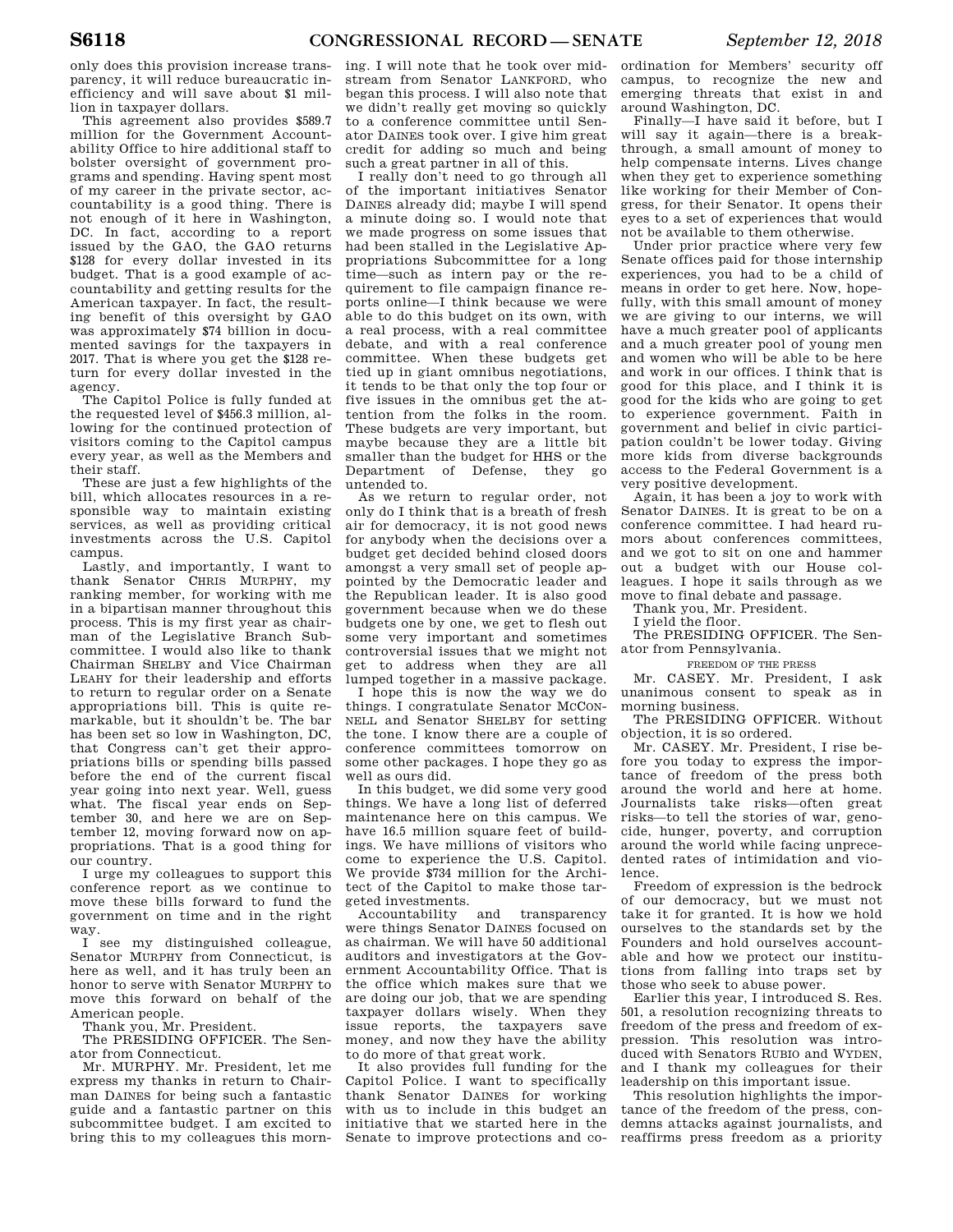only does this provision increase transparency, it will reduce bureaucratic inefficiency and will save about $1 million in taxpayer dollars.

This agreement also provides $589.7 million for the Government Accountability Office to hire additional staff to bolster oversight of government programs and spending. Having spent most of my career in the private sector, accountability is a good thing. There is not enough of it here in Washington, DC. In fact, according to a report issued by the GAO, the GAO returns $128 for every dollar invested in its budget. That is a good example of accountability and getting results for the American taxpayer. In fact, the resulting benefit of this oversight by GAO was approximately $74 billion in documented savings for the taxpayers in 2017. That is where you get the $128 return for every dollar invested in the agency.

The Capitol Police is fully funded at the requested level of $456.3 million, allowing for the continued protection of visitors coming to the Capitol campus every year, as well as the Members and their staff.

These are just a few highlights of the bill, which allocates resources in a responsible way to maintain existing services, as well as providing critical investments across the U.S. Capitol campus.

Lastly, and importantly, I want to thank Senator CHRIS MURPHY, my ranking member, for working with me in a bipartisan manner throughout this process. This is my first year as chairman of the Legislative Branch Subcommittee. I would also like to thank Chairman SHELBY and Vice Chairman LEAHY for their leadership and efforts to return to regular order on a Senate appropriations bill. This is quite remarkable, but it shouldn't be. The bar has been set so low in Washington, DC, that Congress can't get their appropriations bills or spending bills passed before the end of the current fiscal year going into next year. Well, guess what. The fiscal year ends on September 30, and here we are on September 12, moving forward now on appropriations. That is a good thing for our country.

I urge my colleagues to support this conference report as we continue to move these bills forward to fund the government on time and in the right way.

I see my distinguished colleague, Senator MURPHY from Connecticut, is here as well, and it has truly been an honor to serve with Senator MURPHY to move this forward on behalf of the American people.

Thank you, Mr. President.

The PRESIDING OFFICER. The Senator from Connecticut.

Mr. MURPHY. Mr. President, let me express my thanks in return to Chairman DAINES for being such a fantastic guide and a fantastic partner on this subcommittee budget. I am excited to bring this to my colleagues this morning. I will note that he took over midstream from Senator LANKFORD, who began this process. I will also note that we didn't really get moving so quickly to a conference committee until Senator DAINES took over. I give him great credit for adding so much and being such a great partner in all of this.

I really don't need to go through all of the important initiatives Senator DAINES already did; maybe I will spend a minute doing so. I would note that we made progress on some issues that had been stalled in the Legislative Appropriations Subcommittee for a long time—such as intern pay or the requirement to file campaign finance reports online—I think because we were able to do this budget on its own, with a real process, with a real committee debate, and with a real conference committee. When these budgets get tied up in giant omnibus negotiations, it tends to be that only the top four or five issues in the omnibus get the attention from the folks in the room. These budgets are very important, but maybe because they are a little bit smaller than the budget for HHS or the Department of Defense, they go untended to.

As we return to regular order, not only do I think that is a breath of fresh air for democracy, it is not good news for anybody when the decisions over a budget get decided behind closed doors amongst a very small set of people appointed by the Democratic leader and the Republican leader. It is also good government because when we do these budgets one by one, we get to flesh out some very important and sometimes controversial issues that we might not get to address when they are all lumped together in a massive package.

I hope this is now the way we do things. I congratulate Senator MCCONNELL and Senator SHELBY for setting the tone. I know there are a couple of conference committees tomorrow on some other packages. I hope they go as well as ours did.

In this budget, we did some very good things. We have a long list of deferred maintenance here on this campus. We have 16.5 million square feet of buildings. We have millions of visitors who come to experience the U.S. Capitol. We provide $734 million for the Architect of the Capitol to make those targeted investments.

Accountability and transparency were things Senator DAINES focused on as chairman. We will have 50 additional auditors and investigators at the Government Accountability Office. That is the office which makes sure that we are doing our job, that we are spending taxpayer dollars wisely. When they issue reports, the taxpayers save money, and now they have the ability to do more of that great work.

It also provides full funding for the Capitol Police. I want to specifically thank Senator DAINES for working with us to include in this budget an initiative that we started here in the Senate to improve protections and coordination for Members' security off campus, to recognize the new and emerging threats that exist in and around Washington, DC.

Finally—I have said it before, but I will say it again—there is a breakthrough, a small amount of money to help compensate interns. Lives change when they get to experience something like working for their Member of Congress, for their Senator. It opens their eyes to a set of experiences that would not be available to them otherwise.

Under prior practice where very few Senate offices paid for those internship experiences, you had to be a child of means in order to get here. Now, hopefully, with this small amount of money we are giving to our interns, we will have a much greater pool of applicants and a much greater pool of young men and women who will be able to be here and work in our offices. I think that is good for this place, and I think it is good for the kids who are going to get to experience government. Faith in government and belief in civic participation couldn't be lower today. Giving more kids from diverse backgrounds access to the Federal Government is a very positive development.

Again, it has been a joy to work with Senator DAINES. It is great to be on a conference committee. I had heard rumors about conferences committees, and we got to sit on one and hammer out a budget with our House colleagues. I hope it sails through as we move to final debate and passage.

Thank you, Mr. President.

I yield the floor.

The PRESIDING OFFICER. The Senator from Pennsylvania.

## FREEDOM OF THE PRESS

Mr. CASEY. Mr. President, I ask unanimous consent to speak as in morning business.

The PRESIDING OFFICER. Without objection, it is so ordered.

Mr. CASEY. Mr. President, I rise before you today to express the importance of freedom of the press both around the world and here at home. Journalists take risks—often great risks—to tell the stories of war, genocide, hunger, poverty, and corruption around the world while facing unprecedented rates of intimidation and violence.

Freedom of expression is the bedrock of our democracy, but we must not take it for granted. It is how we hold ourselves to the standards set by the Founders and hold ourselves accountable and how we protect our institutions from falling into traps set by those who seek to abuse power.

Earlier this year, I introduced S. Res. 501, a resolution recognizing threats to freedom of the press and freedom of expression. This resolution was introduced with Senators RUBIO and WYDEN, and I thank my colleagues for their leadership on this important issue.

This resolution highlights the importance of the freedom of the press, condemns attacks against journalists, and reaffirms press freedom as a priority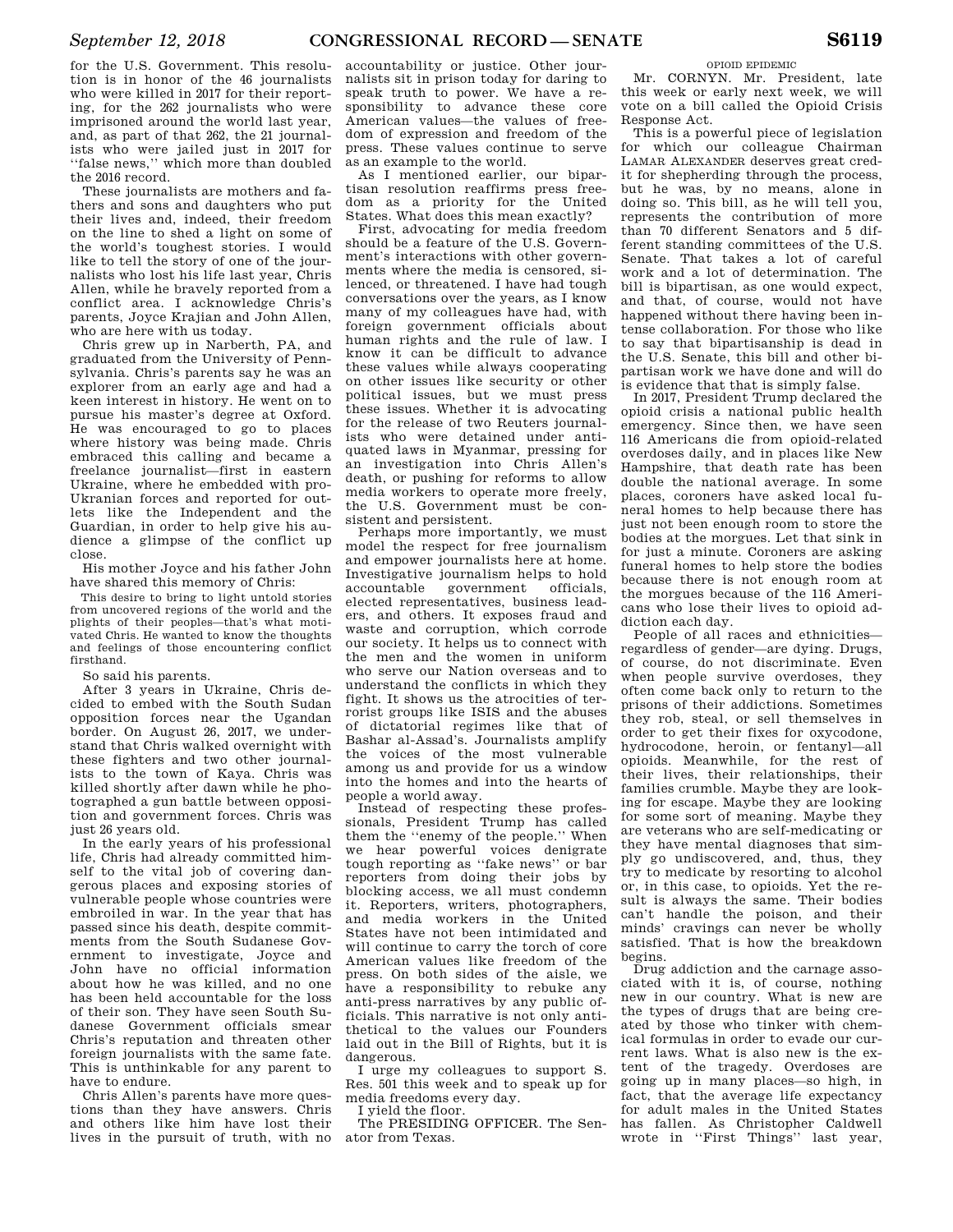for the U.S. Government. This resolution is in honor of the 46 journalists who were killed in 2017 for their reporting, for the 262 journalists who were imprisoned around the world last year, and, as part of that 262, the 21 journalists who were jailed just in 2017 for ''false news,'' which more than doubled the 2016 record.

These journalists are mothers and fathers and sons and daughters who put their lives and, indeed, their freedom on the line to shed a light on some of the world's toughest stories. I would like to tell the story of one of the journalists who lost his life last year, Chris Allen, while he bravely reported from a conflict area. I acknowledge Chris's parents, Joyce Krajian and John Allen, who are here with us today.

Chris grew up in Narberth, PA, and graduated from the University of Pennsylvania. Chris's parents say he was an explorer from an early age and had a keen interest in history. He went on to pursue his master's degree at Oxford. He was encouraged to go to places where history was being made. Chris embraced this calling and became a freelance journalist—first in eastern Ukraine, where he embedded with pro-Ukranian forces and reported for outlets like the Independent and the Guardian, in order to help give his audience a glimpse of the conflict up close.

His mother Joyce and his father John have shared this memory of Chris:

> This desire to bring to light untold stories from uncovered regions of the world and the plights of their peoples—that's what motivated Chris. He wanted to know the thoughts and feelings of those encountering conflict firsthand.

So said his parents.

After 3 years in Ukraine, Chris decided to embed with the South Sudan opposition forces near the Ugandan border. On August 26, 2017, we understand that Chris walked overnight with these fighters and two other journalists to the town of Kaya. Chris was killed shortly after dawn while he photographed a gun battle between opposition and government forces. Chris was just 26 years old.

In the early years of his professional life, Chris had already committed himself to the vital job of covering dangerous places and exposing stories of vulnerable people whose countries were embroiled in war. In the year that has passed since his death, despite commitments from the South Sudanese Government to investigate, Joyce and John have no official information about how he was killed, and no one has been held accountable for the loss of their son. They have seen South Sudanese Government officials smear Chris's reputation and threaten other foreign journalists with the same fate. This is unthinkable for any parent to have to endure.

Chris Allen's parents have more questions than they have answers. Chris and others like him have lost their lives in the pursuit of truth, with no accountability or justice. Other journalists sit in prison today for daring to speak truth to power. We have a responsibility to advance these core American values—the values of freedom of expression and freedom of the press. These values continue to serve as an example to the world.

As I mentioned earlier, our bipartisan resolution reaffirms press freedom as a priority for the United States. What does this mean exactly?

First, advocating for media freedom should be a feature of the U.S. Government's interactions with other governments where the media is censored, silenced, or threatened. I have had tough conversations over the years, as I know many of my colleagues have had, with foreign government officials about human rights and the rule of law. I know it can be difficult to advance these values while always cooperating on other issues like security or other political issues, but we must press these issues. Whether it is advocating for the release of two Reuters journalists who were detained under antiquated laws in Myanmar, pressing for an investigation into Chris Allen's death, or pushing for reforms to allow media workers to operate more freely, the U.S. Government must be consistent and persistent.

Perhaps more importantly, we must model the respect for free journalism and empower journalists here at home. Investigative journalism helps to hold accountable government officials, elected representatives, business leaders, and others. It exposes fraud and waste and corruption, which corrode our society. It helps us to connect with the men and the women in uniform who serve our Nation overseas and to understand the conflicts in which they fight. It shows us the atrocities of terrorist groups like ISIS and the abuses of dictatorial regimes like that of Bashar al-Assad's. Journalists amplify the voices of the most vulnerable among us and provide for us a window into the homes and into the hearts of people a world away.

Instead of respecting these professionals, President Trump has called them the ''enemy of the people.'' When we hear powerful voices denigrate tough reporting as ''fake news'' or bar reporters from doing their jobs by blocking access, we all must condemn it. Reporters, writers, photographers, and media workers in the United States have not been intimidated and will continue to carry the torch of core American values like freedom of the press. On both sides of the aisle, we have a responsibility to rebuke any anti-press narratives by any public officials. This narrative is not only antithetical to the values our Founders laid out in the Bill of Rights, but it is dangerous.

I urge my colleagues to support S. Res. 501 this week and to speak up for media freedoms every day.

I yield the floor.

The PRESIDING OFFICER. The Senator from Texas.

## OPIOID EPIDEMIC

Mr. CORNYN. Mr. President, late this week or early next week, we will vote on a bill called the Opioid Crisis Response Act.

This is a powerful piece of legislation for which our colleague Chairman LAMAR ALEXANDER deserves great credit for shepherding through the process, but he was, by no means, alone in doing so. This bill, as he will tell you, represents the contribution of more than 70 different Senators and 5 different standing committees of the U.S. Senate. That takes a lot of careful work and a lot of determination. The bill is bipartisan, as one would expect, and that, of course, would not have happened without there having been intense collaboration. For those who like to say that bipartisanship is dead in the U.S. Senate, this bill and other bipartisan work we have done and will do is evidence that that is simply false.

In 2017, President Trump declared the opioid crisis a national public health emergency. Since then, we have seen 116 Americans die from opioid-related overdoses daily, and in places like New Hampshire, that death rate has been double the national average. In some places, coroners have asked local funeral homes to help because there has just not been enough room to store the bodies at the morgues. Let that sink in for just a minute. Coroners are asking funeral homes to help store the bodies because there is not enough room at the morgues because of the 116 Americans who lose their lives to opioid addiction each day.

People of all races and ethnicities—regardless of gender—are dying. Drugs, of course, do not discriminate. Even when people survive overdoses, they often come back only to return to the prisons of their addictions. Sometimes they rob, steal, or sell themselves in order to get their fixes for oxycodone, hydrocodone, heroin, or fentanyl—all opioids. Meanwhile, for the rest of their lives, their relationships, their families crumble. Maybe they are looking for escape. Maybe they are looking for some sort of meaning. Maybe they are veterans who are self-medicating or they have mental diagnoses that simply go undiscovered, and, thus, they try to medicate by resorting to alcohol or, in this case, to opioids. Yet the result is always the same. Their bodies can't handle the poison, and their minds' cravings can never be wholly satisfied. That is how the breakdown begins.

Drug addiction and the carnage associated with it is, of course, nothing new in our country. What is new are the types of drugs that are being created by those who tinker with chemical formulas in order to evade our current laws. What is also new is the extent of the tragedy. Overdoses are going up in many places—so high, in fact, that the average life expectancy for adult males in the United States has fallen. As Christopher Caldwell wrote in ''First Things'' last year,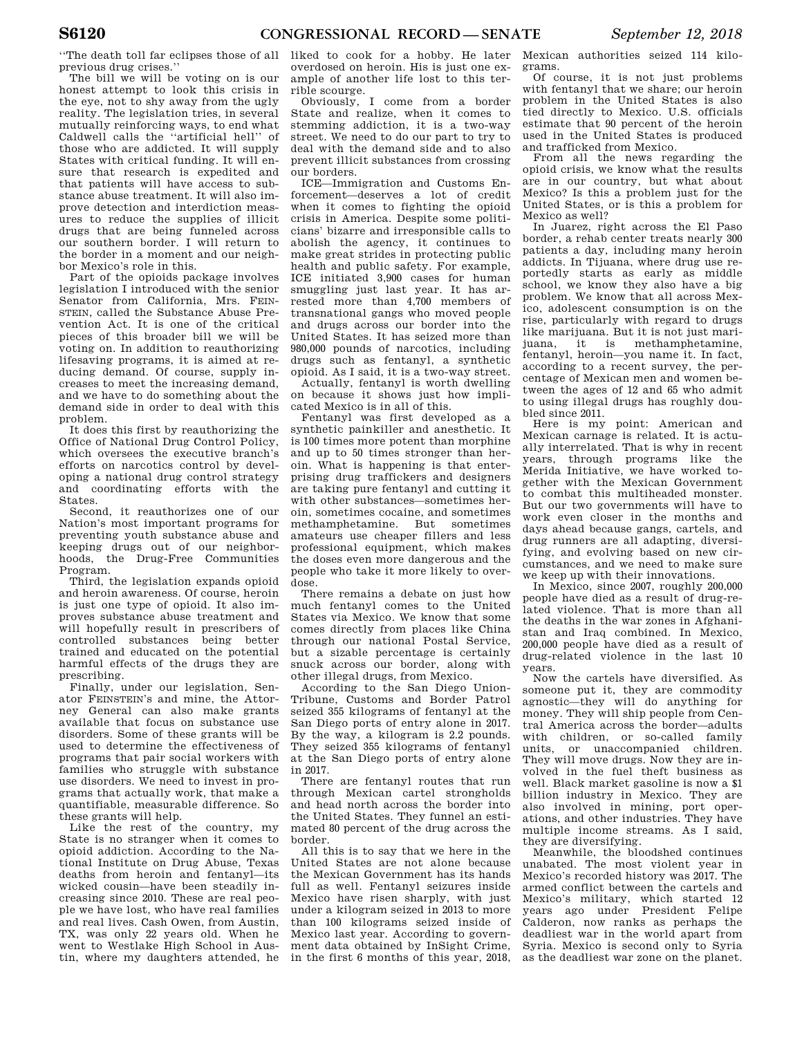"The death toll far eclipses those of all previous drug crises."

The bill we will be voting on is our honest attempt to look this crisis in the eye, not to shy away from the ugly reality. The legislation tries, in several mutually reinforcing ways, to end what Caldwell calls the "artificial hell" of those who are addicted. It will supply States with critical funding. It will ensure that research is expedited and that patients will have access to substance abuse treatment. It will also improve detection and interdiction measures to reduce the supplies of illicit drugs that are being funneled across our southern border. I will return to the border in a moment and our neighbor Mexico's role in this.

Part of the opioids package involves legislation I introduced with the senior Senator from California, Mrs. FEINSTEIN, called the Substance Abuse Prevention Act. It is one of the critical pieces of this broader bill we will be voting on. In addition to reauthorizing lifesaving programs, it is aimed at reducing demand. Of course, supply increases to meet the increasing demand, and we have to do something about the demand side in order to deal with this problem.

It does this first by reauthorizing the Office of National Drug Control Policy, which oversees the executive branch's efforts on narcotics control by developing a national drug control strategy and coordinating efforts with the States.

Second, it reauthorizes one of our Nation's most important programs for preventing youth substance abuse and keeping drugs out of our neighborhoods, the Drug-Free Communities Program.

Third, the legislation expands opioid and heroin awareness. Of course, heroin is just one type of opioid. It also improves substance abuse treatment and will hopefully result in prescribers of controlled substances being better trained and educated on the potential harmful effects of the drugs they are prescribing.

Finally, under our legislation, Senator FEINSTEIN's and mine, the Attorney General can also make grants available that focus on substance use disorders. Some of these grants will be used to determine the effectiveness of programs that pair social workers with families who struggle with substance use disorders. We need to invest in programs that actually work, that make a quantifiable, measurable difference. So these grants will help.

Like the rest of the country, my State is no stranger when it comes to opioid addiction. According to the National Institute on Drug Abuse, Texas deaths from heroin and fentanyl—its wicked cousin—have been steadily increasing since 2010. These are real people we have lost, who have real families and real lives. Cash Owen, from Austin, TX, was only 22 years old. When he went to Westlake High School in Austin, where my daughters attended, he liked to cook for a hobby. He later overdosed on heroin. His is just one example of another life lost to this terrible scourge.

Obviously, I come from a border State and realize, when it comes to stemming addiction, it is a two-way street. We need to do our part to try to deal with the demand side and to also prevent illicit substances from crossing our borders.

ICE—Immigration and Customs Enforcement—deserves a lot of credit when it comes to fighting the opioid crisis in America. Despite some politicians' bizarre and irresponsible calls to abolish the agency, it continues to make great strides in protecting public health and public safety. For example, ICE initiated 3,900 cases for human smuggling just last year. It has arrested more than 4,700 members of transnational gangs who moved people and drugs across our border into the United States. It has seized more than 980,000 pounds of narcotics, including drugs such as fentanyl, a synthetic opioid. As I said, it is a two-way street.

Actually, fentanyl is worth dwelling on because it shows just how implicated Mexico is in all of this.

Fentanyl was first developed as a synthetic painkiller and anesthetic. It is 100 times more potent than morphine and up to 50 times stronger than heroin. What is happening is that enterprising drug traffickers and designers are taking pure fentanyl and cutting it with other substances—sometimes heroin, sometimes cocaine, and sometimes methamphetamine. But sometimes amateurs use cheaper fillers and less professional equipment, which makes the doses even more dangerous and the people who take it more likely to overdose.

There remains a debate on just how much fentanyl comes to the United States via Mexico. We know that some comes directly from places like China through our national Postal Service, but a sizable percentage is certainly snuck across our border, along with other illegal drugs, from Mexico.

According to the San Diego Union-Tribune, Customs and Border Patrol seized 355 kilograms of fentanyl at the San Diego ports of entry alone in 2017. By the way, a kilogram is 2.2 pounds. They seized 355 kilograms of fentanyl at the San Diego ports of entry alone in 2017.

There are fentanyl routes that run through Mexican cartel strongholds and head north across the border into the United States. They funnel an estimated 80 percent of the drug across the border.

All this is to say that we here in the United States are not alone because the Mexican Government has its hands full as well. Fentanyl seizures inside Mexico have risen sharply, with just under a kilogram seized in 2013 to more than 100 kilograms seized inside of Mexico last year. According to government data obtained by InSight Crime, in the first 6 months of this year, 2018, Mexican authorities seized 114 kilograms.

Of course, it is not just problems with fentanyl that we share; our heroin problem in the United States is also tied directly to Mexico. U.S. officials estimate that 90 percent of the heroin used in the United States is produced and trafficked from Mexico.

From all the news regarding the opioid crisis, we know what the results are in our country, but what about Mexico? Is this a problem just for the United States, or is this a problem for Mexico as well?

In Juarez, right across the El Paso border, a rehab center treats nearly 300 patients a day, including many heroin addicts. In Tijuana, where drug use reportedly starts as early as middle school, we know they also have a big problem. We know that all across Mexico, adolescent consumption is on the rise, particularly with regard to drugs like marijuana. But it is not just marijuana, it is methamphetamine, fentanyl, heroin—you name it. In fact, according to a recent survey, the percentage of Mexican men and women between the ages of 12 and 65 who admit to using illegal drugs has roughly doubled since 2011.

Here is my point: American and Mexican carnage is related. It is actually interrelated. That is why in recent years, through programs like the Merida Initiative, we have worked together with the Mexican Government to combat this multiheaded monster. But our two governments will have to work even closer in the months and days ahead because gangs, cartels, and drug runners are all adapting, diversifying, and evolving based on new circumstances, and we need to make sure we keep up with their innovations.

In Mexico, since 2007, roughly 200,000 people have died as a result of drug-related violence. That is more than all the deaths in the war zones in Afghanistan and Iraq combined. In Mexico, 200,000 people have died as a result of drug-related violence in the last 10 years.

Now the cartels have diversified. As someone put it, they are commodity agnostic—they will do anything for money. They will ship people from Central America across the border—adults with children, or so-called family units, or unaccompanied children. They will move drugs. Now they are involved in the fuel theft business as well. Black market gasoline is now a $1 billion industry in Mexico. They are also involved in mining, port operations, and other industries. They have multiple income streams. As I said, they are diversifying.

Meanwhile, the bloodshed continues unabated. The most violent year in Mexico's recorded history was 2017. The armed conflict between the cartels and Mexico's military, which started 12 years ago under President Felipe Calderon, now ranks as perhaps the deadliest war in the world apart from Syria. Mexico is second only to Syria as the deadliest war zone on the planet.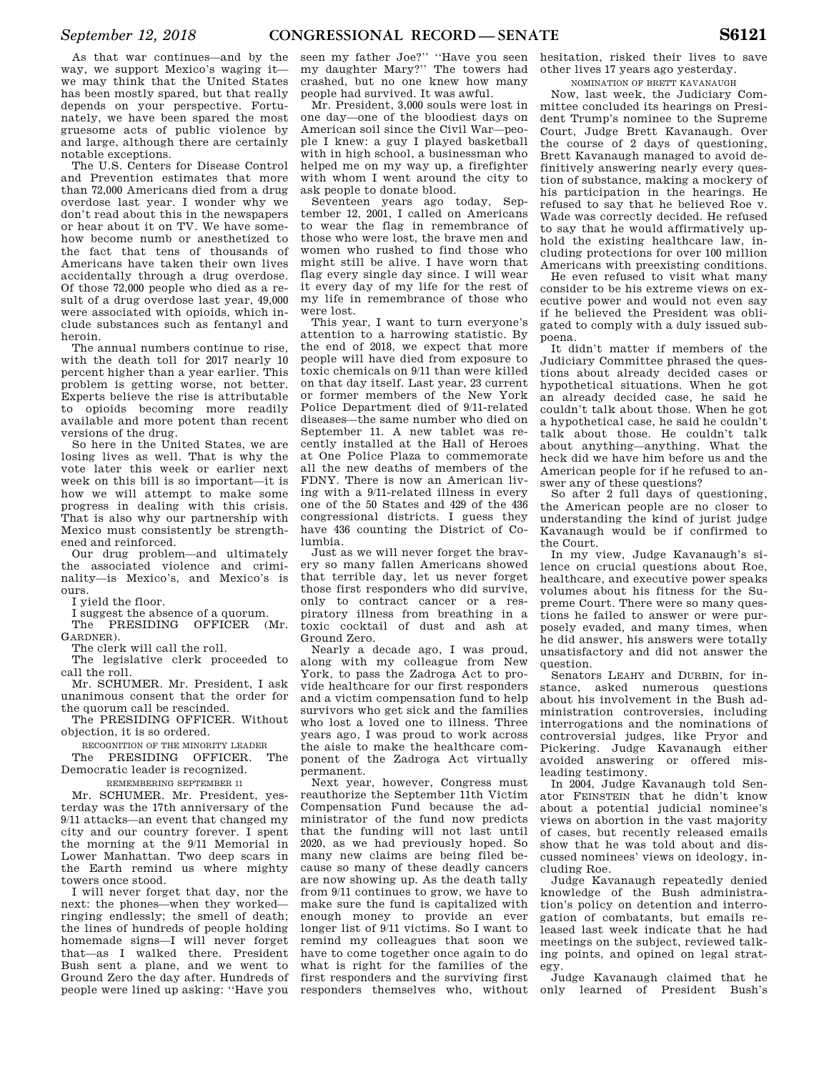As that war continues—and by the way, we support Mexico's waging it—we may think that the United States has been mostly spared, but that really depends on your perspective. Fortunately, we have been spared the most gruesome acts of public violence by and large, although there are certainly notable exceptions.

The U.S. Centers for Disease Control and Prevention estimates that more than 72,000 Americans died from a drug overdose last year. I wonder why we don't read about this in the newspapers or hear about it on TV. We have somehow become numb or anesthetized to the fact that tens of thousands of Americans have taken their own lives accidentally through a drug overdose. Of those 72,000 people who died as a result of a drug overdose last year, 49,000 were associated with opioids, which include substances such as fentanyl and heroin.

The annual numbers continue to rise, with the death toll for 2017 nearly 10 percent higher than a year earlier. This problem is getting worse, not better. Experts believe the rise is attributable to opioids becoming more readily available and more potent than recent versions of the drug.

So here in the United States, we are losing lives as well. That is why the vote later this week or earlier next week on this bill is so important—it is how we will attempt to make some progress in dealing with this crisis. That is also why our partnership with Mexico must consistently be strengthened and reinforced.

Our drug problem—and ultimately the associated violence and criminality—is Mexico's, and Mexico's is ours.

I yield the floor.

I suggest the absence of a quorum.

The PRESIDING OFFICER (Mr. GARDNER).

The clerk will call the roll.

The legislative clerk proceeded to call the roll.

Mr. SCHUMER. Mr. President, I ask unanimous consent that the order for the quorum call be rescinded.

The PRESIDING OFFICER. Without objection, it is so ordered.

RECOGNITION OF THE MINORITY LEADER

The PRESIDING OFFICER. The Democratic leader is recognized.

REMEMBERING SEPTEMBER 11

Mr. SCHUMER. Mr. President, yesterday was the 17th anniversary of the 9/11 attacks—an event that changed my city and our country forever. I spent the morning at the 9/11 Memorial in Lower Manhattan. Two deep scars in the Earth remind us where mighty towers once stood.

I will never forget that day, nor the next: the phones—when they worked—ringing endlessly; the smell of death; the lines of hundreds of people holding homemade signs—I will never forget that—as I walked there. President Bush sent a plane, and we went to Ground Zero the day after. Hundreds of people were lined up asking: ''Have you seen my father Joe?'' ''Have you seen my daughter Mary?'' The towers had crashed, but no one knew how many people had survived. It was awful.

Mr. President, 3,000 souls were lost in one day—one of the bloodiest days on American soil since the Civil War—people I knew: a guy I played basketball with in high school, a businessman who helped me on my way up, a firefighter with whom I went around the city to ask people to donate blood.

Seventeen years ago today, September 12, 2001, I called on Americans to wear the flag in remembrance of those who were lost, the brave men and women who rushed to find those who might still be alive. I have worn that flag every single day since. I will wear it every day of my life for the rest of my life in remembrance of those who were lost.

This year, I want to turn everyone's attention to a harrowing statistic. By the end of 2018, we expect that more people will have died from exposure to toxic chemicals on 9/11 than were killed on that day itself. Last year, 23 current or former members of the New York Police Department died of 9/11-related diseases—the same number who died on September 11. A new tablet was recently installed at the Hall of Heroes at One Police Plaza to commemorate all the new deaths of members of the FDNY. There is now an American living with a 9/11-related illness in every one of the 50 States and 429 of the 436 congressional districts. I guess they have 436 counting the District of Columbia.

Just as we will never forget the bravery so many fallen Americans showed that terrible day, let us never forget those first responders who did survive, only to contract cancer or a respiratory illness from breathing in a toxic cocktail of dust and ash at Ground Zero.

Nearly a decade ago, I was proud, along with my colleague from New York, to pass the Zadroga Act to provide healthcare for our first responders and a victim compensation fund to help survivors who get sick and the families who lost a loved one to illness. Three years ago, I was proud to work across the aisle to make the healthcare component of the Zadroga Act virtually permanent.

Next year, however, Congress must reauthorize the September 11th Victim Compensation Fund because the administrator of the fund now predicts that the funding will not last until 2020, as we had previously hoped. So many new claims are being filed because so many of these deadly cancers are now showing up. As the death tally from 9/11 continues to grow, we have to make sure the fund is capitalized with enough money to provide an ever longer list of 9/11 victims. So I want to remind my colleagues that soon we have to come together once again to do what is right for the families of the first responders and the surviving first responders themselves who, without hesitation, risked their lives to save other lives 17 years ago yesterday.

NOMINATION OF BRETT KAVANAUGH

Now, last week, the Judiciary Committee concluded its hearings on President Trump's nominee to the Supreme Court, Judge Brett Kavanaugh. Over the course of 2 days of questioning, Brett Kavanaugh managed to avoid definitively answering nearly every question of substance, making a mockery of his participation in the hearings. He refused to say that he believed Roe v. Wade was correctly decided. He refused to say that he would affirmatively uphold the existing healthcare law, including protections for over 100 million Americans with preexisting conditions.

He even refused to visit what many consider to be his extreme views on executive power and would not even say if he believed the President was obligated to comply with a duly issued subpoena.

It didn't matter if members of the Judiciary Committee phrased the questions about already decided cases or hypothetical situations. When he got an already decided case, he said he couldn't talk about those. When he got a hypothetical case, he said he couldn't talk about those. He couldn't talk about anything—anything. What the heck did we have him before us and the American people for if he refused to answer any of these questions?

So after 2 full days of questioning, the American people are no closer to understanding the kind of jurist judge Kavanaugh would be if confirmed to the Court.

In my view, Judge Kavanaugh's silence on crucial questions about Roe, healthcare, and executive power speaks volumes about his fitness for the Supreme Court. There were so many questions he failed to answer or were purposely evaded, and many times, when he did answer, his answers were totally unsatisfactory and did not answer the question.

Senators LEAHY and DURBIN, for instance, asked numerous questions about his involvement in the Bush administration controversies, including interrogations and the nominations of controversial judges, like Pryor and Pickering. Judge Kavanaugh either avoided answering or offered misleading testimony.

In 2004, Judge Kavanaugh told Senator FEINSTEIN that he didn't know about a potential judicial nominee's views on abortion in the vast majority of cases, but recently released emails show that he was told about and discussed nominees' views on ideology, including Roe.

Judge Kavanaugh repeatedly denied knowledge of the Bush administration's policy on detention and interrogation of combatants, but emails released last week indicate that he had meetings on the subject, reviewed talking points, and opined on legal strategy.

Judge Kavanaugh claimed that he only learned of President Bush's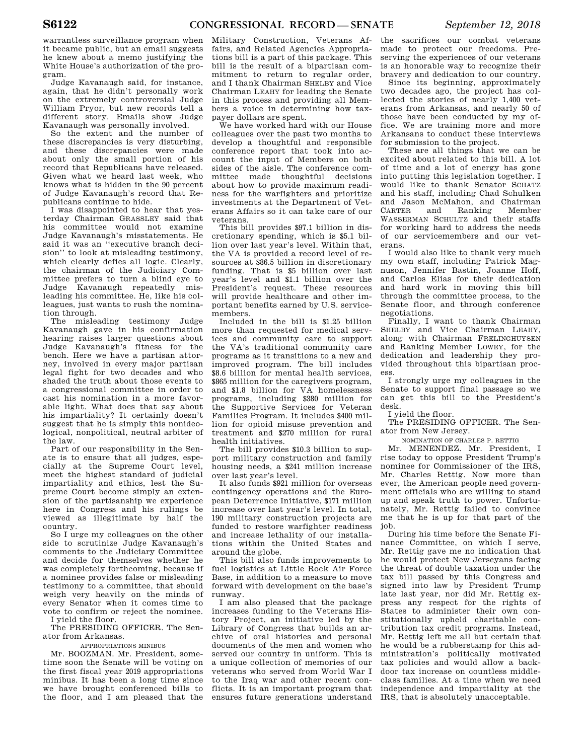warrantless surveillance program when it became public, but an email suggests he knew about a memo justifying the White House's authorization of the program.

Judge Kavanaugh said, for instance, again, that he didn't personally work on the extremely controversial Judge William Pryor, but new records tell a different story. Emails show Judge Kavanaugh was personally involved.

So the extent and the number of these discrepancies is very disturbing, and these discrepancies were made about only the small portion of his record that Republicans have released. Given what we heard last week, who knows what is hidden in the 90 percent of Judge Kavanaugh's record that Republicans continue to hide.

I was disappointed to hear that yesterday Chairman GRASSLEY said that his committee would not examine Judge Kavanaugh's misstatements. He said it was an "executive branch decision" to look at misleading testimony, which clearly defies all logic. Clearly, the chairman of the Judiciary Committee prefers to turn a blind eye to Judge Kavanaugh repeatedly misleading his committee. He, like his colleagues, just wants to rush the nomination through.

The misleading testimony Judge Kavanaugh gave in his confirmation hearing raises larger questions about Judge Kavanaugh's fitness for the bench. Here we have a partisan attorney, involved in every major partisan legal fight for two decades and who shaded the truth about those events to a congressional committee in order to cast his nomination in a more favorable light. What does that say about his impartiality? It certainly doesn't suggest that he is simply this nonideological, nonpolitical, neutral arbiter of the law.

Part of our responsibility in the Senate is to ensure that all judges, especially at the Supreme Court level, meet the highest standard of judicial impartiality and ethics, lest the Supreme Court become simply an extension of the partisanship we experience here in Congress and his rulings be viewed as illegitimate by half the country.

So I urge my colleagues on the other side to scrutinize Judge Kavanaugh's comments to the Judiciary Committee and decide for themselves whether he was completely forthcoming, because if a nominee provides false or misleading testimony to a committee, that should weigh very heavily on the minds of every Senator when it comes time to vote to confirm or reject the nominee.

I yield the floor.

The PRESIDING OFFICER. The Senator from Arkansas.

### APPROPRIATIONS MINIBUS

Mr. BOOZMAN. Mr. President, sometime soon the Senate will be voting on the first fiscal year 2019 appropriations minibus. It has been a long time since we have brought conferenced bills to the floor, and I am pleased that the Military Construction, Veterans Affairs, and Related Agencies Appropriations bill is a part of this package. This bill is the result of a bipartisan commitment to return to regular order, and I thank Chairman SHELBY and Vice Chairman LEAHY for leading the Senate in this process and providing all Members a voice in determining how taxpayer dollars are spent.

We have worked hard with our House colleagues over the past two months to develop a thoughtful and responsible conference report that took into account the input of Members on both sides of the aisle. The conference committee made thoughtful decisions about how to provide maximum readiness for the warfighters and prioritize investments at the Department of Veterans Affairs so it can take care of our veterans.

This bill provides $97.1 billion in discretionary spending, which is $5.1 billion over last year's level. Within that, the VA is provided a record level of resources at $86.5 billion in discretionary funding. That is $5 billion over last year's level and $1.1 billion over the President's request. These resources will provide healthcare and other important benefits earned by U.S. servicemembers.

Included in the bill is $1.25 billion more than requested for medical services and community care to support the VA's traditional community care programs as it transitions to a new and improved program. The bill includes $8.6 billion for mental health services, $865 million for the caregivers program, and $1.8 billion for VA homelessness programs, including $380 million for the Supportive Services for Veteran Families Program. It includes $400 million for opioid misuse prevention and treatment and $270 million for rural health initiatives.

The bill provides $10.3 billion to support military construction and family housing needs, a $241 million increase over last year's level.

It also funds $921 million for overseas contingency operations and the European Deterrence Initiative, $171 million increase over last year's level. In total, 190 military construction projects are funded to restore warfighter readiness and increase lethality of our installations within the United States and around the globe.

This bill also funds improvements to fuel logistics at Little Rock Air Force Base, in addition to a measure to move forward with development on the base's runway.

I am also pleased that the package increases funding to the Veterans History Project, an initiative led by the Library of Congress that builds an archive of oral histories and personal documents of the men and women who served our country in uniform. This is a unique collection of memories of our veterans who served from World War I to the Iraq war and other recent conflicts. It is an important program that ensures future generations understand the sacrifices our combat veterans made to protect our freedoms. Preserving the experiences of our veterans is an honorable way to recognize their bravery and dedication to our country.

Since its beginning, approximately two decades ago, the project has collected the stories of nearly 1,400 veterans from Arkansas, and nearly 50 of those have been conducted by my office. We are training more and more Arkansans to conduct these interviews for submission to the project.

These are all things that we can be excited about related to this bill. A lot of time and a lot of energy has gone into putting this legislation together. I would like to thank Senator SCHATZ and his staff, including Chad Schulken and Jason McMahon, and Chairman CARTER and Ranking Member WASSERMAN SCHULTZ and their staffs for working hard to address the needs of our servicemembers and our veterans.

I would also like to thank very much my own staff, including Patrick Magnuson, Jennifer Bastin, Joanne Hoff, and Carlos Elias for their dedication and hard work in moving this bill through the committee process, to the Senate floor, and through conference negotiations.

Finally, I want to thank Chairman SHELBY and Vice Chairman LEAHY, along with Chairman FRELINGHUYSEN and Ranking Member LOWEY, for the dedication and leadership they provided throughout this bipartisan process.

I strongly urge my colleagues in the Senate to support final passage so we can get this bill to the President's desk.

I yield the floor.

The PRESIDING OFFICER. The Senator from New Jersey.

### NOMINATION OF CHARLES P. RETTIG

Mr. MENENDEZ. Mr. President, I rise today to oppose President Trump's nominee for Commissioner of the IRS, Mr. Charles Rettig. Now more than ever, the American people need government officials who are willing to stand up and speak truth to power. Unfortunately, Mr. Rettig failed to convince me that he is up for that part of the job.

During his time before the Senate Finance Committee, on which I serve, Mr. Rettig gave me no indication that he would protect New Jerseyans facing the threat of double taxation under the tax bill passed by this Congress and signed into law by President Trump late last year, nor did Mr. Rettig express any respect for the rights of States to administer their own constitutionally upheld charitable contribution tax credit programs. Instead, Mr. Rettig left me all but certain that he would be a rubberstamp for this administration's politically motivated tax policies and would allow a backdoor tax increase on countless middle-class families. At a time when we need independence and impartiality at the IRS, that is absolutely unacceptable.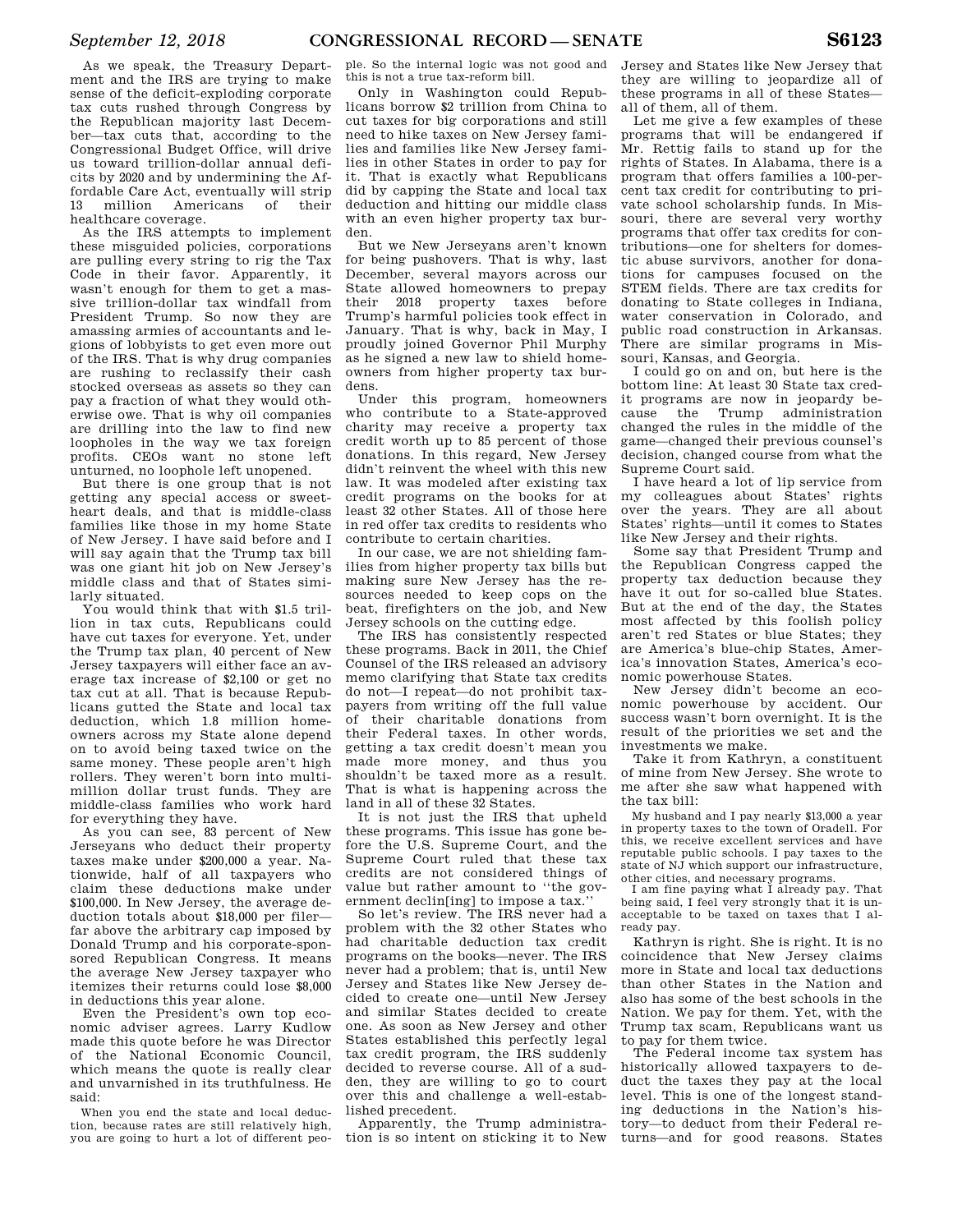As we speak, the Treasury Department and the IRS are trying to make sense of the deficit-exploding corporate tax cuts rushed through Congress by the Republican majority last December—tax cuts that, according to the Congressional Budget Office, will drive us toward trillion-dollar annual deficits by 2020 and by undermining the Affordable Care Act, eventually will strip 13 million Americans of their healthcare coverage.

As the IRS attempts to implement these misguided policies, corporations are pulling every string to rig the Tax Code in their favor. Apparently, it wasn't enough for them to get a massive trillion-dollar tax windfall from President Trump. So now they are amassing armies of accountants and legions of lobbyists to get even more out of the IRS. That is why drug companies are rushing to reclassify their cash stocked overseas as assets so they can pay a fraction of what they would otherwise owe. That is why oil companies are drilling into the law to find new loopholes in the way we tax foreign profits. CEOs want no stone left unturned, no loophole left unopened.

But there is one group that is not getting any special access or sweetheart deals, and that is middle-class families like those in my home State of New Jersey. I have said before and I will say again that the Trump tax bill was one giant hit job on New Jersey's middle class and that of States similarly situated.

You would think that with $1.5 trillion in tax cuts, Republicans could have cut taxes for everyone. Yet, under the Trump tax plan, 40 percent of New Jersey taxpayers will either face an average tax increase of $2,100 or get no tax cut at all. That is because Republicans gutted the State and local tax deduction, which 1.8 million homeowners across my State alone depend on to avoid being taxed twice on the same money. These people aren't high rollers. They weren't born into multimillion dollar trust funds. They are middle-class families who work hard for everything they have.

As you can see, 83 percent of New Jerseyans who deduct their property taxes make under $200,000 a year. Nationwide, half of all taxpayers who claim these deductions make under $100,000. In New Jersey, the average deduction totals about $18,000 per filer—far above the arbitrary cap imposed by Donald Trump and his corporate-sponsored Republican Congress. It means the average New Jersey taxpayer who itemizes their returns could lose $8,000 in deductions this year alone.

Even the President's own top economic adviser agrees. Larry Kudlow made this quote before he was Director of the National Economic Council, which means the quote is really clear and unvarnished in its truthfulness. He said:

> When you end the state and local deduction, because rates are still relatively high, you are going to hurt a lot of different people. So the internal logic was not good and this is not a true tax-reform bill.

Only in Washington could Republicans borrow $2 trillion from China to cut taxes for big corporations and still need to hike taxes on New Jersey families and families like New Jersey families in other States in order to pay for it. That is exactly what Republicans did by capping the State and local tax deduction and hitting our middle class with an even higher property tax burden.

But we New Jerseyans aren't known for being pushovers. That is why, last December, several mayors across our State allowed homeowners to prepay their 2018 property taxes before Trump's harmful policies took effect in January. That is why, back in May, I proudly joined Governor Phil Murphy as he signed a new law to shield homeowners from higher property tax burdens.

Under this program, homeowners who contribute to a State-approved charity may receive a property tax credit worth up to 85 percent of those donations. In this regard, New Jersey didn't reinvent the wheel with this new law. It was modeled after existing tax credit programs on the books for at least 32 other States. All of those here in red offer tax credits to residents who contribute to certain charities.

In our case, we are not shielding families from higher property tax bills but making sure New Jersey has the resources needed to keep cops on the beat, firefighters on the job, and New Jersey schools on the cutting edge.

The IRS has consistently respected these programs. Back in 2011, the Chief Counsel of the IRS released an advisory memo clarifying that State tax credits do not—I repeat—do not prohibit taxpayers from writing off the full value of their charitable donations from their Federal taxes. In other words, getting a tax credit doesn't mean you made more money, and thus you shouldn't be taxed more as a result. That is what is happening across the land in all of these 32 States.

It is not just the IRS that upheld these programs. This issue has gone before the U.S. Supreme Court, and the Supreme Court ruled that these tax credits are not considered things of value but rather amount to "the government declin[ing] to impose a tax."

So let's review. The IRS never had a problem with the 32 other States who had charitable deduction tax credit programs on the books—never. The IRS never had a problem; that is, until New Jersey and States like New Jersey decided to create one—until New Jersey and similar States decided to create one. As soon as New Jersey and other States established this perfectly legal tax credit program, the IRS suddenly decided to reverse course. All of a sudden, they are willing to go to court over this and challenge a well-established precedent.

Apparently, the Trump administration is so intent on sticking it to New Jersey and States like New Jersey that they are willing to jeopardize all of these programs in all of these States—all of them, all of them.

Let me give a few examples of these programs that will be endangered if Mr. Rettig fails to stand up for the rights of States. In Alabama, there is a program that offers families a 100-percent tax credit for contributing to private school scholarship funds. In Missouri, there are several very worthy programs that offer tax credits for contributions—one for shelters for domestic abuse survivors, another for donations for campuses focused on the STEM fields. There are tax credits for donating to State colleges in Indiana, water conservation in Colorado, and public road construction in Arkansas. There are similar programs in Missouri, Kansas, and Georgia.

I could go on and on, but here is the bottom line: At least 30 State tax credit programs are now in jeopardy because the Trump administration changed the rules in the middle of the game—changed their previous counsel's decision, changed course from what the Supreme Court said.

I have heard a lot of lip service from my colleagues about States' rights over the years. They are all about States' rights—until it comes to States like New Jersey and their rights.

Some say that President Trump and the Republican Congress capped the property tax deduction because they have it out for so-called blue States. But at the end of the day, the States most affected by this foolish policy aren't red States or blue States; they are America's blue-chip States, America's innovation States, America's economic powerhouse States.

New Jersey didn't become an economic powerhouse by accident. Our success wasn't born overnight. It is the result of the priorities we set and the investments we make.

Take it from Kathryn, a constituent of mine from New Jersey. She wrote to me after she saw what happened with the tax bill:

> My husband and I pay nearly $13,000 a year in property taxes to the town of Oradell. For this, we receive excellent services and have reputable public schools. I pay taxes to the state of NJ which support our infrastructure, other cities, and necessary programs.
>
> I am fine paying what I already pay. That being said, I feel very strongly that it is unacceptable to be taxed on taxes that I already pay.

Kathryn is right. She is right. It is no coincidence that New Jersey claims more in State and local tax deductions than other States in the Nation and also has some of the best schools in the Nation. We pay for them. Yet, with the Trump tax scam, Republicans want us to pay for them twice.

The Federal income tax system has historically allowed taxpayers to deduct the taxes they pay at the local level. This is one of the longest standing deductions in the Nation's history—to deduct from their Federal returns—and for good reasons. States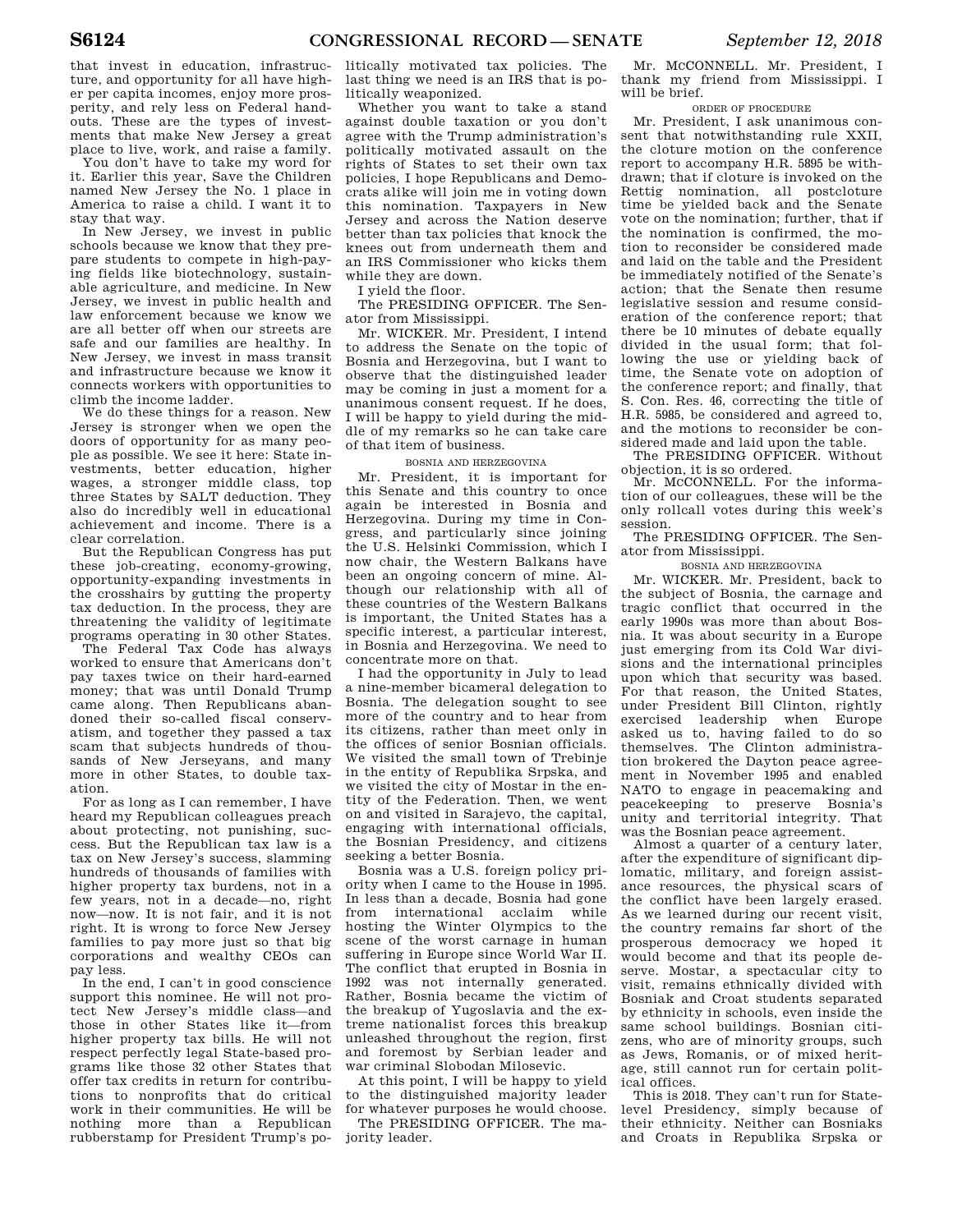that invest in education, infrastructure, and opportunity for all have higher per capita incomes, enjoy more prosperity, and rely less on Federal handouts. These are the types of investments that make New Jersey a great place to live, work, and raise a family.

You don't have to take my word for it. Earlier this year, Save the Children named New Jersey the No. 1 place in America to raise a child. I want it to stay that way.

In New Jersey, we invest in public schools because we know that they prepare students to compete in high-paying fields like biotechnology, sustainable agriculture, and medicine. In New Jersey, we invest in public health and law enforcement because we know we are all better off when our streets are safe and our families are healthy. In New Jersey, we invest in mass transit and infrastructure because we know it connects workers with opportunities to climb the income ladder.

We do these things for a reason. New Jersey is stronger when we open the doors of opportunity for as many people as possible. We see it here: State investments, better education, higher wages, a stronger middle class, top three States by SALT deduction. They also do incredibly well in educational achievement and income. There is a clear correlation.

But the Republican Congress has put these job-creating, economy-growing, opportunity-expanding investments in the crosshairs by gutting the property tax deduction. In the process, they are threatening the validity of legitimate programs operating in 30 other States.

The Federal Tax Code has always worked to ensure that Americans don't pay taxes twice on their hard-earned money; that was until Donald Trump came along. Then Republicans abandoned their so-called fiscal conservatism, and together they passed a tax scam that subjects hundreds of thousands of New Jerseyans, and many more in other States, to double taxation.

For as long as I can remember, I have heard my Republican colleagues preach about protecting, not punishing, success. But the Republican tax law is a tax on New Jersey's success, slamming hundreds of thousands of families with higher property tax burdens, not in a few years, not in a decade—no, right now—now. It is not fair, and it is not right. It is wrong to force New Jersey families to pay more just so that big corporations and wealthy CEOs can pay less.

In the end, I can't in good conscience support this nominee. He will not protect New Jersey's middle class—and those in other States like it—from higher property tax bills. He will not respect perfectly legal State-based programs like those 32 other States that offer tax credits in return for contributions to nonprofits that do critical work in their communities. He will be nothing more than a Republican rubberstamp for President Trump's politically motivated tax policies. The last thing we need is an IRS that is politically weaponized.

Whether you want to take a stand against double taxation or you don't agree with the Trump administration's politically motivated assault on the rights of States to set their own tax policies, I hope Republicans and Democrats alike will join me in voting down this nomination. Taxpayers in New Jersey and across the Nation deserve better than tax policies that knock the knees out from underneath them and an IRS Commissioner who kicks them while they are down.

I yield the floor.

The PRESIDING OFFICER. The Senator from Mississippi.

Mr. WICKER. Mr. President, I intend to address the Senate on the topic of Bosnia and Herzegovina, but I want to observe that the distinguished leader may be coming in just a moment for a unanimous consent request. If he does, I will be happy to yield during the middle of my remarks so he can take care of that item of business.

BOSNIA AND HERZEGOVINA

Mr. President, it is important for this Senate and this country to once again be interested in Bosnia and Herzegovina. During my time in Congress, and particularly since joining the U.S. Helsinki Commission, which I now chair, the Western Balkans have been an ongoing concern of mine. Although our relationship with all of these countries of the Western Balkans is important, the United States has a specific interest, a particular interest, in Bosnia and Herzegovina. We need to concentrate more on that.

I had the opportunity in July to lead a nine-member bicameral delegation to Bosnia. The delegation sought to see more of the country and to hear from its citizens, rather than meet only in the offices of senior Bosnian officials. We visited the small town of Trebinje in the entity of Republika Srpska, and we visited the city of Mostar in the entity of the Federation. Then, we went on and visited in Sarajevo, the capital, engaging with international officials, the Bosnian Presidency, and citizens seeking a better Bosnia.

Bosnia was a U.S. foreign policy priority when I came to the House in 1995. In less than a decade, Bosnia had gone from international acclaim while hosting the Winter Olympics to the scene of the worst carnage in human suffering in Europe since World War II. The conflict that erupted in Bosnia in 1992 was not internally generated. Rather, Bosnia became the victim of the breakup of Yugoslavia and the extreme nationalist forces this breakup unleashed throughout the region, first and foremost by Serbian leader and war criminal Slobodan Milosevic.

At this point, I will be happy to yield to the distinguished majority leader for whatever purposes he would choose.

The PRESIDING OFFICER. The majority leader.

Mr. McCONNELL. Mr. President, I thank my friend from Mississippi. I will be brief.

ORDER OF PROCEDURE

Mr. President, I ask unanimous consent that notwithstanding rule XXII, the cloture motion on the conference report to accompany H.R. 5895 be withdrawn; that if cloture is invoked on the Rettig nomination, all postcloture time be yielded back and the Senate vote on the nomination; further, that if the nomination is confirmed, the motion to reconsider be considered made and laid on the table and the President be immediately notified of the Senate's action; that the Senate then resume legislative session and resume consideration of the conference report; that there be 10 minutes of debate equally divided in the usual form; that following the use or yielding back of time, the Senate vote on adoption of the conference report; and finally, that S. Con. Res. 46, correcting the title of H.R. 5985, be considered and agreed to, and the motions to reconsider be considered made and laid upon the table.

The PRESIDING OFFICER. Without objection, it is so ordered.

Mr. McCONNELL. For the information of our colleagues, these will be the only rollcall votes during this week's session.

The PRESIDING OFFICER. The Senator from Mississippi.

BOSNIA AND HERZEGOVINA

Mr. WICKER. Mr. President, back to the subject of Bosnia, the carnage and tragic conflict that occurred in the early 1990s was more than about Bosnia. It was about security in a Europe just emerging from its Cold War divisions and the international principles upon which that security was based. For that reason, the United States, under President Bill Clinton, rightly exercised leadership when Europe asked us to, having failed to do so themselves. The Clinton administration brokered the Dayton peace agreement in November 1995 and enabled NATO to engage in peacemaking and peacekeeping to preserve Bosnia's unity and territorial integrity. That was the Bosnian peace agreement.

Almost a quarter of a century later, after the expenditure of significant diplomatic, military, and foreign assistance resources, the physical scars of the conflict have been largely erased. As we learned during our recent visit, the country remains far short of the prosperous democracy we hoped it would become and that its people deserve. Mostar, a spectacular city to visit, remains ethnically divided with Bosniak and Croat students separated by ethnicity in schools, even inside the same school buildings. Bosnian citizens, who are of minority groups, such as Jews, Romanis, or of mixed heritage, still cannot run for certain political offices.

This is 2018. They can't run for State-level Presidency, simply because of their ethnicity. Neither can Bosniaks and Croats in Republika Srpska or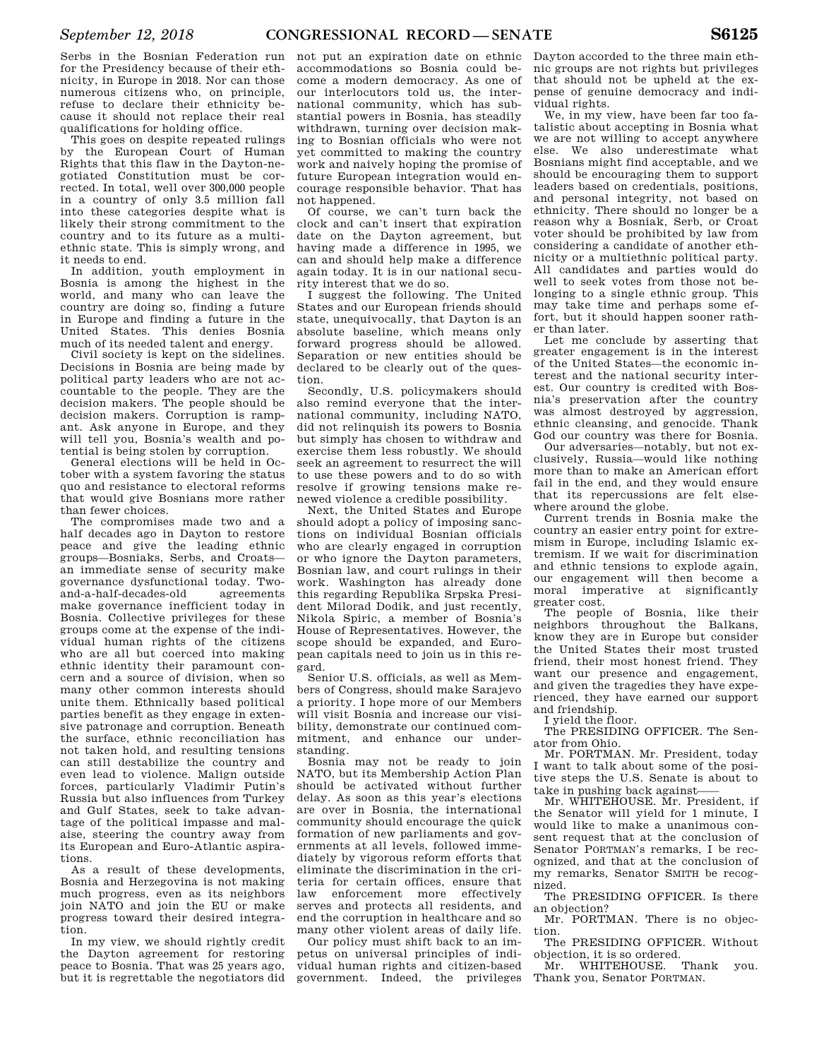Serbs in the Bosnian Federation run for the Presidency because of their ethnicity, in Europe in 2018. Nor can those numerous citizens who, on principle, refuse to declare their ethnicity because it should not replace their real qualifications for holding office.

This goes on despite repeated rulings by the European Court of Human Rights that this flaw in the Dayton-negotiated Constitution must be corrected. In total, well over 300,000 people in a country of only 3.5 million fall into these categories despite what is likely their strong commitment to the country and to its future as a multiethnic state. This is simply wrong, and it needs to end.

In addition, youth employment in Bosnia is among the highest in the world, and many who can leave the country are doing so, finding a future in Europe and finding a future in the United States. This denies Bosnia much of its needed talent and energy.

Civil society is kept on the sidelines. Decisions in Bosnia are being made by political party leaders who are not accountable to the people. They are the decision makers. The people should be decision makers. Corruption is rampant. Ask anyone in Europe, and they will tell you, Bosnia's wealth and potential is being stolen by corruption.

General elections will be held in October with a system favoring the status quo and resistance to electoral reforms that would give Bosnians more rather than fewer choices.

The compromises made two and a half decades ago in Dayton to restore peace and give the leading ethnic groups—Bosniaks, Serbs, and Croats—an immediate sense of security make governance dysfunctional today. Two-and-a-half-decades-old agreements make governance inefficient today in Bosnia. Collective privileges for these groups come at the expense of the individual human rights of the citizens who are all but coerced into making ethnic identity their paramount concern and a source of division, when so many other common interests should unite them. Ethnically based political parties benefit as they engage in extensive patronage and corruption. Beneath the surface, ethnic reconciliation has not taken hold, and resulting tensions can still destabilize the country and even lead to violence. Malign outside forces, particularly Vladimir Putin's Russia but also influences from Turkey and Gulf States, seek to take advantage of the political impasse and malaise, steering the country away from its European and Euro-Atlantic aspirations.

As a result of these developments, Bosnia and Herzegovina is not making much progress, even as its neighbors join NATO and join the EU or make progress toward their desired integration.

In my view, we should rightly credit the Dayton agreement for restoring peace to Bosnia. That was 25 years ago, but it is regrettable the negotiators did not put an expiration date on ethnic accommodations so Bosnia could become a modern democracy. As one of our interlocutors told us, the international community, which has substantial powers in Bosnia, has steadily withdrawn, turning over decision making to Bosnian officials who were not yet committed to making the country work and naively hoping the promise of future European integration would encourage responsible behavior. That has not happened.

Of course, we can't turn back the clock and can't insert that expiration date on the Dayton agreement, but having made a difference in 1995, we can and should help make a difference again today. It is in our national security interest that we do so.

I suggest the following. The United States and our European friends should state, unequivocally, that Dayton is an absolute baseline, which means only forward progress should be allowed. Separation or new entities should be declared to be clearly out of the question.

Secondly, U.S. policymakers should also remind everyone that the international community, including NATO, did not relinquish its powers to Bosnia but simply has chosen to withdraw and exercise them less robustly. We should seek an agreement to resurrect the will to use these powers and to do so with resolve if growing tensions make renewed violence a credible possibility.

Next, the United States and Europe should adopt a policy of imposing sanctions on individual Bosnian officials who are clearly engaged in corruption or who ignore the Dayton parameters, Bosnian law, and court rulings in their work. Washington has already done this regarding Republika Srpska President Milorad Dodik, and just recently, Nikola Spiric, a member of Bosnia's House of Representatives. However, the scope should be expanded, and European capitals need to join us in this regard.

Senior U.S. officials, as well as Members of Congress, should make Sarajevo a priority. I hope more of our Members will visit Bosnia and increase our visibility, demonstrate our continued commitment, and enhance our understanding.

Bosnia may not be ready to join NATO, but its Membership Action Plan should be activated without further delay. As soon as this year's elections are over in Bosnia, the international community should encourage the quick formation of new parliaments and governments at all levels, followed immediately by vigorous reform efforts that eliminate the discrimination in the criteria for certain offices, ensure that law enforcement more effectively serves and protects all residents, and end the corruption in healthcare and so many other violent areas of daily life.

Our policy must shift back to an impetus on universal principles of individual human rights and citizen-based government. Indeed, the privileges Dayton accorded to the three main ethnic groups are not rights but privileges that should not be upheld at the expense of genuine democracy and individual rights.

We, in my view, have been far too fatalistic about accepting in Bosnia what we are not willing to accept anywhere else. We also underestimate what Bosnians might find acceptable, and we should be encouraging them to support leaders based on credentials, positions, and personal integrity, not based on ethnicity. There should no longer be a reason why a Bosniak, Serb, or Croat voter should be prohibited by law from considering a candidate of another ethnicity or a multiethnic political party. All candidates and parties would do well to seek votes from those not belonging to a single ethnic group. This may take time and perhaps some effort, but it should happen sooner rather than later.

Let me conclude by asserting that greater engagement is in the interest of the United States—the economic interest and the national security interest. Our country is credited with Bosnia's preservation after the country was almost destroyed by aggression, ethnic cleansing, and genocide. Thank God our country was there for Bosnia.

Our adversaries—notably, but not exclusively, Russia—would like nothing more than to make an American effort fail in the end, and they would ensure that its repercussions are felt elsewhere around the globe.

Current trends in Bosnia make the country an easier entry point for extremism in Europe, including Islamic extremism. If we wait for discrimination and ethnic tensions to explode again, our engagement will then become a moral imperative at significantly greater cost.

The people of Bosnia, like their neighbors throughout the Balkans, know they are in Europe but consider the United States their most trusted friend, their most honest friend. They want our presence and engagement, and given the tragedies they have experienced, they have earned our support and friendship.

I yield the floor.

The PRESIDING OFFICER. The Senator from Ohio.

Mr. PORTMAN. Mr. President, today I want to talk about some of the positive steps the U.S. Senate is about to take in pushing back against——

Mr. WHITEHOUSE. Mr. President, if the Senator will yield for 1 minute, I would like to make a unanimous consent request that at the conclusion of Senator PORTMAN's remarks, I be recognized, and that at the conclusion of my remarks, Senator SMITH be recognized.

The PRESIDING OFFICER. Is there an objection?

Mr. PORTMAN. There is no objection.

The PRESIDING OFFICER. Without objection, it is so ordered.

Mr. WHITEHOUSE. Thank you. Thank you, Senator PORTMAN.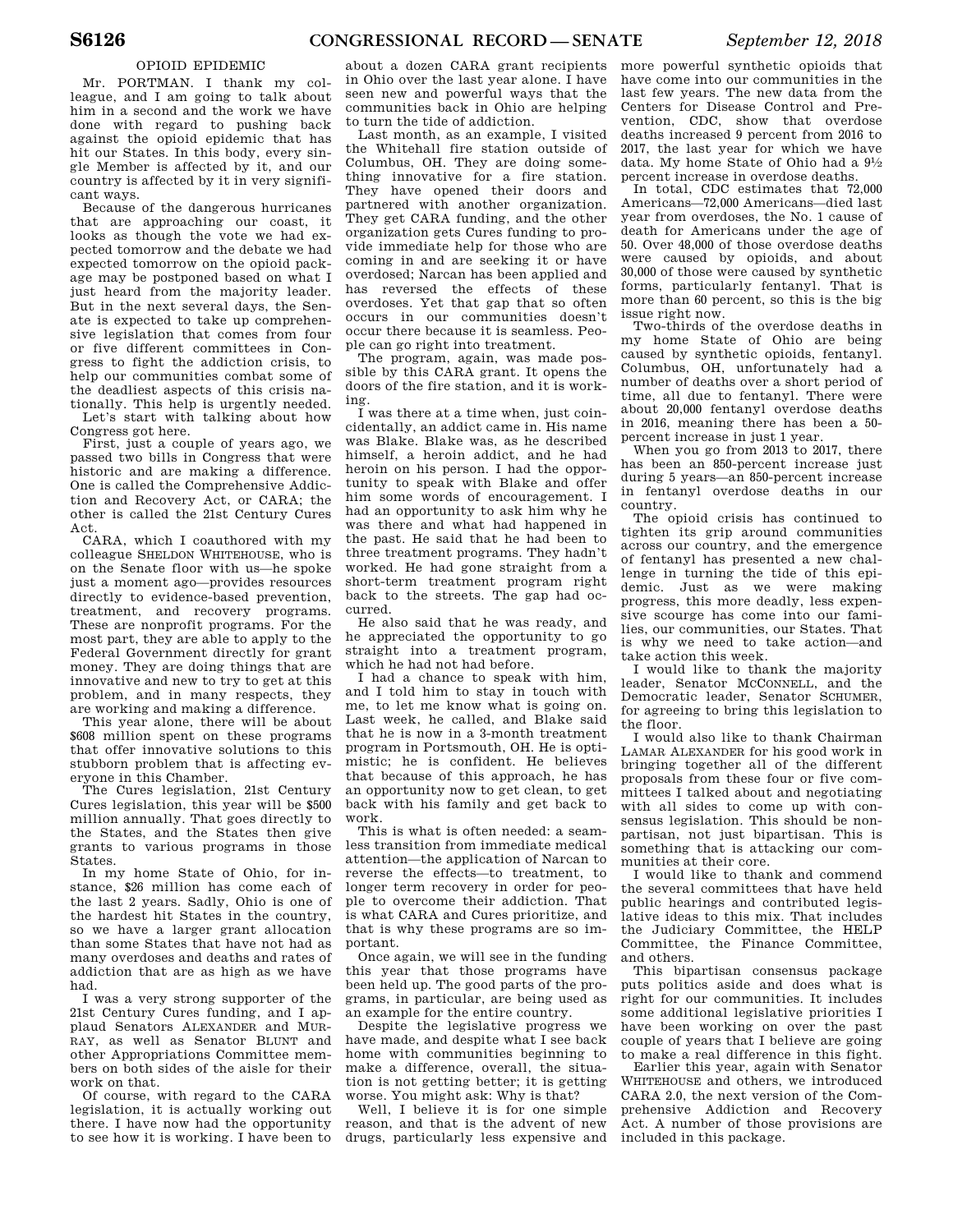## OPIOID EPIDEMIC

Mr. PORTMAN. I thank my colleague, and I am going to talk about him in a second and the work we have done with regard to pushing back against the opioid epidemic that has hit our States. In this body, every single Member is affected by it, and our country is affected by it in very significant ways.

Because of the dangerous hurricanes that are approaching our coast, it looks as though the vote we had expected tomorrow and the debate we had expected tomorrow on the opioid package may be postponed based on what I just heard from the majority leader. But in the next several days, the Senate is expected to take up comprehensive legislation that comes from four or five different committees in Congress to fight the addiction crisis, to help our communities combat some of the deadliest aspects of this crisis nationally. This help is urgently needed.

Let's start with talking about how Congress got here.

First, just a couple of years ago, we passed two bills in Congress that were historic and are making a difference. One is called the Comprehensive Addiction and Recovery Act, or CARA; the other is called the 21st Century Cures Act.

CARA, which I coauthored with my colleague SHELDON WHITEHOUSE, who is on the Senate floor with us—he spoke just a moment ago—provides resources directly to evidence-based prevention, treatment, and recovery programs. These are nonprofit programs. For the most part, they are able to apply to the Federal Government directly for grant money. They are doing things that are innovative and new to try to get at this problem, and in many respects, they are working and making a difference.

This year alone, there will be about $608 million spent on these programs that offer innovative solutions to this stubborn problem that is affecting everyone in this Chamber.

The Cures legislation, 21st Century Cures legislation, this year will be $500 million annually. That goes directly to the States, and the States then give grants to various programs in those States.

In my home State of Ohio, for instance, $26 million has come each of the last 2 years. Sadly, Ohio is one of the hardest hit States in the country, so we have a larger grant allocation than some States that have not had as many overdoses and deaths and rates of addiction that are as high as we have had.

I was a very strong supporter of the 21st Century Cures funding, and I applaud Senators ALEXANDER and MURRAY, as well as Senator BLUNT and other Appropriations Committee members on both sides of the aisle for their work on that.

Of course, with regard to the CARA legislation, it is actually working out there. I have now had the opportunity to see how it is working. I have been to about a dozen CARA grant recipients in Ohio over the last year alone. I have seen new and powerful ways that the communities back in Ohio are helping to turn the tide of addiction.

Last month, as an example, I visited the Whitehall fire station outside of Columbus, OH. They are doing something innovative for a fire station. They have opened their doors and partnered with another organization. They get CARA funding, and the other organization gets Cures funding to provide immediate help for those who are coming in and are seeking it or have overdosed; Narcan has been applied and has reversed the effects of these overdoses. Yet that gap that so often occurs in our communities doesn't occur there because it is seamless. People can go right into treatment.

The program, again, was made possible by this CARA grant. It opens the doors of the fire station, and it is working.

I was there at a time when, just coincidentally, an addict came in. His name was Blake. Blake was, as he described himself, a heroin addict, and he had heroin on his person. I had the opportunity to speak with Blake and offer him some words of encouragement. I had an opportunity to ask him why he was there and what had happened in the past. He said that he had been to three treatment programs. They hadn't worked. He had gone straight from a short-term treatment program right back to the streets. The gap had occurred.

He also said that he was ready, and he appreciated the opportunity to go straight into a treatment program, which he had not had before.

I had a chance to speak with him, and I told him to stay in touch with me, to let me know what is going on. Last week, he called, and Blake said that he is now in a 3-month treatment program in Portsmouth, OH. He is optimistic; he is confident. He believes that because of this approach, he has an opportunity now to get clean, to get back with his family and get back to work.

This is what is often needed: a seamless transition from immediate medical attention—the application of Narcan to reverse the effects—to treatment, to longer term recovery in order for people to overcome their addiction. That is what CARA and Cures prioritize, and that is why these programs are so important.

Once again, we will see in the funding this year that those programs have been held up. The good parts of the programs, in particular, are being used as an example for the entire country.

Despite the legislative progress we have made, and despite what I see back home with communities beginning to make a difference, overall, the situation is not getting better; it is getting worse. You might ask: Why is that?

Well, I believe it is for one simple reason, and that is the advent of new drugs, particularly less expensive and more powerful synthetic opioids that have come into our communities in the last few years. The new data from the Centers for Disease Control and Prevention, CDC, show that overdose deaths increased 9 percent from 2016 to 2017, the last year for which we have data. My home State of Ohio had a 9½ percent increase in overdose deaths.

In total, CDC estimates that 72,000 Americans—72,000 Americans—died last year from overdoses, the No. 1 cause of death for Americans under the age of 50. Over 48,000 of those overdose deaths were caused by opioids, and about 30,000 of those were caused by synthetic forms, particularly fentanyl. That is more than 60 percent, so this is the big issue right now.

Two-thirds of the overdose deaths in my home State of Ohio are being caused by synthetic opioids, fentanyl. Columbus, OH, unfortunately had a number of deaths over a short period of time, all due to fentanyl. There were about 20,000 fentanyl overdose deaths in 2016, meaning there has been a 50-percent increase in just 1 year.

When you go from 2013 to 2017, there has been an 850-percent increase just during 5 years—an 850-percent increase in fentanyl overdose deaths in our country.

The opioid crisis has continued to tighten its grip around communities across our country, and the emergence of fentanyl has presented a new challenge in turning the tide of this epidemic. Just as we were making progress, this more deadly, less expensive scourge has come into our families, our communities, our States. That is why we need to take action—and take action this week.

I would like to thank the majority leader, Senator MCCONNELL, and the Democratic leader, Senator SCHUMER, for agreeing to bring this legislation to the floor.

I would also like to thank Chairman LAMAR ALEXANDER for his good work in bringing together all of the different proposals from these four or five committees I talked about and negotiating with all sides to come up with consensus legislation. This should be nonpartisan, not just bipartisan. This is something that is attacking our communities at their core.

I would like to thank and commend the several committees that have held public hearings and contributed legislative ideas to this mix. That includes the Judiciary Committee, the HELP Committee, the Finance Committee, and others.

This bipartisan consensus package puts politics aside and does what is right for our communities. It includes some additional legislative priorities I have been working on over the past couple of years that I believe are going to make a real difference in this fight.

Earlier this year, again with Senator WHITEHOUSE and others, we introduced CARA 2.0, the next version of the Comprehensive Addiction and Recovery Act. A number of those provisions are included in this package.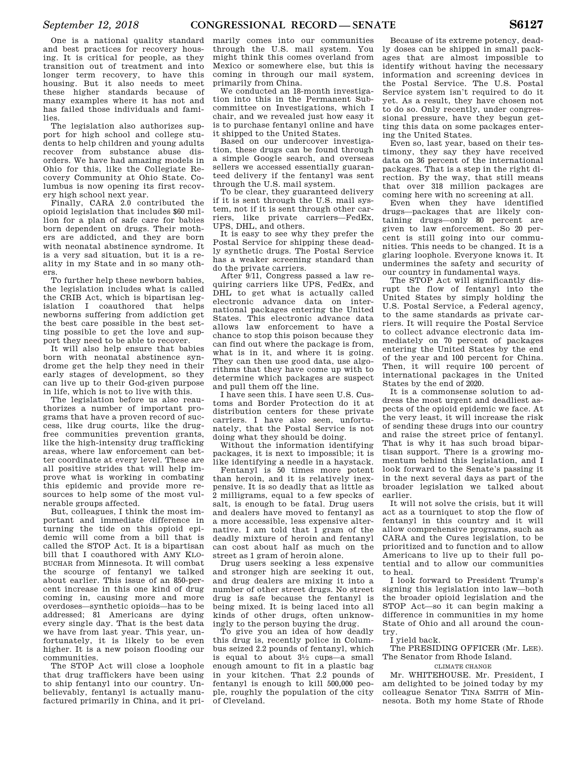One is a national quality standard and best practices for recovery housing. It is critical for people, as they transition out of treatment and into longer term recovery, to have this housing. But it also needs to meet these higher standards because of many examples where it has not and has failed those individuals and families.

The legislation also authorizes support for high school and college students to help children and young adults recover from substance abuse disorders. We have had amazing models in Ohio for this, like the Collegiate Recovery Community at Ohio State. Columbus is now opening its first recovery high school next year.

Finally, CARA 2.0 contributed the opioid legislation that includes $60 million for a plan of safe care for babies born dependent on drugs. Their mothers are addicted, and they are born with neonatal abstinence syndrome. It is a very sad situation, but it is a reality in my State and in so many others.

To further help these newborn babies, the legislation includes what is called the CRIB Act, which is bipartisan legislation I coauthored that helps newborns suffering from addiction get the best care possible in the best setting possible to get the love and support they need to be able to recover.

It will also help ensure that babies born with neonatal abstinence syndrome get the help they need in their early stages of development, so they can live up to their God-given purpose in life, which is not to live with this.

The legislation before us also reauthorizes a number of important programs that have a proven record of success, like drug courts, like the drug-free communities prevention grants, like the high-intensity drug trafficking areas, where law enforcement can better coordinate at every level. These are all positive strides that will help improve what is working in combating this epidemic and provide more resources to help some of the most vulnerable groups affected.

But, colleagues, I think the most important and immediate difference in turning the tide on this opioid epidemic will come from a bill that is called the STOP Act. It is a bipartisan bill that I coauthored with AMY KLOBUCHAR from Minnesota. It will combat the scourge of fentanyl we talked about earlier. This issue of an 850-percent increase in this one kind of drug coming in, causing more and more overdoses—synthetic opioids—has to be addressed; 81 Americans are dying every single day. That is the best data we have from last year. This year, unfortunately, it is likely to be even higher. It is a new poison flooding our communities.

The STOP Act will close a loophole that drug traffickers have been using to ship fentanyl into our country. Unbelievably, fentanyl is actually manufactured primarily in China, and it primarily comes into our communities through the U.S. mail system. You might think this comes overland from Mexico or somewhere else, but this is coming in through our mail system, primarily from China.

We conducted an 18-month investigation into this in the Permanent Subcommittee on Investigations, which I chair, and we revealed just how easy it is to purchase fentanyl online and have it shipped to the United States.

Based on our undercover investigation, these drugs can be found through a simple Google search, and overseas sellers we accessed essentially guaranteed delivery if the fentanyl was sent through the U.S. mail system.

To be clear, they guaranteed delivery if it is sent through the U.S. mail system, not if it is sent through other carriers, like private carriers—FedEx, UPS, DHL, and others.

It is easy to see why they prefer the Postal Service for shipping these deadly synthetic drugs. The Postal Service has a weaker screening standard than do the private carriers.

After 9/11, Congress passed a law requiring carriers like UPS, FedEx, and DHL to get what is actually called electronic advance data on international packages entering the United States. This electronic advance data allows law enforcement to have a chance to stop this poison because they can find out where the package is from, what is in it, and where it is going. They can then use good data, use algorithms that they have come up with to determine which packages are suspect and pull them off the line.

I have seen this. I have seen U.S. Customs and Border Protection do it at distribution centers for these private carriers. I have also seen, unfortunately, that the Postal Service is not doing what they should be doing.

Without the information identifying packages, it is next to impossible; it is like identifying a needle in a haystack.

Fentanyl is 50 times more potent than heroin, and it is relatively inexpensive. It is so deadly that as little as 2 milligrams, equal to a few specks of salt, is enough to be fatal. Drug users and dealers have moved to fentanyl as a more accessible, less expensive alternative. I am told that 1 gram of the deadly mixture of heroin and fentanyl can cost about half as much on the street as 1 gram of heroin alone.

Drug users seeking a less expensive and stronger high are seeking it out, and drug dealers are mixing it into a number of other street drugs. No street drug is safe because the fentanyl is being mixed. It is being laced into all kinds of other drugs, often unknowingly to the person buying the drug.

To give you an idea of how deadly this drug is, recently police in Columbus seized 2.2 pounds of fentanyl, which is equal to about 3½ cups—a small enough amount to fit in a plastic bag in your kitchen. That 2.2 pounds of fentanyl is enough to kill 500,000 people, roughly the population of the city of Cleveland.

Because of its extreme potency, deadly doses can be shipped in small packages that are almost impossible to identify without having the necessary information and screening devices in the Postal Service. The U.S. Postal Service system isn't required to do it yet. As a result, they have chosen not to do so. Only recently, under congressional pressure, have they begun getting this data on some packages entering the United States.

Even so, last year, based on their testimony, they say they have received data on 36 percent of the international packages. That is a step in the right direction. By the way, that still means that over 318 million packages are coming here with no screening at all.

Even when they have identified drugs—packages that are likely containing drugs—only 80 percent are given to law enforcement. So 20 percent is still going into our communities. This needs to be changed. It is a glaring loophole. Everyone knows it. It undermines the safety and security of our country in fundamental ways.

The STOP Act will significantly disrupt the flow of fentanyl into the United States by simply holding the U.S. Postal Service, a Federal agency, to the same standards as private carriers. It will require the Postal Service to collect advance electronic data immediately on 70 percent of packages entering the United States by the end of the year and 100 percent for China. Then, it will require 100 percent of international packages in the United States by the end of 2020.

It is a commonsense solution to address the most urgent and deadliest aspects of the opioid epidemic we face. At the very least, it will increase the risk of sending these drugs into our country and raise the street price of fentanyl. That is why it has such broad bipartisan support. There is a growing momentum behind this legislation, and I look forward to the Senate's passing it in the next several days as part of the broader legislation we talked about earlier.

It will not solve the crisis, but it will act as a tourniquet to stop the flow of fentanyl in this country and it will allow comprehensive programs, such as CARA and the Cures legislation, to be prioritized and to function and to allow Americans to live up to their full potential and to allow our communities to heal.

I look forward to President Trump's signing this legislation into law—both the broader opioid legislation and the STOP Act—so it can begin making a difference in communities in my home State of Ohio and all around the country.

I yield back.

The PRESIDING OFFICER (Mr. LEE). The Senator from Rhode Island.

CLIMATE CHANGE

Mr. WHITEHOUSE. Mr. President, I am delighted to be joined today by my colleague Senator TINA SMITH of Minnesota. Both my home State of Rhode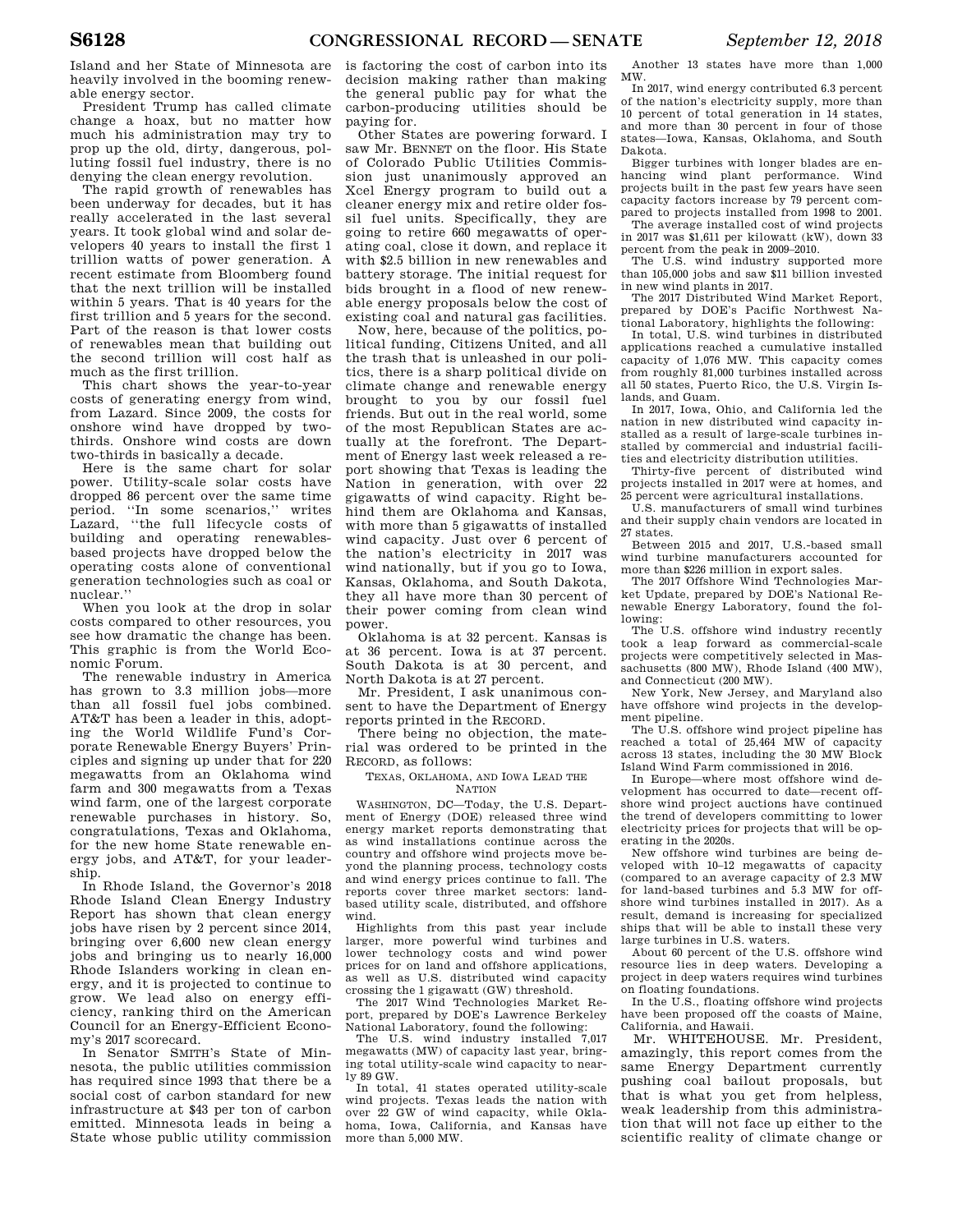Island and her State of Minnesota are heavily involved in the booming renewable energy sector.

President Trump has called climate change a hoax, but no matter how much his administration may try to prop up the old, dirty, dangerous, polluting fossil fuel industry, there is no denying the clean energy revolution.

The rapid growth of renewables has been underway for decades, but it has really accelerated in the last several years. It took global wind and solar developers 40 years to install the first 1 trillion watts of power generation. A recent estimate from Bloomberg found that the next trillion will be installed within 5 years. That is 40 years for the first trillion and 5 years for the second. Part of the reason is that lower costs of renewables mean that building out the second trillion will cost half as much as the first trillion.

This chart shows the year-to-year costs of generating energy from wind, from Lazard. Since 2009, the costs for onshore wind have dropped by two-thirds. Onshore wind costs are down two-thirds in basically a decade.

Here is the same chart for solar power. Utility-scale solar costs have dropped 86 percent over the same time period. ''In some scenarios,'' writes Lazard, ''the full lifecycle costs of building and operating renewables-based projects have dropped below the operating costs alone of conventional generation technologies such as coal or nuclear.''

When you look at the drop in solar costs compared to other resources, you see how dramatic the change has been. This graphic is from the World Economic Forum.

The renewable industry in America has grown to 3.3 million jobs—more than all fossil fuel jobs combined. AT&T has been a leader in this, adopting the World Wildlife Fund's Corporate Renewable Energy Buyers' Principles and signing up under that for 220 megawatts from an Oklahoma wind farm and 300 megawatts from a Texas wind farm, one of the largest corporate renewable purchases in history. So, congratulations, Texas and Oklahoma, for the new home State renewable energy jobs, and AT&T, for your leadership.

In Rhode Island, the Governor's 2018 Rhode Island Clean Energy Industry Report has shown that clean energy jobs have risen by 2 percent since 2014, bringing over 6,600 new clean energy jobs and bringing us to nearly 16,000 Rhode Islanders working in clean energy, and it is projected to continue to grow. We lead also on energy efficiency, ranking third on the American Council for an Energy-Efficient Economy's 2017 scorecard.

In Senator SMITH's State of Minnesota, the public utilities commission has required since 1993 that there be a social cost of carbon standard for new infrastructure at $43 per ton of carbon emitted. Minnesota leads in being a State whose public utility commission is factoring the cost of carbon into its decision making rather than making the general public pay for what the carbon-producing utilities should be paying for.

Other States are powering forward. I saw Mr. BENNET on the floor. His State of Colorado Public Utilities Commission just unanimously approved an Xcel Energy program to build out a cleaner energy mix and retire older fossil fuel units. Specifically, they are going to retire 660 megawatts of operating coal, close it down, and replace it with $2.5 billion in new renewables and battery storage. The initial request for bids brought in a flood of new renewable energy proposals below the cost of existing coal and natural gas facilities.

Now, here, because of the politics, political funding, Citizens United, and all the trash that is unleashed in our politics, there is a sharp political divide on climate change and renewable energy brought to you by our fossil fuel friends. But out in the real world, some of the most Republican States are actually at the forefront. The Department of Energy last week released a report showing that Texas is leading the Nation in generation, with over 22 gigawatts of wind capacity. Right behind them are Oklahoma and Kansas, with more than 5 gigawatts of installed wind capacity. Just over 6 percent of the nation's electricity in 2017 was wind nationally, but if you go to Iowa, Kansas, Oklahoma, and South Dakota, they all have more than 30 percent of their power coming from clean wind power.

Oklahoma is at 32 percent. Kansas is at 36 percent. Iowa is at 37 percent. South Dakota is at 30 percent, and North Dakota is at 27 percent.

Mr. President, I ask unanimous consent to have the Department of Energy reports printed in the RECORD.

There being no objection, the material was ordered to be printed in the RECORD, as follows:

TEXAS, OKLAHOMA, AND IOWA LEAD THE NATION

WASHINGTON, DC—Today, the U.S. Department of Energy (DOE) released three wind energy market reports demonstrating that as wind installations continue across the country and offshore wind projects move beyond the planning process, technology costs and wind energy prices continue to fall. The reports cover three market sectors: land-based utility scale, distributed, and offshore wind.

Highlights from this past year include larger, more powerful wind turbines and lower technology costs and wind power prices for on land and offshore applications, as well as U.S. distributed wind capacity crossing the 1 gigawatt (GW) threshold.

The 2017 Wind Technologies Market Report, prepared by DOE's Lawrence Berkeley National Laboratory, found the following:

The U.S. wind industry installed 7,017 megawatts (MW) of capacity last year, bringing total utility-scale wind capacity to nearly 89 GW.

In total, 41 states operated utility-scale wind projects. Texas leads the nation with over 22 GW of wind capacity, while Oklahoma, Iowa, California, and Kansas have more than 5,000 MW.

Another 13 states have more than 1,000 MW.

In 2017, wind energy contributed 6.3 percent of the nation's electricity supply, more than 10 percent of total generation in 14 states, and more than 30 percent in four of those states—Iowa, Kansas, Oklahoma, and South Dakota.

Bigger turbines with longer blades are enhancing wind plant performance. Wind projects built in the past few years have seen capacity factors increase by 79 percent compared to projects installed from 1998 to 2001.

The average installed cost of wind projects in 2017 was $1,611 per kilowatt (kW), down 33 percent from the peak in 2009–2010.

The U.S. wind industry supported more than 105,000 jobs and saw $11 billion invested in new wind plants in 2017.

The 2017 Distributed Wind Market Report, prepared by DOE's Pacific Northwest National Laboratory, highlights the following:

In total, U.S. wind turbines in distributed applications reached a cumulative installed capacity of 1,076 MW. This capacity comes from roughly 81,000 turbines installed across all 50 states, Puerto Rico, the U.S. Virgin Islands, and Guam.

In 2017, Iowa, Ohio, and California led the nation in new distributed wind capacity installed as a result of large-scale turbines installed by commercial and industrial facilities and electricity distribution utilities.

Thirty-five percent of distributed wind projects installed in 2017 were at homes, and 25 percent were agricultural installations.

U.S. manufacturers of small wind turbines and their supply chain vendors are located in 27 states.

Between 2015 and 2017, U.S.-based small wind turbine manufacturers accounted for more than $226 million in export sales.

The 2017 Offshore Wind Technologies Market Update, prepared by DOE's National Renewable Energy Laboratory, found the following:

The U.S. offshore wind industry recently took a leap forward as commercial-scale projects were competitively selected in Massachusetts (800 MW), Rhode Island (400 MW), and Connecticut (200 MW).

New York, New Jersey, and Maryland also have offshore wind projects in the development pipeline.

The U.S. offshore wind project pipeline has reached a total of 25,464 MW of capacity across 13 states, including the 30 MW Block Island Wind Farm commissioned in 2016.

In Europe—where most offshore wind development has occurred to date—recent offshore wind project auctions have continued the trend of developers committing to lower electricity prices for projects that will be operating in the 2020s.

New offshore wind turbines are being developed with 10–12 megawatts of capacity (compared to an average capacity of 2.3 MW for land-based turbines and 5.3 MW for offshore wind turbines installed in 2017). As a result, demand is increasing for specialized ships that will be able to install these very large turbines in U.S. waters.

About 60 percent of the U.S. offshore wind resource lies in deep waters. Developing a project in deep waters requires wind turbines on floating foundations.

In the U.S., floating offshore wind projects have been proposed off the coasts of Maine, California, and Hawaii.

Mr. WHITEHOUSE. Mr. President, amazingly, this report comes from the same Energy Department currently pushing coal bailout proposals, but that is what you get from helpless, weak leadership from this administration that will not face up either to the scientific reality of climate change or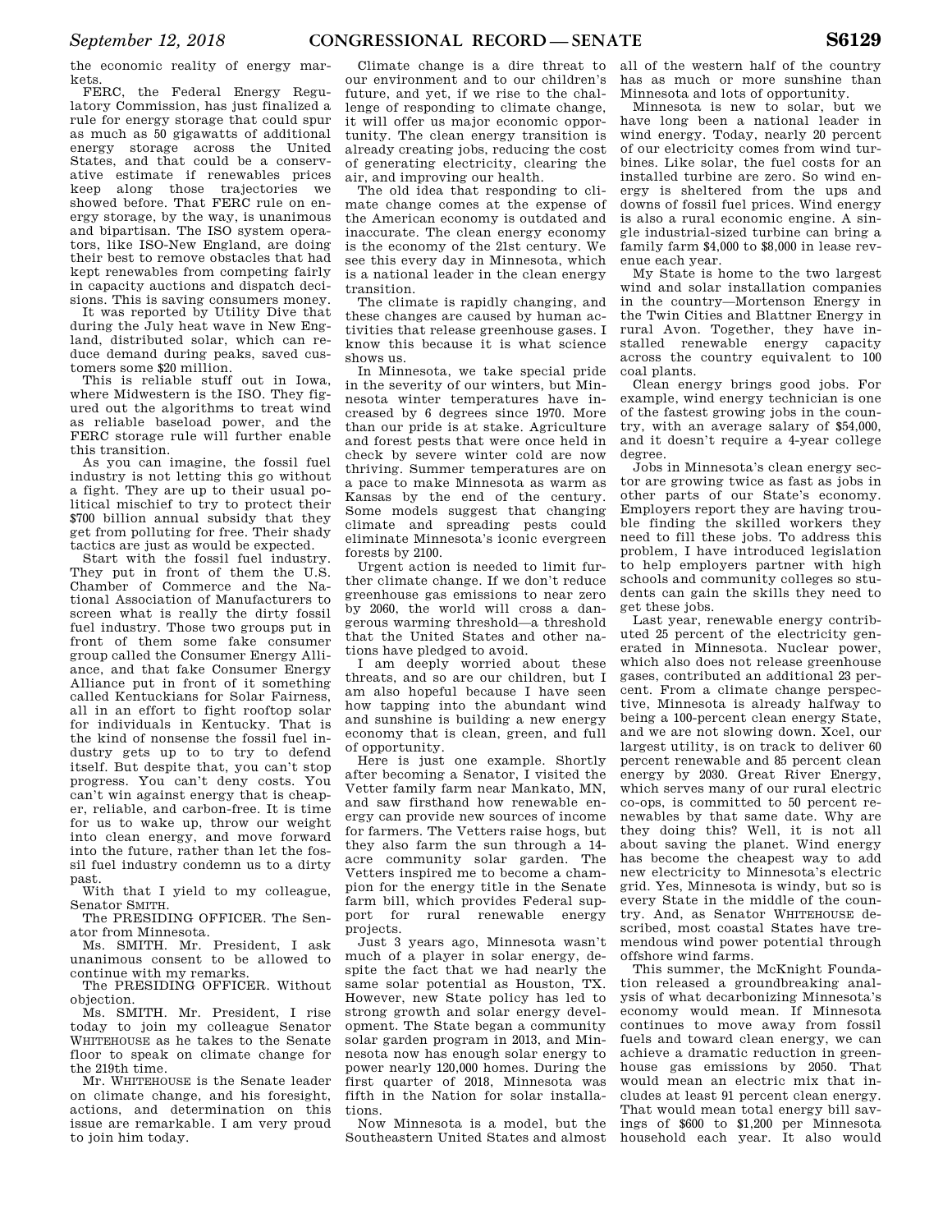the economic reality of energy markets.

FERC, the Federal Energy Regulatory Commission, has just finalized a rule for energy storage that could spur as much as 50 gigawatts of additional energy storage across the United States, and that could be a conservative estimate if renewables prices keep along those trajectories we showed before. That FERC rule on energy storage, by the way, is unanimous and bipartisan. The ISO system operators, like ISO-New England, are doing their best to remove obstacles that had kept renewables from competing fairly in capacity auctions and dispatch decisions. This is saving consumers money.

It was reported by Utility Dive that during the July heat wave in New England, distributed solar, which can reduce demand during peaks, saved customers some $20 million.

This is reliable stuff out in Iowa, where Midwestern is the ISO. They figured out the algorithms to treat wind as reliable baseload power, and the FERC storage rule will further enable this transition.

As you can imagine, the fossil fuel industry is not letting this go without a fight. They are up to their usual political mischief to try to protect their $700 billion annual subsidy that they get from polluting for free. Their shady tactics are just as would be expected.

Start with the fossil fuel industry. They put in front of them the U.S. Chamber of Commerce and the National Association of Manufacturers to screen what is really the dirty fossil fuel industry. Those two groups put in front of them some fake consumer group called the Consumer Energy Alliance, and that fake Consumer Energy Alliance put in front of it something called Kentuckians for Solar Fairness, all in an effort to fight rooftop solar for individuals in Kentucky. That is the kind of nonsense the fossil fuel industry gets up to to try to defend itself. But despite that, you can't stop progress. You can't deny costs. You can't win against energy that is cheaper, reliable, and carbon-free. It is time for us to wake up, throw our weight into clean energy, and move forward into the future, rather than let the fossil fuel industry condemn us to a dirty past.

With that I yield to my colleague, Senator SMITH.

The PRESIDING OFFICER. The Senator from Minnesota.

Ms. SMITH. Mr. President, I ask unanimous consent to be allowed to continue with my remarks.

The PRESIDING OFFICER. Without objection.

Ms. SMITH. Mr. President, I rise today to join my colleague Senator WHITEHOUSE as he takes to the Senate floor to speak on climate change for the 219th time.

Mr. WHITEHOUSE is the Senate leader on climate change, and his foresight, actions, and determination on this issue are remarkable. I am very proud to join him today.

Climate change is a dire threat to our environment and to our children's future, and yet, if we rise to the challenge of responding to climate change, it will offer us major economic opportunity. The clean energy transition is already creating jobs, reducing the cost of generating electricity, clearing the air, and improving our health.

The old idea that responding to climate change comes at the expense of the American economy is outdated and inaccurate. The clean energy economy is the economy of the 21st century. We see this every day in Minnesota, which is a national leader in the clean energy transition.

The climate is rapidly changing, and these changes are caused by human activities that release greenhouse gases. I know this because it is what science shows us.

In Minnesota, we take special pride in the severity of our winters, but Minnesota winter temperatures have increased by 6 degrees since 1970. More than our pride is at stake. Agriculture and forest pests that were once held in check by severe winter cold are now thriving. Summer temperatures are on a pace to make Minnesota as warm as Kansas by the end of the century. Some models suggest that changing climate and spreading pests could eliminate Minnesota's iconic evergreen forests by 2100.

Urgent action is needed to limit further climate change. If we don't reduce greenhouse gas emissions to near zero by 2060, the world will cross a dangerous warming threshold—a threshold that the United States and other nations have pledged to avoid.

I am deeply worried about these threats, and so are our children, but I am also hopeful because I have seen how tapping into the abundant wind and sunshine is building a new energy economy that is clean, green, and full of opportunity.

Here is just one example. Shortly after becoming a Senator, I visited the Vetter family farm near Mankato, MN, and saw firsthand how renewable energy can provide new sources of income for farmers. The Vetters raise hogs, but they also farm the sun through a 14-acre community solar garden. The Vetters inspired me to become a champion for the energy title in the Senate farm bill, which provides Federal support for rural renewable energy projects.

Just 3 years ago, Minnesota wasn't much of a player in solar energy, despite the fact that we had nearly the same solar potential as Houston, TX. However, new State policy has led to strong growth and solar energy development. The State began a community solar garden program in 2013, and Minnesota now has enough solar energy to power nearly 120,000 homes. During the first quarter of 2018, Minnesota was fifth in the Nation for solar installations.

Now Minnesota is a model, but the Southeastern United States and almost all of the western half of the country has as much or more sunshine than Minnesota and lots of opportunity.

Minnesota is new to solar, but we have long been a national leader in wind energy. Today, nearly 20 percent of our electricity comes from wind turbines. Like solar, the fuel costs for an installed turbine are zero. So wind energy is sheltered from the ups and downs of fossil fuel prices. Wind energy is also a rural economic engine. A single industrial-sized turbine can bring a family farm $4,000 to $8,000 in lease revenue each year.

My State is home to the two largest wind and solar installation companies in the country—Mortenson Energy in the Twin Cities and Blattner Energy in rural Avon. Together, they have installed renewable energy capacity across the country equivalent to 100 coal plants.

Clean energy brings good jobs. For example, wind energy technician is one of the fastest growing jobs in the country, with an average salary of $54,000, and it doesn't require a 4-year college degree.

Jobs in Minnesota's clean energy sector are growing twice as fast as jobs in other parts of our State's economy. Employers report they are having trouble finding the skilled workers they need to fill these jobs. To address this problem, I have introduced legislation to help employers partner with high schools and community colleges so students can gain the skills they need to get these jobs.

Last year, renewable energy contributed 25 percent of the electricity generated in Minnesota. Nuclear power, which also does not release greenhouse gases, contributed an additional 23 percent. From a climate change perspective, Minnesota is already halfway to being a 100-percent clean energy State, and we are not slowing down. Xcel, our largest utility, is on track to deliver 60 percent renewable and 85 percent clean energy by 2030. Great River Energy, which serves many of our rural electric co-ops, is committed to 50 percent renewables by that same date. Why are they doing this? Well, it is not all about saving the planet. Wind energy has become the cheapest way to add new electricity to Minnesota's electric grid. Yes, Minnesota is windy, but so is every State in the middle of the country. And, as Senator WHITEHOUSE described, most coastal States have tremendous wind power potential through offshore wind farms.

This summer, the McKnight Foundation released a groundbreaking analysis of what decarbonizing Minnesota's economy would mean. If Minnesota continues to move away from fossil fuels and toward clean energy, we can achieve a dramatic reduction in greenhouse gas emissions by 2050. That would mean an electric mix that includes at least 91 percent clean energy. That would mean total energy bill savings of $600 to $1,200 per Minnesota household each year. It also would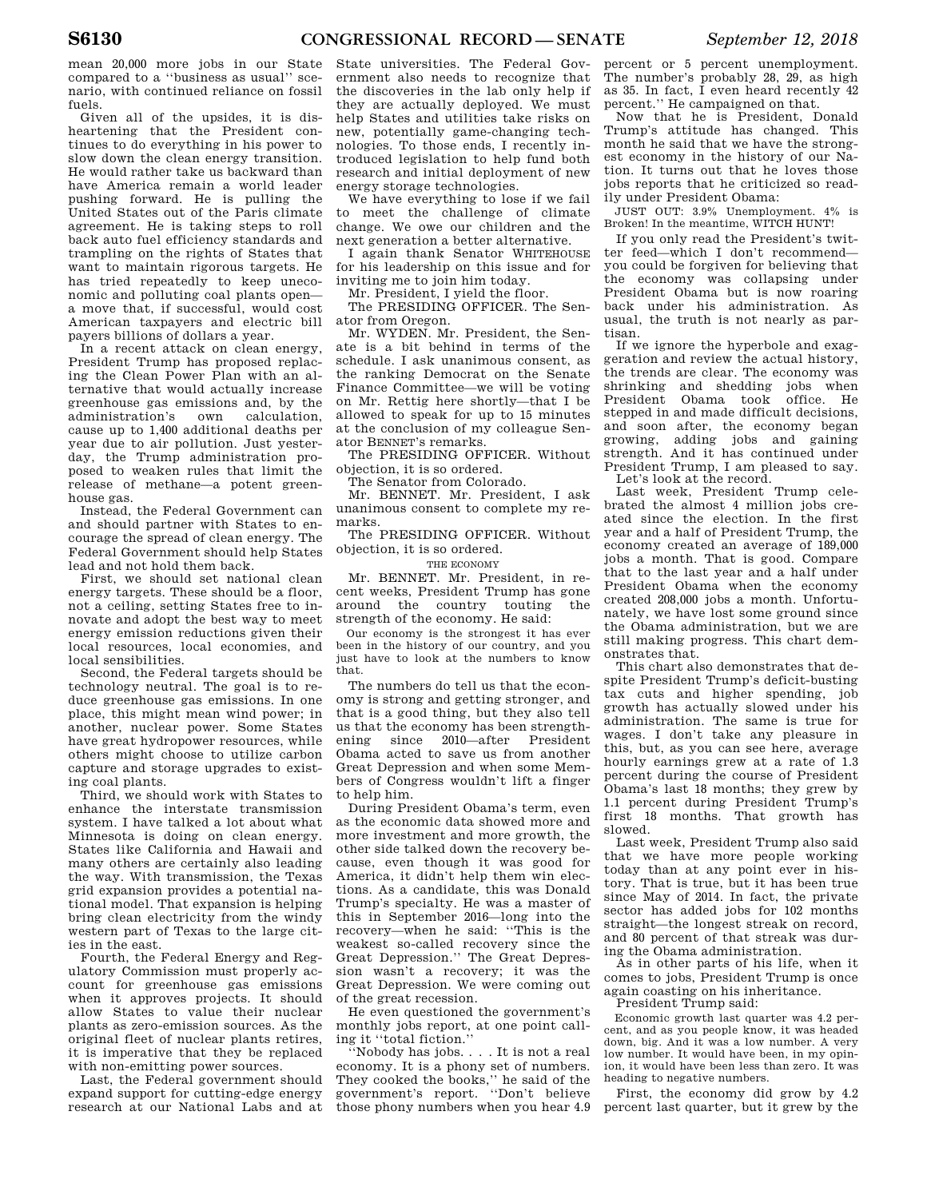mean 20,000 more jobs in our State compared to a ''business as usual'' scenario, with continued reliance on fossil fuels.

Given all of the upsides, it is disheartening that the President continues to do everything in his power to slow down the clean energy transition. He would rather take us backward than have America remain a world leader pushing forward. He is pulling the United States out of the Paris climate agreement. He is taking steps to roll back auto fuel efficiency standards and trampling on the rights of States that want to maintain rigorous targets. He has tried repeatedly to keep uneconomic and polluting coal plants open—a move that, if successful, would cost American taxpayers and electric bill payers billions of dollars a year.

In a recent attack on clean energy, President Trump has proposed replacing the Clean Power Plan with an alternative that would actually increase greenhouse gas emissions and, by the administration's own calculation, cause up to 1,400 additional deaths per year due to air pollution. Just yesterday, the Trump administration proposed to weaken rules that limit the release of methane—a potent greenhouse gas.

Instead, the Federal Government can and should partner with States to encourage the spread of clean energy. The Federal Government should help States lead and not hold them back.

First, we should set national clean energy targets. These should be a floor, not a ceiling, setting States free to innovate and adopt the best way to meet energy emission reductions given their local resources, local economies, and local sensibilities.

Second, the Federal targets should be technology neutral. The goal is to reduce greenhouse gas emissions. In one place, this might mean wind power; in another, nuclear power. Some States have great hydropower resources, while others might choose to utilize carbon capture and storage upgrades to existing coal plants.

Third, we should work with States to enhance the interstate transmission system. I have talked a lot about what Minnesota is doing on clean energy. States like California and Hawaii and many others are certainly also leading the way. With transmission, the Texas grid expansion provides a potential national model. That expansion is helping bring clean electricity from the windy western part of Texas to the large cities in the east.

Fourth, the Federal Energy and Regulatory Commission must properly account for greenhouse gas emissions when it approves projects. It should allow States to value their nuclear plants as zero-emission sources. As the original fleet of nuclear plants retires, it is imperative that they be replaced with non-emitting power sources.

Last, the Federal government should expand support for cutting-edge energy research at our National Labs and at State universities. The Federal Government also needs to recognize that the discoveries in the lab only help if they are actually deployed. We must help States and utilities take risks on new, potentially game-changing technologies. To those ends, I recently introduced legislation to help fund both research and initial deployment of new energy storage technologies.

We have everything to lose if we fail to meet the challenge of climate change. We owe our children and the next generation a better alternative.

I again thank Senator WHITEHOUSE for his leadership on this issue and for inviting me to join him today.

Mr. President, I yield the floor.

The PRESIDING OFFICER. The Senator from Oregon.

Mr. WYDEN. Mr. President, the Senate is a bit behind in terms of the schedule. I ask unanimous consent, as the ranking Democrat on the Senate Finance Committee—we will be voting on Mr. Rettig here shortly—that I be allowed to speak for up to 15 minutes at the conclusion of my colleague Senator BENNET's remarks.

The PRESIDING OFFICER. Without objection, it is so ordered.

The Senator from Colorado.

Mr. BENNET. Mr. President, I ask unanimous consent to complete my remarks.

The PRESIDING OFFICER. Without objection, it is so ordered.

## THE ECONOMY

Mr. BENNET. Mr. President, in recent weeks, President Trump has gone around the country touting the strength of the economy. He said:

> Our economy is the strongest it has ever been in the history of our country, and you just have to look at the numbers to know that.

The numbers do tell us that the economy is strong and getting stronger, and that is a good thing, but they also tell us that the economy has been strengthening since 2010—after President Obama acted to save us from another Great Depression and when some Members of Congress wouldn't lift a finger to help him.

During President Obama's term, even as the economic data showed more and more investment and more growth, the other side talked down the recovery because, even though it was good for America, it didn't help them win elections. As a candidate, this was Donald Trump's specialty. He was a master of this in September 2016—long into the recovery—when he said: ''This is the weakest so-called recovery since the Great Depression.'' The Great Depression wasn't a recovery; it was the Great Depression. We were coming out of the great recession.

He even questioned the government's monthly jobs report, at one point calling it ''total fiction.''

''Nobody has jobs. . . . It is not a real economy. It is a phony set of numbers. They cooked the books,'' he said of the government's report. ''Don't believe those phony numbers when you hear 4.9 percent or 5 percent unemployment. The number's probably 28, 29, as high as 35. In fact, I even heard recently 42 percent.'' He campaigned on that.

Now that he is President, Donald Trump's attitude has changed. This month he said that we have the strongest economy in the history of our Nation. It turns out that he loves those jobs reports that he criticized so readily under President Obama:

> JUST OUT: 3.9% Unemployment. 4% is Broken! In the meantime, WITCH HUNT!

If you only read the President's twitter feed—which I don't recommend—you could be forgiven for believing that the economy was collapsing under President Obama but is now roaring back under his administration. As usual, the truth is not nearly as partisan.

If we ignore the hyperbole and exaggeration and review the actual history, the trends are clear. The economy was shrinking and shedding jobs when President Obama took office. He stepped in and made difficult decisions, and soon after, the economy began growing, adding jobs and gaining strength. And it has continued under President Trump, I am pleased to say.

Let's look at the record.

Last week, President Trump celebrated the almost 4 million jobs created since the election. In the first year and a half of President Trump, the economy created an average of 189,000 jobs a month. That is good. Compare that to the last year and a half under President Obama when the economy created 208,000 jobs a month. Unfortunately, we have lost some ground since the Obama administration, but we are still making progress. This chart demonstrates that.

This chart also demonstrates that despite President Trump's deficit-busting tax cuts and higher spending, job growth has actually slowed under his administration. The same is true for wages. I don't take any pleasure in this, but, as you can see here, average hourly earnings grew at a rate of 1.3 percent during the course of President Obama's last 18 months; they grew by 1.1 percent during President Trump's first 18 months. That growth has slowed.

Last week, President Trump also said that we have more people working today than at any point ever in history. That is true, but it has been true since May of 2014. In fact, the private sector has added jobs for 102 months straight—the longest streak on record, and 80 percent of that streak was during the Obama administration.

As in other parts of his life, when it comes to jobs, President Trump is once again coasting on his inheritance.

President Trump said:

> Economic growth last quarter was 4.2 percent, and as you people know, it was headed down, big. And it was a low number. A very low number. It would have been, in my opinion, it would have been less than zero. It was heading to negative numbers.

First, the economy did grow by 4.2 percent last quarter, but it grew by the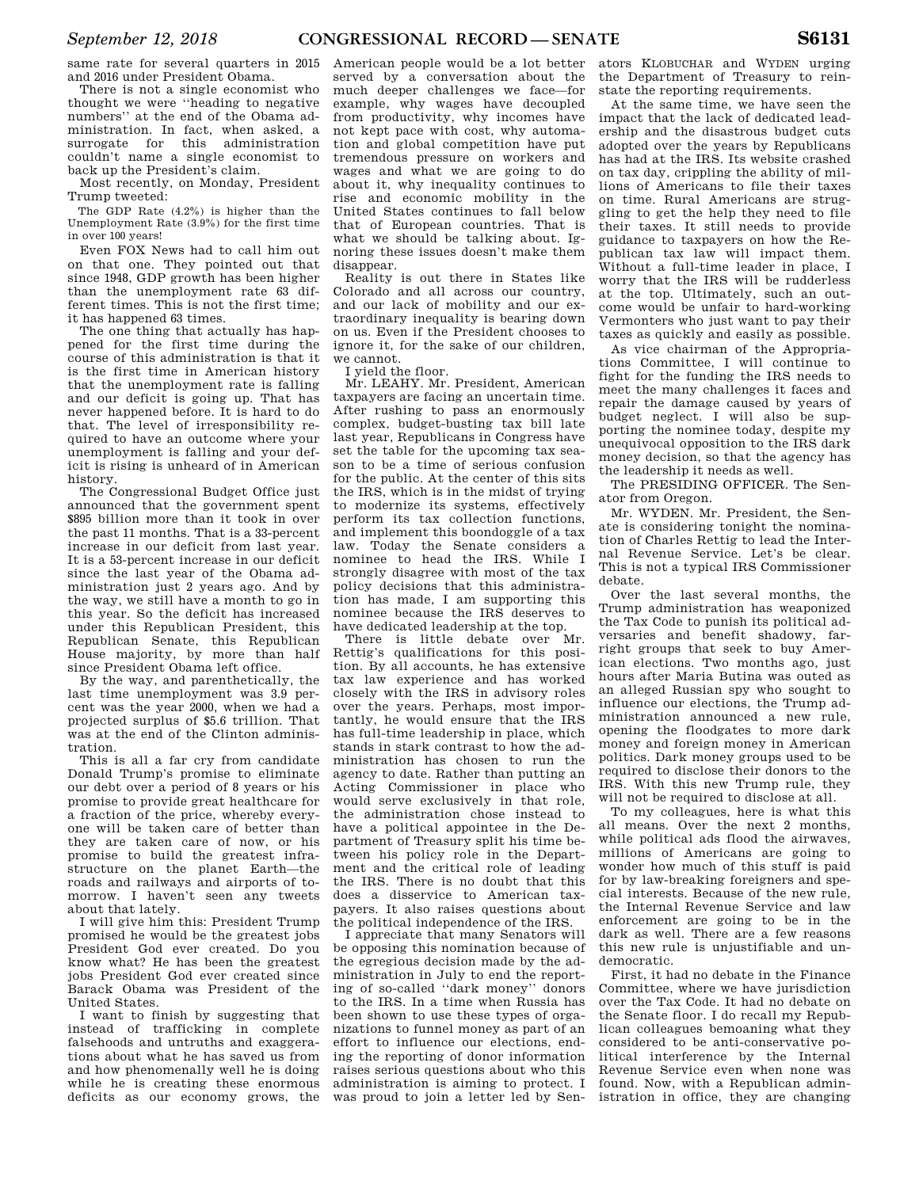same rate for several quarters in 2015 and 2016 under President Obama.

There is not a single economist who thought we were "heading to negative numbers" at the end of the Obama administration. In fact, when asked, a surrogate for this administration couldn't name a single economist to back up the President's claim.

Most recently, on Monday, President Trump tweeted:

> The GDP Rate (4.2%) is higher than the Unemployment Rate (3.9%) for the first time in over 100 years!

Even FOX News had to call him out on that one. They pointed out that since 1948, GDP growth has been higher than the unemployment rate 63 different times. This is not the first time; it has happened 63 times.

The one thing that actually has happened for the first time during the course of this administration is that it is the first time in American history that the unemployment rate is falling and our deficit is going up. That has never happened before. It is hard to do that. The level of irresponsibility required to have an outcome where your unemployment is falling and your deficit is rising is unheard of in American history.

The Congressional Budget Office just announced that the government spent $895 billion more than it took in over the past 11 months. That is a 33-percent increase in our deficit from last year. It is a 53-percent increase in our deficit since the last year of the Obama administration just 2 years ago. And by the way, we still have a month to go in this year. So the deficit has increased under this Republican President, this Republican Senate, this Republican House majority, by more than half since President Obama left office.

By the way, and parenthetically, the last time unemployment was 3.9 percent was the year 2000, when we had a projected surplus of $5.6 trillion. That was at the end of the Clinton administration.

This is all a far cry from candidate Donald Trump's promise to eliminate our debt over a period of 8 years or his promise to provide great healthcare for a fraction of the price, whereby everyone will be taken care of better than they are taken care of now, or his promise to build the greatest infrastructure on the planet Earth—the roads and railways and airports of tomorrow. I haven't seen any tweets about that lately.

I will give him this: President Trump promised he would be the greatest jobs President God ever created. Do you know what? He has been the greatest jobs President God ever created since Barack Obama was President of the United States.

I want to finish by suggesting that instead of trafficking in complete falsehoods and untruths and exaggerations about what he has saved us from and how phenomenally well he is doing while he is creating these enormous deficits as our economy grows, the American people would be a lot better served by a conversation about the much deeper challenges we face—for example, why wages have decoupled from productivity, why incomes have not kept pace with cost, why automation and global competition have put tremendous pressure on workers and wages and what we are going to do about it, why inequality continues to rise and economic mobility in the United States continues to fall below that of European countries. That is what we should be talking about. Ignoring these issues doesn't make them disappear.

Reality is out there in States like Colorado and all across our country, and our lack of mobility and our extraordinary inequality is bearing down on us. Even if the President chooses to ignore it, for the sake of our children, we cannot.

I yield the floor.

Mr. LEAHY. Mr. President, American taxpayers are facing an uncertain time. After rushing to pass an enormously complex, budget-busting tax bill late last year, Republicans in Congress have set the table for the upcoming tax season to be a time of serious confusion for the public. At the center of this sits the IRS, which is in the midst of trying to modernize its systems, effectively perform its tax collection functions, and implement this boondoggle of a tax law. Today the Senate considers a nominee to head the IRS. While I strongly disagree with most of the tax policy decisions that this administration has made, I am supporting this nominee because the IRS deserves to have dedicated leadership at the top.

There is little debate over Mr. Rettig's qualifications for this position. By all accounts, he has extensive tax law experience and has worked closely with the IRS in advisory roles over the years. Perhaps, most importantly, he would ensure that the IRS has full-time leadership in place, which stands in stark contrast to how the administration has chosen to run the agency to date. Rather than putting an Acting Commissioner in place who would serve exclusively in that role, the administration chose instead to have a political appointee in the Department of Treasury split his time between his policy role in the Department and the critical role of leading the IRS. There is no doubt that this does a disservice to American taxpayers. It also raises questions about the political independence of the IRS.

I appreciate that many Senators will be opposing this nomination because of the egregious decision made by the administration in July to end the reporting of so-called "dark money" donors to the IRS. In a time when Russia has been shown to use these types of organizations to funnel money as part of an effort to influence our elections, ending the reporting of donor information raises serious questions about who this administration is aiming to protect. I was proud to join a letter led by Senators KLOBUCHAR and WYDEN urging the Department of Treasury to reinstate the reporting requirements.

At the same time, we have seen the impact that the lack of dedicated leadership and the disastrous budget cuts adopted over the years by Republicans has had at the IRS. Its website crashed on tax day, crippling the ability of millions of Americans to file their taxes on time. Rural Americans are struggling to get the help they need to file their taxes. It still needs to provide guidance to taxpayers on how the Republican tax law will impact them. Without a full-time leader in place, I worry that the IRS will be rudderless at the top. Ultimately, such an outcome would be unfair to hard-working Vermonters who just want to pay their taxes as quickly and easily as possible.

As vice chairman of the Appropriations Committee, I will continue to fight for the funding the IRS needs to meet the many challenges it faces and repair the damage caused by years of budget neglect. I will also be supporting the nominee today, despite my unequivocal opposition to the IRS dark money decision, so that the agency has the leadership it needs as well.

The PRESIDING OFFICER. The Senator from Oregon.

Mr. WYDEN. Mr. President, the Senate is considering tonight the nomination of Charles Rettig to lead the Internal Revenue Service. Let's be clear. This is not a typical IRS Commissioner debate.

Over the last several months, the Trump administration has weaponized the Tax Code to punish its political adversaries and benefit shadowy, far-right groups that seek to buy American elections. Two months ago, just hours after Maria Butina was outed as an alleged Russian spy who sought to influence our elections, the Trump administration announced a new rule, opening the floodgates to more dark money and foreign money in American politics. Dark money groups used to be required to disclose their donors to the IRS. With this new Trump rule, they will not be required to disclose at all.

To my colleagues, here is what this all means. Over the next 2 months, while political ads flood the airwaves, millions of Americans are going to wonder how much of this stuff is paid for by law-breaking foreigners and special interests. Because of the new rule, the Internal Revenue Service and law enforcement are going to be in the dark as well. There are a few reasons this new rule is unjustifiable and undemocratic.

First, it had no debate in the Finance Committee, where we have jurisdiction over the Tax Code. It had no debate on the Senate floor. I do recall my Republican colleagues bemoaning what they considered to be anti-conservative political interference by the Internal Revenue Service even when none was found. Now, with a Republican administration in office, they are changing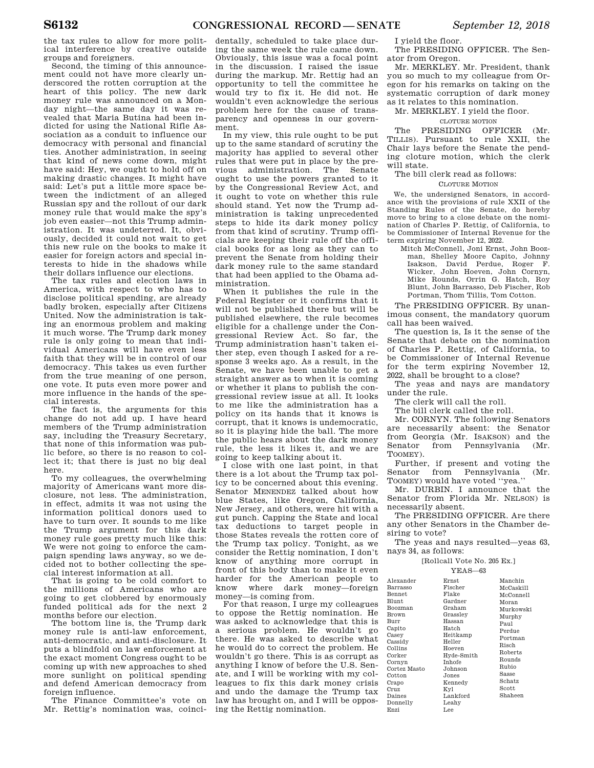the tax rules to allow for more political interference by creative outside groups and foreigners.

Second, the timing of this announcement could not have more clearly underscored the rotten corruption at the heart of this policy. The new dark money rule was announced on a Monday night—the same day it was revealed that Maria Butina had been indicted for using the National Rifle Association as a conduit to influence our democracy with personal and financial ties. Another administration, in seeing that kind of news come down, might have said: Hey, we ought to hold off on making drastic changes. It might have said: Let's put a little more space between the indictment of an alleged Russian spy and the rollout of our dark money rule that would make the spy's job even easier—not this Trump administration. It was undeterred. It, obviously, decided it could not wait to get this new rule on the books to make it easier for foreign actors and special interests to hide in the shadows while their dollars influence our elections.

The tax rules and election laws in America, with respect to who has to disclose political spending, are already badly broken, especially after Citizens United. Now the administration is taking an enormous problem and making it much worse. The Trump dark money rule is only going to mean that individual Americans will have even less faith that they will be in control of our democracy. This takes us even further from the true meaning of one person, one vote. It puts even more power and more influence in the hands of the special interests.

The fact is, the arguments for this change do not add up. I have heard members of the Trump administration say, including the Treasury Secretary, that none of this information was public before, so there is no reason to collect it; that there is just no big deal here.

To my colleagues, the overwhelming majority of Americans want more disclosure, not less. The administration, in effect, admits it was not using the information political donors used to have to turn over. It sounds to me like the Trump argument for this dark money rule goes pretty much like this: We were not going to enforce the campaign spending laws anyway, so we decided not to bother collecting the special interest information at all.

That is going to be cold comfort to the millions of Americans who are going to get clobbered by enormously funded political ads for the next 2 months before our election.

The bottom line is, the Trump dark money rule is anti-law enforcement, anti-democratic, and anti-disclosure. It puts a blindfold on law enforcement at the exact moment Congress ought to be coming up with new approaches to shed more sunlight on political spending and defend American democracy from foreign influence.

The Finance Committee's vote on Mr. Rettig's nomination was, coincidentally, scheduled to take place during the same week the rule came down. Obviously, this issue was a focal point in the discussion. I raised the issue during the markup. Mr. Rettig had an opportunity to tell the committee he would try to fix it. He did not. He wouldn't even acknowledge the serious problem here for the cause of transparency and openness in our government.

In my view, this rule ought to be put up to the same standard of scrutiny the majority has applied to several other rules that were put in place by the previous administration. The Senate ought to use the powers granted to it by the Congressional Review Act, and it ought to vote on whether this rule should stand. Yet now the Trump administration is taking unprecedented steps to hide its dark money policy from that kind of scrutiny. Trump officials are keeping their rule off the official books for as long as they can to prevent the Senate from holding their dark money rule to the same standard that had been applied to the Obama administration.

When it publishes the rule in the Federal Register or it confirms that it will not be published there but will be published elsewhere, the rule becomes eligible for a challenge under the Congressional Review Act. So far, the Trump administration hasn't taken either step, even though I asked for a response 3 weeks ago. As a result, in the Senate, we have been unable to get a straight answer as to when it is coming or whether it plans to publish the congressional review issue at all. It looks to me like the administration has a policy on its hands that it knows is corrupt, that it knows is undemocratic, so it is playing hide the ball. The more the public hears about the dark money rule, the less it likes it, and we are going to keep talking about it.

I close with one last point, in that there is a lot about the Trump tax policy to be concerned about this evening. Senator MENENDEZ talked about how blue States, like Oregon, California, New Jersey, and others, were hit with a gut punch. Capping the State and local tax deductions to target people in those States reveals the rotten core of the Trump tax policy. Tonight, as we consider the Rettig nomination, I don't know of anything more corrupt in front of this body than to make it even harder for the American people to know where dark money—foreign money—is coming from.

For that reason, I urge my colleagues to oppose the Rettig nomination. He was asked to acknowledge that this is a serious problem. He wouldn't go there. He was asked to describe what he would do to correct the problem. He wouldn't go there. This is as corrupt as anything I know of before the U.S. Senate, and I will be working with my colleagues to fix this dark money crisis and undo the damage the Trump tax law has brought on, and I will be opposing the Rettig nomination.

I yield the floor.

The PRESIDING OFFICER. The Senator from Oregon.

Mr. MERKLEY. Mr. President, thank you so much to my colleague from Oregon for his remarks on taking on the systematic corruption of dark money as it relates to this nomination.

Mr. MERKLEY. I yield the floor.

CLOTURE MOTION

The PRESIDING OFFICER (Mr. TILLIS). Pursuant to rule XXII, the Chair lays before the Senate the pending cloture motion, which the clerk will state.

The bill clerk read as follows:

CLOTURE MOTION

We, the undersigned Senators, in accordance with the provisions of rule XXII of the Standing Rules of the Senate, do hereby move to bring to a close debate on the nomination of Charles P. Rettig, of California, to be Commissioner of Internal Revenue for the term expiring November 12, 2022.

Mitch McConnell, Joni Ernst, John Boozman, Shelley Moore Capito, Johnny Isakson, David Perdue, Roger F. Wicker, John Hoeven, John Cornyn, Mike Rounds, Orrin G. Hatch, Roy Blunt, John Barrasso, Deb Fischer, Rob Portman, Thom Tillis, Tom Cotton.

The PRESIDING OFFICER. By unanimous consent, the mandatory quorum call has been waived.

The question is, Is it the sense of the Senate that debate on the nomination of Charles P. Rettig, of California, to be Commissioner of Internal Revenue for the term expiring November 12, 2022, shall be brought to a close?

The yeas and nays are mandatory under the rule.

The clerk will call the roll.

The bill clerk called the roll.

Mr. CORNYN. The following Senators are necessarily absent: the Senator from Georgia (Mr. ISAKSON) and the Senator from Pennsylvania (Mr. TOOMEY).

Further, if present and voting the Senator from Pennsylvania (Mr. TOOMEY) would have voted "yea."

Mr. DURBIN. I announce that the Senator from Florida Mr. NELSON) is necessarily absent.

The PRESIDING OFFICER. Are there any other Senators in the Chamber desiring to vote?

The yeas and nays resulted—yeas 63, nays 34, as follows:

[Rollcall Vote No. 205 Ex.]

YEAS—63

| | | |
|---|---|---|
| Alexander | Ernst | Manchin |
| Barrasso | Fischer | McCaskill |
| Bennet | Flake | McConnell |
| Blunt | Gardner | Moran |
| Boozman | Graham | Murkowski |
| Brown | Grassley | Murphy |
| Burr | Hassan | Paul |
| Capito | Hatch | Perdue |
| Casey | Heitkamp | Portman |
| Cassidy | Heller | Risch |
| Collins | Hoeven | Roberts |
| Corker | Hyde-Smith | Rounds |
| Cornyn | Inhofe | Rubio |
| Cortez Masto | Johnson | Sasse |
| Cotton | Jones | Schatz |
| Crapo | Kennedy | Scott |
| Cruz | Kyl | Shaheen |
| Daines | Lankford | |
| Donnelly | Leahy | |
| Enzi | Lee | |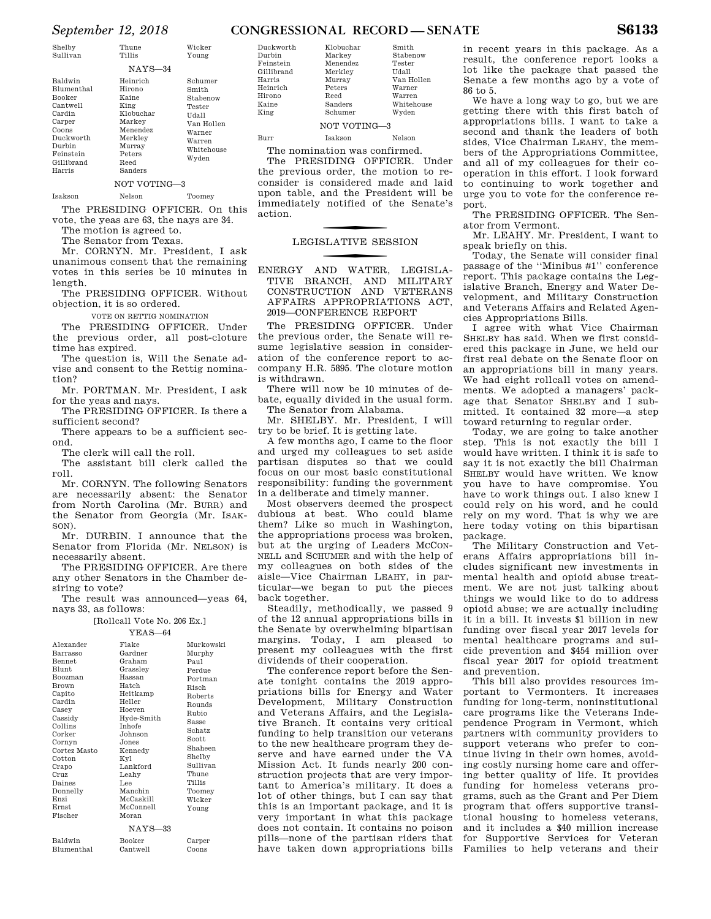| Shelby | Thune | Wicker |
| --- | --- | --- |
| Sullivan | Tillis | Young |

NAYS—34

| Baldwin | Heinrich | Schumer |
| --- | --- | --- |
| Blumenthal | Hirono | Smith |
| Booker | Kaine | Stabenow |
| Cantwell | King | Tester |
| Cardin | Klobuchar | Udall |
| Carper | Markey | Van Hollen |
| Coons | Menendez | Warner |
| Duckworth | Merkley | Warren |
| Durbin | Murray | Whitehouse |
| Feinstein | Peters | Wyden |
| Gillibrand | Reed | |
| Harris | Sanders | |

NOT VOTING—3

| Isakson | Nelson | Toomey |
| --- | --- | --- |

The PRESIDING OFFICER. On this vote, the yeas are 63, the nays are 34.

The motion is agreed to.

The Senator from Texas.

Mr. CORNYN. Mr. President, I ask unanimous consent that the remaining votes in this series be 10 minutes in length.

The PRESIDING OFFICER. Without objection, it is so ordered.

VOTE ON RETTIG NOMINATION

The PRESIDING OFFICER. Under the previous order, all post-cloture time has expired.

The question is, Will the Senate advise and consent to the Rettig nomination?

Mr. PORTMAN. Mr. President, I ask for the yeas and nays.

The PRESIDING OFFICER. Is there a sufficient second?

There appears to be a sufficient second.

The clerk will call the roll.

The assistant bill clerk called the roll.

Mr. CORNYN. The following Senators are necessarily absent: the Senator from North Carolina (Mr. BURR) and the Senator from Georgia (Mr. ISAKSON).

Mr. DURBIN. I announce that the Senator from Florida (Mr. NELSON) is necessarily absent.

The PRESIDING OFFICER. Are there any other Senators in the Chamber desiring to vote?

The result was announced—yeas 64, nays 33, as follows:

[Rollcall Vote No. 206 Ex.]

YEAS—64

| Alexander | Flake | Murkowski |
| --- | --- | --- |
| Barrasso | Gardner | Murphy |
| Bennet | Graham | Paul |
| Blunt | Grassley | Perdue |
| Boozman | Hassan | Portman |
| Brown | Hatch | Risch |
| Capito | Heitkamp | Roberts |
| Cardin | Heller | Rounds |
| Casey | Hoeven | Rubio |
| Cassidy | Hyde-Smith | Sasse |
| Collins | Inhofe | Schatz |
| Corker | Johnson | Scott |
| Cornyn | Jones | Shaheen |
| Cortez Masto | Kennedy | Shelby |
| Cotton | Kyl | Sullivan |
| Crapo | Lankford | Thune |
| Cruz | Leahy | Tillis |
| Daines | Lee | Toomey |
| Donnelly | Manchin | Wicker |
| Enzi | McCaskill | Young |
| Ernst | McConnell | |
| Fischer | Moran | |

NAYS—33

| Baldwin | Booker | Carper |
| --- | --- | --- |
| Blumenthal | Cantwell | Coons |
| Duckworth | Klobuchar | Smith |
| Durbin | Markey | Stabenow |
| Feinstein | Menendez | Tester |
| Gillibrand | Merkley | Udall |
| Harris | Murray | Van Hollen |
| Heinrich | Peters | Warner |
| Hirono | Reed | Warren |
| Kaine | Sanders | Whitehouse |
| King | Schumer | Wyden |

NOT VOTING—3

| Burr | Isakson | Nelson |
| --- | --- | --- |

The nomination was confirmed.

The PRESIDING OFFICER. Under the previous order, the motion to reconsider is considered made and laid upon table, and the President will be immediately notified of the Senate's action.

## LEGISLATIVE SESSION

## ENERGY AND WATER, LEGISLATIVE BRANCH, AND MILITARY CONSTRUCTION AND VETERANS AFFAIRS APPROPRIATIONS ACT, 2019—CONFERENCE REPORT

The PRESIDING OFFICER. Under the previous order, the Senate will resume legislative session in consideration of the conference report to accompany H.R. 5895. The cloture motion is withdrawn.

There will now be 10 minutes of debate, equally divided in the usual form.

The Senator from Alabama.

Mr. SHELBY. Mr. President, I will try to be brief. It is getting late.

A few months ago, I came to the floor and urged my colleagues to set aside partisan disputes so that we could focus on our most basic constitutional responsibility: funding the government in a deliberate and timely manner.

Most observers deemed the prospect dubious at best. Who could blame them? Like so much in Washington, the appropriations process was broken, but at the urging of Leaders MCCONNELL and SCHUMER and with the help of my colleagues on both sides of the aisle—Vice Chairman LEAHY, in particular—we began to put the pieces back together.

Steadily, methodically, we passed 9 of the 12 annual appropriations bills in the Senate by overwhelming bipartisan margins. Today, I am pleased to present my colleagues with the first dividends of their cooperation.

The conference report before the Senate tonight contains the 2019 appropriations bills for Energy and Water Development, Military Construction and Veterans Affairs, and the Legislative Branch. It contains very critical funding to help transition our veterans to the new healthcare program they deserve and have earned under the VA Mission Act. It funds nearly 200 construction projects that are very important to America's military. It does a lot of other things, but I can say that this is an important package, and it is very important in what this package does not contain. It contains no poison pills—none of the partisan riders that have taken down appropriations bills in recent years in this package. As a result, the conference report looks a lot like the package that passed the Senate a few months ago by a vote of 86 to 5.

We have a long way to go, but we are getting there with this first batch of appropriations bills. I want to take a second and thank the leaders of both sides, Vice Chairman LEAHY, the members of the Appropriations Committee, and all of my colleagues for their cooperation in this effort. I look forward to continuing to work together and urge you to vote for the conference report.

The PRESIDING OFFICER. The Senator from Vermont.

Mr. LEAHY. Mr. President, I want to speak briefly on this.

Today, the Senate will consider final passage of the ''Minibus #1'' conference report. This package contains the Legislative Branch, Energy and Water Development, and Military Construction and Veterans Affairs and Related Agencies Appropriations Bills.

I agree with what Vice Chairman SHELBY has said. When we first considered this package in June, we held our first real debate on the Senate floor on an appropriations bill in many years. We had eight rollcall votes on amendments. We adopted a managers' package that Senator SHELBY and I submitted. It contained 32 more—a step toward returning to regular order.

Today, we are going to take another step. This is not exactly the bill I would have written. I think it is safe to say it is not exactly the bill Chairman SHELBY would have written. We know you have to compromise. You have to work things out. I also knew I could rely on his word, and he could rely on my word. That is why we are here today voting on this bipartisan package.

The Military Construction and Veterans Affairs appropriations bill includes significant new investments in mental health and opioid abuse treatment. We are not just talking about things we would like to do to address opioid abuse; we are actually including it in a bill. It invests $1 billion in new funding over fiscal year 2017 levels for mental healthcare programs and suicide prevention and $454 million over fiscal year 2017 for opioid treatment and prevention.

This bill also provides resources important to Vermonters. It increases funding for long-term, noninstitutional care programs like the Veterans Independence Program in Vermont, which partners with community providers to support veterans who prefer to continue living in their own homes, avoiding costly nursing home care and offering better quality of life. It provides funding for homeless veterans programs, such as the Grant and Per Diem program that offers supportive transitional housing to homeless veterans, and it includes a $40 million increase for Supportive Services for Veteran Families to help veterans and their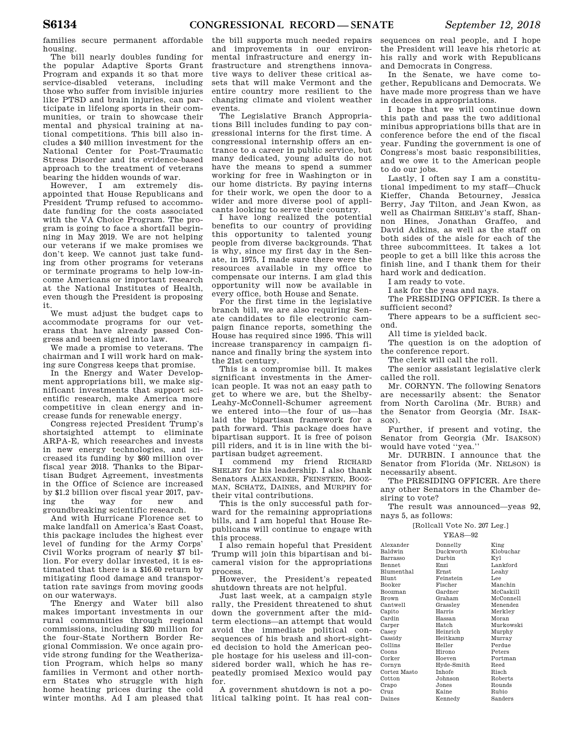families secure permanent affordable housing.

The bill nearly doubles funding for the popular Adaptive Sports Grant Program and expands it so that more service-disabled veterans, including those who suffer from invisible injuries like PTSD and brain injuries, can participate in lifelong sports in their communities, or train to showcase their mental and physical training at national competitions. This bill also includes a $40 million investment for the National Center for Post-Traumatic Stress Disorder and its evidence-based approach to the treatment of veterans bearing the hidden wounds of war.

However, I am extremely disappointed that House Republicans and President Trump refused to accommodate funding for the costs associated with the VA Choice Program. The program is going to face a shortfall beginning in May 2019. We are not helping our veterans if we make promises we don't keep. We cannot just take funding from other programs for veterans or terminate programs to help low-income Americans or important research at the National Institutes of Health, even though the President is proposing it.

We must adjust the budget caps to accommodate programs for our veterans that have already passed Congress and been signed into law.

We made a promise to veterans. The chairman and I will work hard on making sure Congress keeps that promise.

In the Energy and Water Development appropriations bill, we make significant investments that support scientific research, make America more competitive in clean energy and increase funds for renewable energy.

Congress rejected President Trump's shortsighted attempt to eliminate ARPA-E, which researches and invests in new energy technologies, and increased its funding by $60 million over fiscal year 2018. Thanks to the Bipartisan Budget Agreement, investments in the Office of Science are increased by $1.2 billion over fiscal year 2017, paving the way for new and groundbreaking scientific research.

And with Hurricane Florence set to make landfall on America's East Coast, this package includes the highest ever level of funding for the Army Corps' Civil Works program of nearly $7 billion. For every dollar invested, it is estimated that there is a $16.60 return by mitigating flood damage and transportation rate savings from moving goods on our waterways.

The Energy and Water bill also makes important investments in our rural communities through regional commissions, including $20 million for the four-State Northern Border Regional Commission. We once again provide strong funding for the Weatherization Program, which helps so many families in Vermont and other northern States who struggle with high home heating prices during the cold winter months. Ad I am pleased that the bill supports much needed repairs and improvements in our environmental infrastructure and energy infrastructure and strengthens innovative ways to deliver these critical assets that will make Vermont and the entire country more resilient to the changing climate and violent weather events.

The Legislative Branch Appropriations Bill includes funding to pay congressional interns for the first time. A congressional internship offers an entrance to a career in public service, but many dedicated, young adults do not have the means to spend a summer working for free in Washington or in our home districts. By paying interns for their work, we open the door to a wider and more diverse pool of applicants looking to serve their country.

I have long realized the potential benefits to our country of providing this opportunity to talented young people from diverse backgrounds. That is why, since my first day in the Senate, in 1975, I made sure there were the resources available in my office to compensate our interns. I am glad this opportunity will now be available in every office, both House and Senate.

For the first time in the legislative branch bill, we are also requiring Senate candidates to file electronic campaign finance reports, something the House has required since 1995. This will increase transparency in campaign finance and finally bring the system into the 21st century.

This is a compromise bill. It makes significant investments in the American people. It was not an easy path to get to where we are, but the Shelby-Leahy-McConnell-Schumer agreement we entered into—the four of us—has laid the bipartisan framework for a path forward. This package does have bipartisan support. It is free of poison pill riders, and it is in line with the bipartisan budget agreement.

I commend my friend RICHARD SHELBY for his leadership. I also thank Senators ALEXANDER, FEINSTEIN, BOOZMAN, SCHATZ, DAINES, and MURPHY for their vital contributions.

This is the only successful path forward for the remaining appropriations bills, and I am hopeful that House Republicans will continue to engage with this process.

I also remain hopeful that President Trump will join this bipartisan and bicameral vision for the appropriations process.

However, the President's repeated shutdown threats are not helpful.

Just last week, at a campaign style rally, the President threatened to shut down the government after the midterm elections—an attempt that would avoid the immediate political consequences of his brash and short-sighted decision to hold the American people hostage for his useless and ill-considered border wall, which he has repeatedly promised Mexico would pay for.

A government shutdown is not a political talking point. It has real consequences on real people, and I hope the President will leave his rhetoric at his rally and work with Republicans and Democrats in Congress.

In the Senate, we have come together, Republicans and Democrats. We have made more progress than we have in decades in appropriations.

I hope that we will continue down this path and pass the two additional minibus appropriations bills that are in conference before the end of the fiscal year. Funding the government is one of Congress's most basic responsibilities, and we owe it to the American people to do our jobs.

Lastly, I often say I am a constitutional impediment to my staff—Chuck Kieffer, Chanda Betourney, Jessica Berry, Jay Tilton, and Jean Kwon, as well as Chairman SHELBY's staff, Shannon Hines, Jonathan Graffeo, and David Adkins, as well as the staff on both sides of the aisle for each of the three subcommittees. It takes a lot people to get a bill like this across the finish line, and I thank them for their hard work and dedication.

I am ready to vote.

I ask for the yeas and nays.

The PRESIDING OFFICER. Is there a sufficient second?

There appears to be a sufficient second.

All time is yielded back.

The question is on the adoption of the conference report.

The clerk will call the roll.

The senior assistant legislative clerk called the roll.

Mr. CORNYN. The following Senators are necessarily absent: the Senator from North Carolina (Mr. BURR) and the Senator from Georgia (Mr. ISAKSON).

Further, if present and voting, the Senator from Georgia (Mr. ISAKSON) would have voted ''yea.''

Mr. DURBIN. I announce that the Senator from Florida (Mr. NELSON) is necessarily absent.

The PRESIDING OFFICER. Are there any other Senators in the Chamber desiring to vote?

The result was announced—yeas 92, nays 5, as follows:

[Rollcall Vote No. 207 Leg.]

YEAS—92

| | | |
|---|---|---|
| Alexander | Donnelly | King |
| Baldwin | Duckworth | Klobuchar |
| Barrasso | Durbin | Kyl |
| Bennet | Enzi | Lankford |
| Blumenthal | Ernst | Leahy |
| Blunt | Feinstein | Lee |
| Booker | Fischer | Manchin |
| Boozman | Gardner | McCaskill |
| Brown | Graham | McConnell |
| Cantwell | Grassley | Menendez |
| Capito | Harris | Merkley |
| Cardin | Hassan | Moran |
| Carper | Hatch | Murkowski |
| Casey | Heinrich | Murphy |
| Cassidy | Heitkamp | Murray |
| Collins | Heller | Perdue |
| Coons | Hirono | Peters |
| Corker | Hoeven | Portman |
| Cornyn | Hyde-Smith | Reed |
| Cortez Masto | Inhofe | Risch |
| Cotton | Johnson | Roberts |
| Crapo | Jones | Rounds |
| Cruz | Kaine | Rubio |
| Daines | Kennedy | Sanders |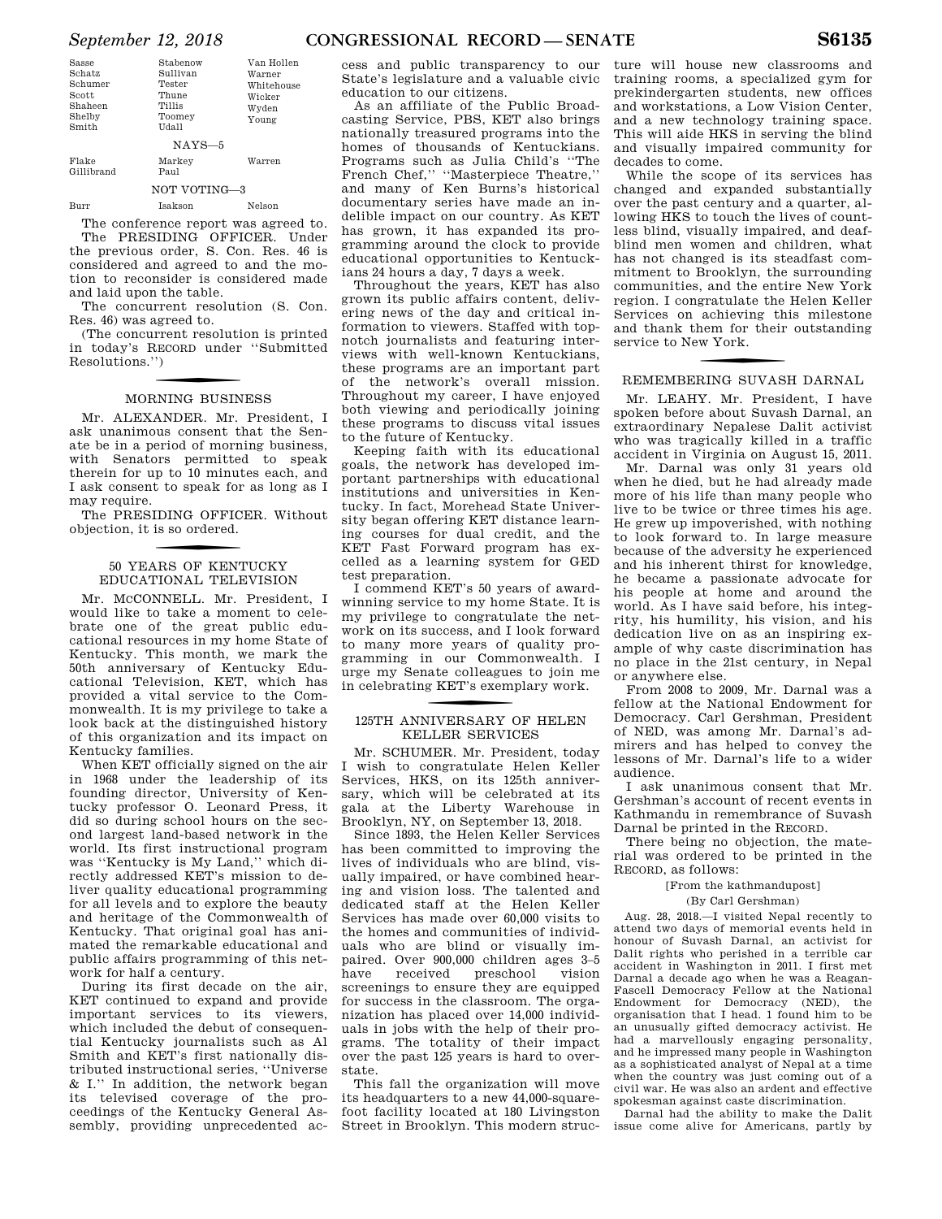| Sasse | Stabenow | Van Hollen |
|---|---|---|
| Schatz | Sullivan | Warner |
| Schumer | Tester | Whitehouse |
| Scott | Thune | Wicker |
| Shaheen | Tillis | Wyden |
| Shelby | Toomey | Young |
| Smith | Udall | |

NAYS—5

| Flake | Markey | Warren |
|---|---|---|
| Gillibrand | Paul | |

NOT VOTING—3

| Burr | Isakson | Nelson |
|---|---|---|

The conference report was agreed to.

The PRESIDING OFFICER. Under the previous order, S. Con. Res. 46 is considered and agreed to and the motion to reconsider is considered made and laid upon the table.

The concurrent resolution (S. Con. Res. 46) was agreed to.

(The concurrent resolution is printed in today's RECORD under ''Submitted Resolutions.'')

## MORNING BUSINESS

Mr. ALEXANDER. Mr. President, I ask unanimous consent that the Senate be in a period of morning business, with Senators permitted to speak therein for up to 10 minutes each, and I ask consent to speak for as long as I may require.

The PRESIDING OFFICER. Without objection, it is so ordered.

## 50 YEARS OF KENTUCKY EDUCATIONAL TELEVISION

Mr. MCCONNELL. Mr. President, I would like to take a moment to celebrate one of the great public educational resources in my home State of Kentucky. This month, we mark the 50th anniversary of Kentucky Educational Television, KET, which has provided a vital service to the Commonwealth. It is my privilege to take a look back at the distinguished history of this organization and its impact on Kentucky families.

When KET officially signed on the air in 1968 under the leadership of its founding director, University of Kentucky professor O. Leonard Press, it did so during school hours on the second largest land-based network in the world. Its first instructional program was ''Kentucky is My Land,'' which directly addressed KET's mission to deliver quality educational programming for all levels and to explore the beauty and heritage of the Commonwealth of Kentucky. That original goal has animated the remarkable educational and public affairs programming of this network for half a century.

During its first decade on the air, KET continued to expand and provide important services to its viewers, which included the debut of consequential Kentucky journalists such as Al Smith and KET's first nationally distributed instructional series, ''Universe & I.'' In addition, the network began its televised coverage of the proceedings of the Kentucky General Assembly, providing unprecedented access and public transparency to our State's legislature and a valuable civic education to our citizens.

As an affiliate of the Public Broadcasting Service, PBS, KET also brings nationally treasured programs into the homes of thousands of Kentuckians. Programs such as Julia Child's ''The French Chef,'' ''Masterpiece Theatre,'' and many of Ken Burns's historical documentary series have made an indelible impact on our country. As KET has grown, it has expanded its programming around the clock to provide educational opportunities to Kentuckians 24 hours a day, 7 days a week.

Throughout the years, KET has also grown its public affairs content, delivering news of the day and critical information to viewers. Staffed with top-notch journalists and featuring interviews with well-known Kentuckians, these programs are an important part of the network's overall mission. Throughout my career, I have enjoyed both viewing and periodically joining these programs to discuss vital issues to the future of Kentucky.

Keeping faith with its educational goals, the network has developed important partnerships with educational institutions and universities in Kentucky. In fact, Morehead State University began offering KET distance learning courses for dual credit, and the KET Fast Forward program has excelled as a learning system for GED test preparation.

I commend KET's 50 years of award-winning service to my home State. It is my privilege to congratulate the network on its success, and I look forward to many more years of quality programming in our Commonwealth. I urge my Senate colleagues to join me in celebrating KET's exemplary work.

## 125TH ANNIVERSARY OF HELEN KELLER SERVICES

Mr. SCHUMER. Mr. President, today I wish to congratulate Helen Keller Services, HKS, on its 125th anniversary, which will be celebrated at its gala at the Liberty Warehouse in Brooklyn, NY, on September 13, 2018.

Since 1893, the Helen Keller Services has been committed to improving the lives of individuals who are blind, visually impaired, or have combined hearing and vision loss. The talented and dedicated staff at the Helen Keller Services has made over 60,000 visits to the homes and communities of individuals who are blind or visually impaired. Over 900,000 children ages 3–5 have received preschool vision screenings to ensure they are equipped for success in the classroom. The organization has placed over 14,000 individuals in jobs with the help of their programs. The totality of their impact over the past 125 years is hard to overstate.

This fall the organization will move its headquarters to a new 44,000-square-foot facility located at 180 Livingston Street in Brooklyn. This modern structure will house new classrooms and training rooms, a specialized gym for prekindergarten students, new offices and workstations, a Low Vision Center, and a new technology training space. This will aide HKS in serving the blind and visually impaired community for decades to come.

While the scope of its services has changed and expanded substantially over the past century and a quarter, allowing HKS to touch the lives of countless blind, visually impaired, and deaf-blind men women and children, what has not changed is its steadfast commitment to Brooklyn, the surrounding communities, and the entire New York region. I congratulate the Helen Keller Services on achieving this milestone and thank them for their outstanding service to New York.

## REMEMBERING SUVASH DARNAL

Mr. LEAHY. Mr. President, I have spoken before about Suvash Darnal, an extraordinary Nepalese Dalit activist who was tragically killed in a traffic accident in Virginia on August 15, 2011.

Mr. Darnal was only 31 years old when he died, but he had already made more of his life than many people who live to be twice or three times his age. He grew up impoverished, with nothing to look forward to. In large measure because of the adversity he experienced and his inherent thirst for knowledge, he became a passionate advocate for his people at home and around the world. As I have said before, his integrity, his humility, his vision, and his dedication live on as an inspiring example of why caste discrimination has no place in the 21st century, in Nepal or anywhere else.

From 2008 to 2009, Mr. Darnal was a fellow at the National Endowment for Democracy. Carl Gershman, President of NED, was among Mr. Darnal's admirers and has helped to convey the lessons of Mr. Darnal's life to a wider audience.

I ask unanimous consent that Mr. Gershman's account of recent events in Kathmandu in remembrance of Suvash Darnal be printed in the RECORD.

There being no objection, the material was ordered to be printed in the RECORD, as follows:

[From the kathmandupost]

(By Carl Gershman)

Aug. 28, 2018.—I visited Nepal recently to attend two days of memorial events held in honour of Suvash Darnal, an activist for Dalit rights who perished in a terrible car accident in Washington in 2011. I first met Darnal a decade ago when he was a Reagan-Fascell Democracy Fellow at the National Endowment for Democracy (NED), the organisation that I head. I found him to be an unusually gifted democracy activist. He had a marvellously engaging personality, and he impressed many people in Washington as a sophisticated analyst of Nepal at a time when the country was just coming out of a civil war. He was also an ardent and effective spokesman against caste discrimination.

Darnal had the ability to make the Dalit issue come alive for Americans, partly by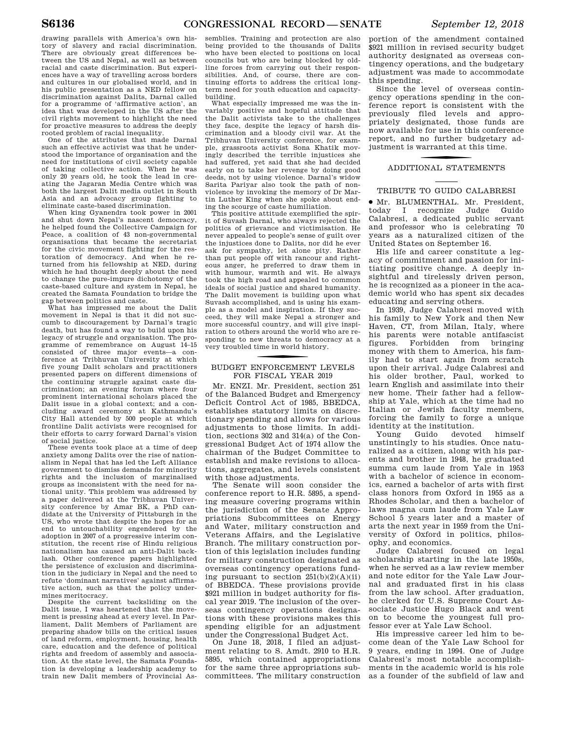drawing parallels with America's own history of slavery and racial discrimination. There are obviously great differences between the US and Nepal, as well as between racial and caste discrimination. But experiences have a way of travelling across borders and cultures in our globalised world, and in his public presentation as a NED fellow on discrimination against Dalits, Darnal called for a programme of 'affirmative action', an idea that was developed in the US after the civil rights movement to highlight the need for proactive measures to address the deeply rooted problem of racial inequality.

One of the attributes that made Darnal such an effective activist was that he understood the importance of organisation and the need for institutions of civil society capable of taking collective action. When he was only 20 years old, he took the lead in creating the Jagaran Media Centre which was both the largest Dalit media outlet in South Asia and an advocacy group fighting to eliminate caste-based discrimination.

When king Gyanendra took power in 2001 and shut down Nepal's nascent democracy, he helped found the Collective Campaign for Peace, a coalition of 43 non-governmental organisations that became the secretariat for the civic movement fighting for the restoration of democracy. And when he returned from his fellowship at NED, during which he had thought deeply about the need to change the pure-impure dichotomy of the caste-based culture and system in Nepal, he created the Samata Foundation to bridge the gap between politics and caste.

What has impressed me about the Dalit movement in Nepal is that it did not succumb to discouragement by Darnal's tragic death, but has found a way to build upon his legacy of struggle and organisation. The programme of remembrance on August 14–15 consisted of three major events—a conference at Tribhuvan University at which five young Dalit scholars and practitioners presented papers on different dimensions of the continuing struggle against caste discrimination; an evening forum where four prominent international scholars placed the Dalit issue in a global context; and a concluding award ceremony at Kathmandu's City Hall attended by 500 people at which frontline Dalit activists were recognised for their efforts to carry forward Darnal's vision of social justice.

These events took place at a time of deep anxiety among Dalits over the rise of nationalism in Nepal that has led the Left Alliance government to dismiss demands for minority rights and the inclusion of marginalised groups as inconsistent with the need for national unity. This problem was addressed by a paper delivered at the Tribhuvan University conference by Amar BK, a PhD candidate at the University of Pittsburgh in the US, who wrote that despite the hopes for an end to untouchability engendered by the adoption in 2007 of a progressive interim constitution, the recent rise of Hindu religious nationalism has caused an anti-Dalit backlash. Other conference papers highlighted the persistence of exclusion and discrimination in the judiciary in Nepal and the need to refute 'dominant narratives' against affirmative action, such as that the policy undermines meritocracy.

Despite the current backsliding on the Dalit issue, I was heartened that the movement is pressing ahead at every level. In Parliament, Dalit Members of Parliament are preparing shadow bills on the critical issues of land reform, employment, housing, health care, education and the defence of political rights and freedom of assembly and association. At the state level, the Samata Foundation is developing a leadership academy to train new Dalit members of Provincial Assemblies. Training and protection are also being provided to the thousands of Dalits who have been elected to positions on local councils but who are being blocked by oldline forces from carrying out their responsibilities. And, of course, there are continuing efforts to address the critical longterm need for youth education and capacity-building.

What especially impressed me was the invariably positive and hopeful attitude that the Dalit activists take to the challenges they face, despite the legacy of harsh discrimination and a bloody civil war. At the Tribhuvan University conference, for example, grassroots activist Sona Khatik movingly described the terrible injustices she had suffered, yet said that she had decided early on to take her revenge by doing good deeds, not by using violence. Darnal's widow Sarita Pariyar also took the path of nonviolence by invoking the memory of Dr Martin Luther King when she spoke about ending the scourge of caste humiliation.

This positive attitude exemplified the spirit of Suvash Darnal, who always rejected the politics of grievance and victimisation. He never appealed to people's sense of guilt over the injustices done to Dalits, nor did he ever ask for sympathy, let alone pity. Rather than put people off with rancour and righteous anger, he preferred to draw them in with humour, warmth and wit. He always took the high road and appealed to common ideals of social justice and shared humanity. The Dalit movement is building upon what Suvash accomplished, and is using his example as a model and inspiration. If they succeed, they will make Nepal a stronger and more successful country, and will give inspiration to others around the world who are responding to new threats to democracy at a very troubled time in world history.

## BUDGET ENFORCEMENT LEVELS FOR FISCAL YEAR 2019

Mr. ENZI. Mr. President, section 251 of the Balanced Budget and Emergency Deficit Control Act of 1985, BBEDCA, establishes statutory limits on discretionary spending and allows for various adjustments to those limits. In addition, sections 302 and 314(a) of the Congressional Budget Act of 1974 allow the chairman of the Budget Committee to establish and make revisions to allocations, aggregates, and levels consistent with those adjustments.

The Senate will soon consider the conference report to H.R. 5895, a spending measure covering programs within the jurisdiction of the Senate Appropriations Subcommittees on Energy and Water, military construction and Veterans Affairs, and the Legislative Branch. The military construction portion of this legislation includes funding for military construction designated as overseas contingency operations funding pursuant to section 251(b)(2)(A)(ii) of BBEDCA. These provisions provide $921 million in budget authority for fiscal year 2019. The inclusion of the overseas contingency operations designations with these provisions makes this spending eligible for an adjustment under the Congressional Budget Act.

On June 18, 2018, I filed an adjustment relating to S. Amdt. 2910 to H.R. 5895, which contained appropriations for the same three appropriations subcommittees. The military construction portion of the amendment contained $921 million in revised security budget authority designated as overseas contingency operations, and the budgetary adjustment was made to accommodate this spending.

Since the level of overseas contingency operations spending in the conference report is consistent with the previously filed levels and appropriately designated, those funds are now available for use in this conference report, and no further budgetary adjustment is warranted at this time.

## ADDITIONAL STATEMENTS

### TRIBUTE TO GUIDO CALABRESI

● Mr. BLUMENTHAL. Mr. President, today I recognize Judge Guido Calabresi, a dedicated public servant and professor who is celebrating 70 years as a naturalized citizen of the United States on September 16.

His life and career constitute a legacy of commitment and passion for initiating positive change. A deeply insightful and tirelessly driven person, he is recognized as a pioneer in the academic world who has spent six decades educating and serving others.

In 1939, Judge Calabresi moved with his family to New York and then New Haven, CT, from Milan, Italy, where his parents were notable antifascist figures. Forbidden from bringing money with them to America, his family had to start again from scratch upon their arrival. Judge Calabresi and his older brother, Paul, worked to learn English and assimilate into their new home. Their father had a fellowship at Yale, which at the time had no Italian or Jewish faculty members, forcing the family to forge a unique identity at the institution.

Young Guido devoted himself unstintingly to his studies. Once naturalized as a citizen, along with his parents and brother in 1948, he graduated summa cum laude from Yale in 1953 with a bachelor of science in economics, earned a bachelor of arts with first class honors from Oxford in 1955 as a Rhodes Scholar, and then a bachelor of laws magna cum laude from Yale Law School 5 years later and a master of arts the next year in 1959 from the University of Oxford in politics, philosophy, and economics.

Judge Calabresi focused on legal scholarship starting in the late 1950s, when he served as a law review member and note editor for the Yale Law Journal and graduated first in his class from the law school. After graduation, he clerked for U.S. Supreme Court Associate Justice Hugo Black and went on to become the youngest full professor ever at Yale Law School.

His impressive career led him to become dean of the Yale Law School for 9 years, ending in 1994. One of Judge Calabresi's most notable accomplishments in the academic world is his role as a founder of the subfield of law and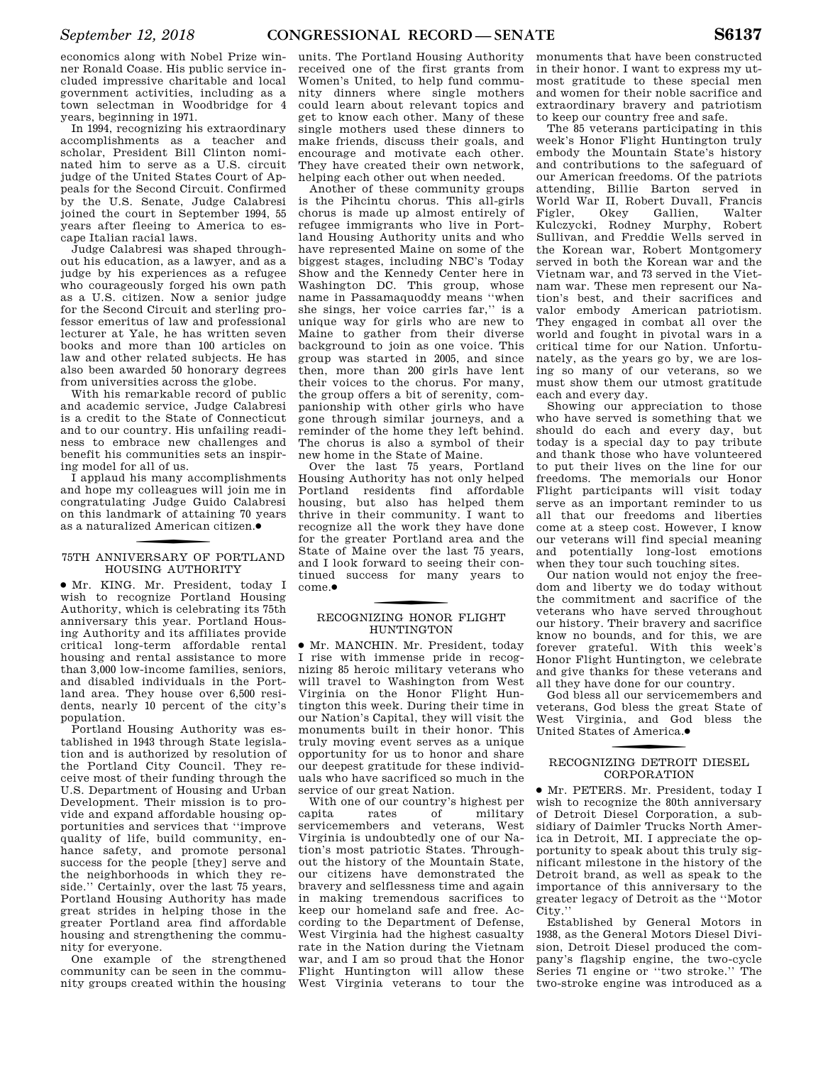economics along with Nobel Prize winner Ronald Coase. His public service included impressive charitable and local government activities, including as a town selectman in Woodbridge for 4 years, beginning in 1971.

In 1994, recognizing his extraordinary accomplishments as a teacher and scholar, President Bill Clinton nominated him to serve as a U.S. circuit judge of the United States Court of Appeals for the Second Circuit. Confirmed by the U.S. Senate, Judge Calabresi joined the court in September 1994, 55 years after fleeing to America to escape Italian racial laws.

Judge Calabresi was shaped throughout his education, as a lawyer, and as a judge by his experiences as a refugee who courageously forged his own path as a U.S. citizen. Now a senior judge for the Second Circuit and sterling professor emeritus of law and professional lecturer at Yale, he has written seven books and more than 100 articles on law and other related subjects. He has also been awarded 50 honorary degrees from universities across the globe.

With his remarkable record of public and academic service, Judge Calabresi is a credit to the State of Connecticut and to our country. His unfailing readiness to embrace new challenges and benefit his communities sets an inspiring model for all of us.

I applaud his many accomplishments and hope my colleagues will join me in congratulating Judge Guido Calabresi on this landmark of attaining 70 years as a naturalized American citizen.●

## 75TH ANNIVERSARY OF PORTLAND HOUSING AUTHORITY

● Mr. KING. Mr. President, today I wish to recognize Portland Housing Authority, which is celebrating its 75th anniversary this year. Portland Housing Authority and its affiliates provide critical long-term affordable rental housing and rental assistance to more than 3,000 low-income families, seniors, and disabled individuals in the Portland area. They house over 6,500 residents, nearly 10 percent of the city's population.

Portland Housing Authority was established in 1943 through State legislation and is authorized by resolution of the Portland City Council. They receive most of their funding through the U.S. Department of Housing and Urban Development. Their mission is to provide and expand affordable housing opportunities and services that ''improve quality of life, build community, enhance safety, and promote personal success for the people [they] serve and the neighborhoods in which they reside.'' Certainly, over the last 75 years, Portland Housing Authority has made great strides in helping those in the greater Portland area find affordable housing and strengthening the community for everyone.

One example of the strengthened community can be seen in the community groups created within the housing units. The Portland Housing Authority received one of the first grants from Women's United, to help fund community dinners where single mothers could learn about relevant topics and get to know each other. Many of these single mothers used these dinners to make friends, discuss their goals, and encourage and motivate each other. They have created their own network, helping each other out when needed.

Another of these community groups is the Pihcintu chorus. This all-girls chorus is made up almost entirely of refugee immigrants who live in Portland Housing Authority units and who have represented Maine on some of the biggest stages, including NBC's Today Show and the Kennedy Center here in Washington DC. This group, whose name in Passamaquoddy means ''when she sings, her voice carries far,'' is a unique way for girls who are new to Maine to gather from their diverse background to join as one voice. This group was started in 2005, and since then, more than 200 girls have lent their voices to the chorus. For many, the group offers a bit of serenity, companionship with other girls who have gone through similar journeys, and a reminder of the home they left behind. The chorus is also a symbol of their new home in the State of Maine.

Over the last 75 years, Portland Housing Authority has not only helped Portland residents find affordable housing, but also has helped them thrive in their community. I want to recognize all the work they have done for the greater Portland area and the State of Maine over the last 75 years, and I look forward to seeing their continued success for many years to come.●

## RECOGNIZING HONOR FLIGHT HUNTINGTON

● Mr. MANCHIN. Mr. President, today I rise with immense pride in recognizing 85 heroic military veterans who will travel to Washington from West Virginia on the Honor Flight Huntington this week. During their time in our Nation's Capital, they will visit the monuments built in their honor. This truly moving event serves as a unique opportunity for us to honor and share our deepest gratitude for these individuals who have sacrificed so much in the service of our great Nation.

With one of our country's highest per capita rates of military servicemembers and veterans, West Virginia is undoubtedly one of our Nation's most patriotic States. Throughout the history of the Mountain State, our citizens have demonstrated the bravery and selflessness time and again in making tremendous sacrifices to keep our homeland safe and free. According to the Department of Defense, West Virginia had the highest casualty rate in the Nation during the Vietnam war, and I am so proud that the Honor Flight Huntington will allow these West Virginia veterans to tour the monuments that have been constructed in their honor. I want to express my utmost gratitude to these special men and women for their noble sacrifice and extraordinary bravery and patriotism to keep our country free and safe.

The 85 veterans participating in this week's Honor Flight Huntington truly embody the Mountain State's history and contributions to the safeguard of our American freedoms. Of the patriots attending, Billie Barton served in World War II, Robert Duvall, Francis Figler, Okey Gallien, Walter Kulczycki, Rodney Murphy, Robert Sullivan, and Freddie Wells served in the Korean war, Robert Montgomery served in both the Korean war and the Vietnam war, and 73 served in the Vietnam war. These men represent our Nation's best, and their sacrifices and valor embody American patriotism. They engaged in combat all over the world and fought in pivotal wars in a critical time for our Nation. Unfortunately, as the years go by, we are losing so many of our veterans, so we must show them our utmost gratitude each and every day.

Showing our appreciation to those who have served is something that we should do each and every day, but today is a special day to pay tribute and thank those who have volunteered to put their lives on the line for our freedoms. The memorials our Honor Flight participants will visit today serve as an important reminder to us all that our freedoms and liberties come at a steep cost. However, I know our veterans will find special meaning and potentially long-lost emotions when they tour such touching sites.

Our nation would not enjoy the freedom and liberty we do today without the commitment and sacrifice of the veterans who have served throughout our history. Their bravery and sacrifice know no bounds, and for this, we are forever grateful. With this week's Honor Flight Huntington, we celebrate and give thanks for these veterans and all they have done for our country.

God bless all our servicemembers and veterans, God bless the great State of West Virginia, and God bless the United States of America.●

## RECOGNIZING DETROIT DIESEL CORPORATION

● Mr. PETERS. Mr. President, today I wish to recognize the 80th anniversary of Detroit Diesel Corporation, a subsidiary of Daimler Trucks North America in Detroit, MI. I appreciate the opportunity to speak about this truly significant milestone in the history of the Detroit brand, as well as speak to the importance of this anniversary to the greater legacy of Detroit as the ''Motor City.''

Established by General Motors in 1938, as the General Motors Diesel Division, Detroit Diesel produced the company's flagship engine, the two-cycle Series 71 engine or ''two stroke.'' The two-stroke engine was introduced as a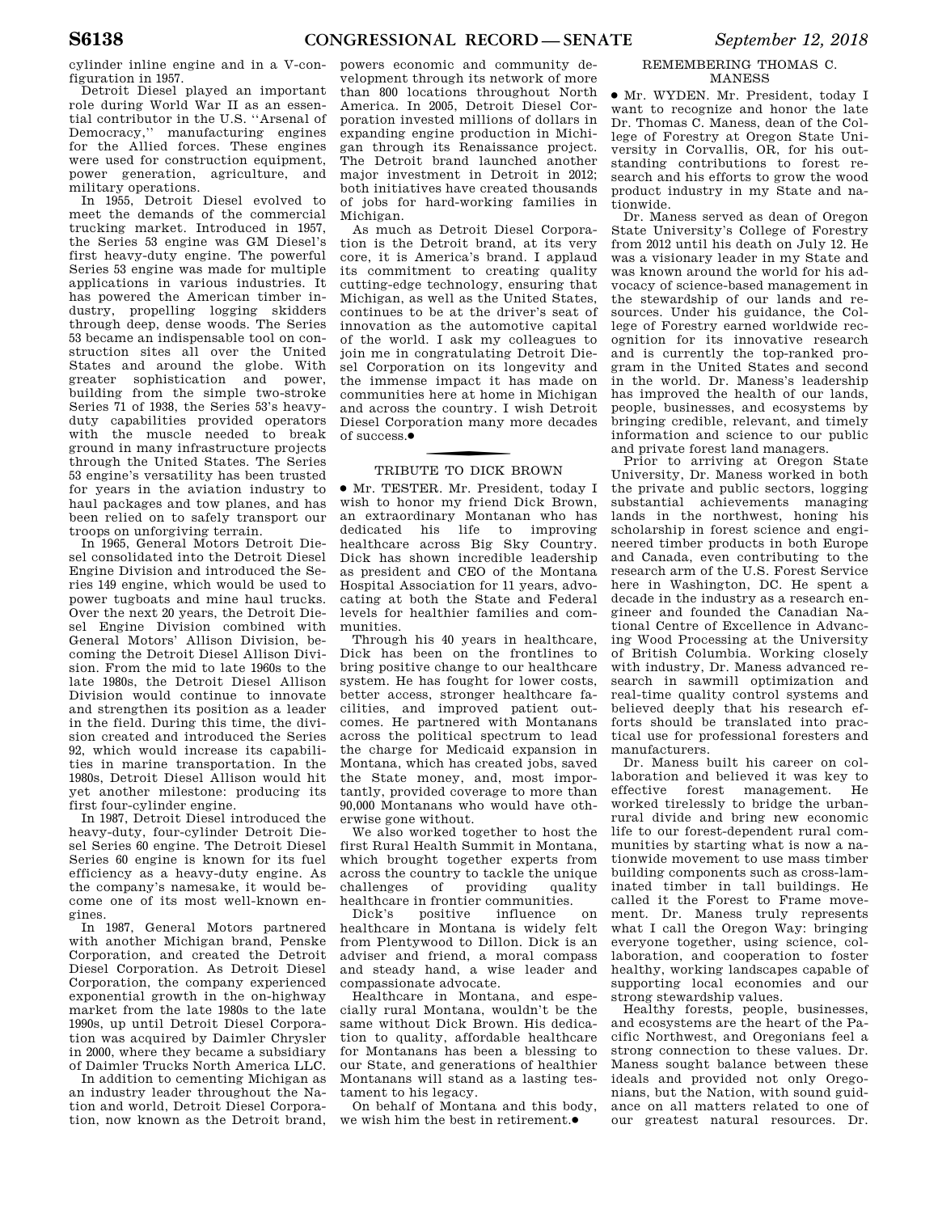cylinder inline engine and in a V-configuration in 1957.

Detroit Diesel played an important role during World War II as an essential contributor in the U.S. ''Arsenal of Democracy,'' manufacturing engines for the Allied forces. These engines were used for construction equipment, power generation, agriculture, and military operations.

In 1955, Detroit Diesel evolved to meet the demands of the commercial trucking market. Introduced in 1957, the Series 53 engine was GM Diesel's first heavy-duty engine. The powerful Series 53 engine was made for multiple applications in various industries. It has powered the American timber industry, propelling logging skidders through deep, dense woods. The Series 53 became an indispensable tool on construction sites all over the United States and around the globe. With greater sophistication and power, building from the simple two-stroke Series 71 of 1938, the Series 53's heavy-duty capabilities provided operators with the muscle needed to break ground in many infrastructure projects through the United States. The Series 53 engine's versatility has been trusted for years in the aviation industry to haul packages and tow planes, and has been relied on to safely transport our troops on unforgiving terrain.

In 1965, General Motors Detroit Diesel consolidated into the Detroit Diesel Engine Division and introduced the Series 149 engine, which would be used to power tugboats and mine haul trucks. Over the next 20 years, the Detroit Diesel Engine Division combined with General Motors' Allison Division, becoming the Detroit Diesel Allison Division. From the mid to late 1960s to the late 1980s, the Detroit Diesel Allison Division would continue to innovate and strengthen its position as a leader in the field. During this time, the division created and introduced the Series 92, which would increase its capabilities in marine transportation. In the 1980s, Detroit Diesel Allison would hit yet another milestone: producing its first four-cylinder engine.

In 1987, Detroit Diesel introduced the heavy-duty, four-cylinder Detroit Diesel Series 60 engine. The Detroit Diesel Series 60 engine is known for its fuel efficiency as a heavy-duty engine. As the company's namesake, it would become one of its most well-known engines.

In 1987, General Motors partnered with another Michigan brand, Penske Corporation, and created the Detroit Diesel Corporation. As Detroit Diesel Corporation, the company experienced exponential growth in the on-highway market from the late 1980s to the late 1990s, up until Detroit Diesel Corporation was acquired by Daimler Chrysler in 2000, where they became a subsidiary of Daimler Trucks North America LLC.

In addition to cementing Michigan as an industry leader throughout the Nation and world, Detroit Diesel Corporation, now known as the Detroit brand, powers economic and community development through its network of more than 800 locations throughout North America. In 2005, Detroit Diesel Corporation invested millions of dollars in expanding engine production in Michigan through its Renaissance project. The Detroit brand launched another major investment in Detroit in 2012; both initiatives have created thousands of jobs for hard-working families in Michigan.

As much as Detroit Diesel Corporation is the Detroit brand, at its very core, it is America's brand. I applaud its commitment to creating quality cutting-edge technology, ensuring that Michigan, as well as the United States, continues to be at the driver's seat of innovation as the automotive capital of the world. I ask my colleagues to join me in congratulating Detroit Diesel Corporation on its longevity and the immense impact it has made on communities here at home in Michigan and across the country. I wish Detroit Diesel Corporation many more decades of success.●

## TRIBUTE TO DICK BROWN

● Mr. TESTER. Mr. President, today I wish to honor my friend Dick Brown, an extraordinary Montanan who has dedicated his life to improving healthcare across Big Sky Country. Dick has shown incredible leadership as president and CEO of the Montana Hospital Association for 11 years, advocating at both the State and Federal levels for healthier families and communities.

Through his 40 years in healthcare, Dick has been on the frontlines to bring positive change to our healthcare system. He has fought for lower costs, better access, stronger healthcare facilities, and improved patient outcomes. He partnered with Montanans across the political spectrum to lead the charge for Medicaid expansion in Montana, which has created jobs, saved the State money, and, most importantly, provided coverage to more than 90,000 Montanans who would have otherwise gone without.

We also worked together to host the first Rural Health Summit in Montana, which brought together experts from across the country to tackle the unique challenges of providing quality healthcare in frontier communities.

Dick's positive influence on healthcare in Montana is widely felt from Plentywood to Dillon. Dick is an adviser and friend, a moral compass and steady hand, a wise leader and compassionate advocate.

Healthcare in Montana, and especially rural Montana, wouldn't be the same without Dick Brown. His dedication to quality, affordable healthcare for Montanans has been a blessing to our State, and generations of healthier Montanans will stand as a lasting testament to his legacy.

On behalf of Montana and this body, we wish him the best in retirement.●

## REMEMBERING THOMAS C. MANESS

● Mr. WYDEN. Mr. President, today I want to recognize and honor the late Dr. Thomas C. Maness, dean of the College of Forestry at Oregon State University in Corvallis, OR, for his outstanding contributions to forest research and his efforts to grow the wood product industry in my State and nationwide.

Dr. Maness served as dean of Oregon State University's College of Forestry from 2012 until his death on July 12. He was a visionary leader in my State and was known around the world for his advocacy of science-based management in the stewardship of our lands and resources. Under his guidance, the College of Forestry earned worldwide recognition for its innovative research and is currently the top-ranked program in the United States and second in the world. Dr. Maness's leadership has improved the health of our lands, people, businesses, and ecosystems by bringing credible, relevant, and timely information and science to our public and private forest land managers.

Prior to arriving at Oregon State University, Dr. Maness worked in both the private and public sectors, logging substantial achievements managing lands in the northwest, honing his scholarship in forest science and engineered timber products in both Europe and Canada, even contributing to the research arm of the U.S. Forest Service here in Washington, DC. He spent a decade in the industry as a research engineer and founded the Canadian National Centre of Excellence in Advancing Wood Processing at the University of British Columbia. Working closely with industry, Dr. Maness advanced research in sawmill optimization and real-time quality control systems and believed deeply that his research efforts should be translated into practical use for professional foresters and manufacturers.

Dr. Maness built his career on collaboration and believed it was key to effective forest management. He worked tirelessly to bridge the urban-rural divide and bring new economic life to our forest-dependent rural communities by starting what is now a nationwide movement to use mass timber building components such as cross-laminated timber in tall buildings. He called it the Forest to Frame movement. Dr. Maness truly represents what I call the Oregon Way: bringing everyone together, using science, collaboration, and cooperation to foster healthy, working landscapes capable of supporting local economies and our strong stewardship values.

Healthy forests, people, businesses, and ecosystems are the heart of the Pacific Northwest, and Oregonians feel a strong connection to these values. Dr. Maness sought balance between these ideals and provided not only Oregonians, but the Nation, with sound guidance on all matters related to one of our greatest natural resources. Dr.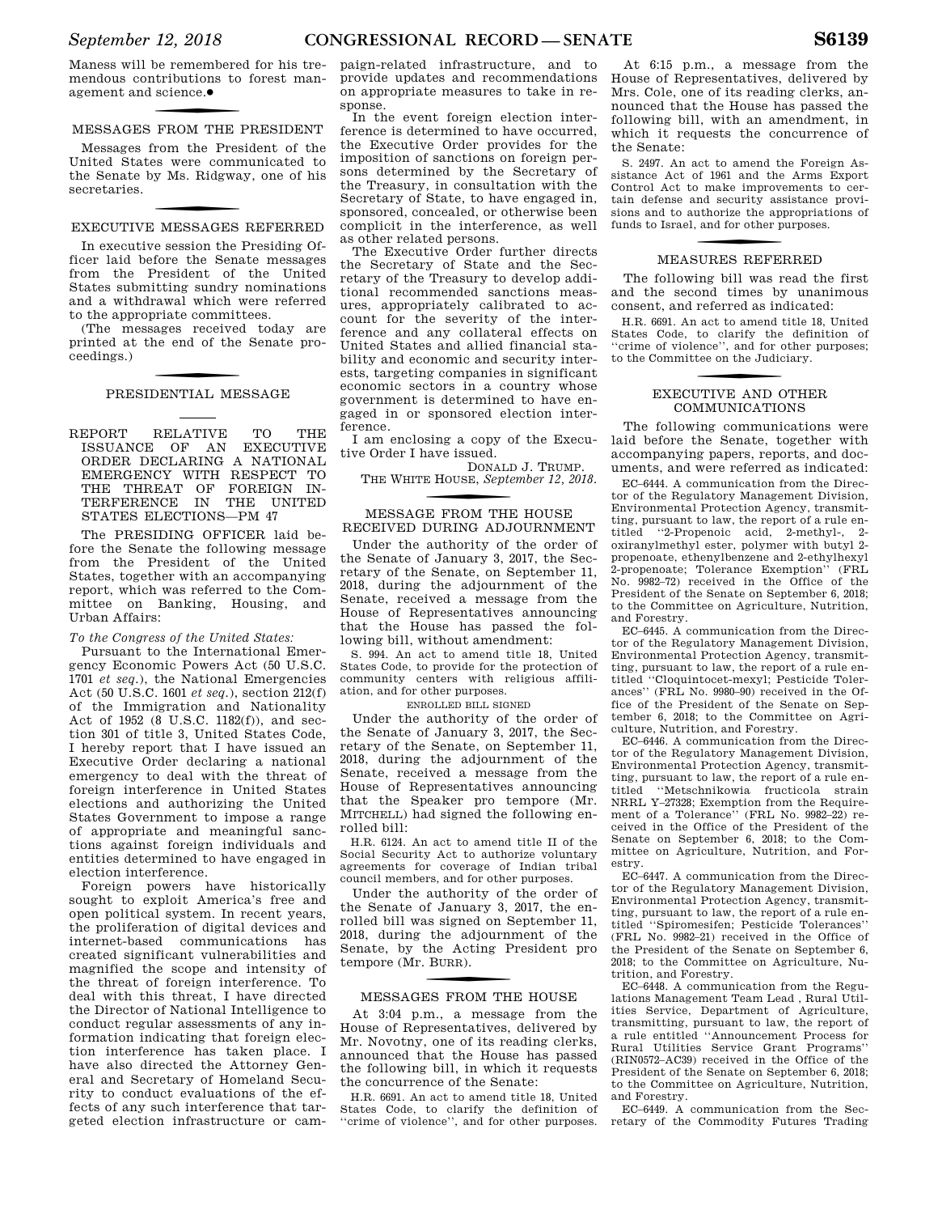Maness will be remembered for his tremendous contributions to forest management and science.●

## MESSAGES FROM THE PRESIDENT

Messages from the President of the United States were communicated to the Senate by Ms. Ridgway, one of his secretaries.

## EXECUTIVE MESSAGES REFERRED

In executive session the Presiding Officer laid before the Senate messages from the President of the United States submitting sundry nominations and a withdrawal which were referred to the appropriate committees.

(The messages received today are printed at the end of the Senate proceedings.)

## PRESIDENTIAL MESSAGE

### REPORT RELATIVE TO THE ISSUANCE OF AN EXECUTIVE ORDER DECLARING A NATIONAL EMERGENCY WITH RESPECT TO THE THREAT OF FOREIGN INTERFERENCE IN THE UNITED STATES ELECTIONS—PM 47

The PRESIDING OFFICER laid before the Senate the following message from the President of the United States, together with an accompanying report, which was referred to the Committee on Banking, Housing, and Urban Affairs:

*To the Congress of the United States:*

Pursuant to the International Emergency Economic Powers Act (50 U.S.C. 1701 *et seq.*), the National Emergencies Act (50 U.S.C. 1601 *et seq.*), section 212(f) of the Immigration and Nationality Act of 1952 (8 U.S.C. 1182(f)), and section 301 of title 3, United States Code, I hereby report that I have issued an Executive Order declaring a national emergency to deal with the threat of foreign interference in United States elections and authorizing the United States Government to impose a range of appropriate and meaningful sanctions against foreign individuals and entities determined to have engaged in election interference.

Foreign powers have historically sought to exploit America's free and open political system. In recent years, the proliferation of digital devices and internet-based communications has created significant vulnerabilities and magnified the scope and intensity of the threat of foreign interference. To deal with this threat, I have directed the Director of National Intelligence to conduct regular assessments of any information indicating that foreign election interference has taken place. I have also directed the Attorney General and Secretary of Homeland Security to conduct evaluations of the effects of any such interference that targeted election infrastructure or campaign-related infrastructure, and to provide updates and recommendations on appropriate measures to take in response.

In the event foreign election interference is determined to have occurred, the Executive Order provides for the imposition of sanctions on foreign persons determined by the Secretary of the Treasury, in consultation with the Secretary of State, to have engaged in, sponsored, concealed, or otherwise been complicit in the interference, as well as other related persons.

The Executive Order further directs the Secretary of State and the Secretary of the Treasury to develop additional recommended sanctions measures, appropriately calibrated to account for the severity of the interference and any collateral effects on United States and allied financial stability and economic and security interests, targeting companies in significant economic sectors in a country whose government is determined to have engaged in or sponsored election interference.

I am enclosing a copy of the Executive Order I have issued.

DONALD J. TRUMP.

THE WHITE HOUSE, *September 12, 2018.*

## MESSAGE FROM THE HOUSE RECEIVED DURING ADJOURNMENT

Under the authority of the order of the Senate of January 3, 2017, the Secretary of the Senate, on September 11, 2018, during the adjournment of the Senate, received a message from the House of Representatives announcing that the House has passed the following bill, without amendment:

S. 994. An act to amend title 18, United States Code, to provide for the protection of community centers with religious affiliation, and for other purposes.

### ENROLLED BILL SIGNED

Under the authority of the order of the Senate of January 3, 2017, the Secretary of the Senate, on September 11, 2018, during the adjournment of the Senate, received a message from the House of Representatives announcing that the Speaker pro tempore (Mr. MITCHELL) had signed the following enrolled bill:

H.R. 6124. An act to amend title II of the Social Security Act to authorize voluntary agreements for coverage of Indian tribal council members, and for other purposes.

Under the authority of the order of the Senate of January 3, 2017, the enrolled bill was signed on September 11, 2018, during the adjournment of the Senate, by the Acting President pro tempore (Mr. BURR).

## MESSAGES FROM THE HOUSE

At 3:04 p.m., a message from the House of Representatives, delivered by Mr. Novotny, one of its reading clerks, announced that the House has passed the following bill, in which it requests the concurrence of the Senate:

H.R. 6691. An act to amend title 18, United States Code, to clarify the definition of "crime of violence", and for other purposes.

At 6:15 p.m., a message from the House of Representatives, delivered by Mrs. Cole, one of its reading clerks, announced that the House has passed the following bill, with an amendment, in which it requests the concurrence of the Senate:

S. 2497. An act to amend the Foreign Assistance Act of 1961 and the Arms Export Control Act to make improvements to certain defense and security assistance provisions and to authorize the appropriations of funds to Israel, and for other purposes.

## MEASURES REFERRED

The following bill was read the first and the second times by unanimous consent, and referred as indicated:

H.R. 6691. An act to amend title 18, United States Code, to clarify the definition of "crime of violence", and for other purposes; to the Committee on the Judiciary.

## EXECUTIVE AND OTHER COMMUNICATIONS

The following communications were laid before the Senate, together with accompanying papers, reports, and documents, and were referred as indicated:

EC–6444. A communication from the Director of the Regulatory Management Division, Environmental Protection Agency, transmitting, pursuant to law, the report of a rule entitled "2-Propenoic acid, 2-methyl-, 2-oxiranylmethyl ester, polymer with butyl 2-propenoate, ethenylbenzene and 2-ethylhexyl 2-propenoate; Tolerance Exemption" (FRL No. 9982–72) received in the Office of the President of the Senate on September 6, 2018; to the Committee on Agriculture, Nutrition, and Forestry.

EC–6445. A communication from the Director of the Regulatory Management Division, Environmental Protection Agency, transmitting, pursuant to law, the report of a rule entitled "Cloquintocet-mexyl; Pesticide Tolerances" (FRL No. 9980–90) received in the Office of the President of the Senate on September 6, 2018; to the Committee on Agriculture, Nutrition, and Forestry.

EC–6446. A communication from the Director of the Regulatory Management Division, Environmental Protection Agency, transmitting, pursuant to law, the report of a rule entitled "Metschnikowia fructicola strain NRRL Y–27328; Exemption from the Requirement of a Tolerance" (FRL No. 9982–22) received in the Office of the President of the Senate on September 6, 2018; to the Committee on Agriculture, Nutrition, and Forestry.

EC–6447. A communication from the Director of the Regulatory Management Division, Environmental Protection Agency, transmitting, pursuant to law, the report of a rule entitled "Spiromesifen; Pesticide Tolerances" (FRL No. 9982–21) received in the Office of the President of the Senate on September 6, 2018; to the Committee on Agriculture, Nutrition, and Forestry.

EC–6448. A communication from the Regulations Management Team Lead , Rural Utilities Service, Department of Agriculture, transmitting, pursuant to law, the report of a rule entitled "Announcement Process for Rural Utilities Service Grant Programs" (RIN0572–AC39) received in the Office of the President of the Senate on September 6, 2018; to the Committee on Agriculture, Nutrition, and Forestry.

EC–6449. A communication from the Secretary of the Commodity Futures Trading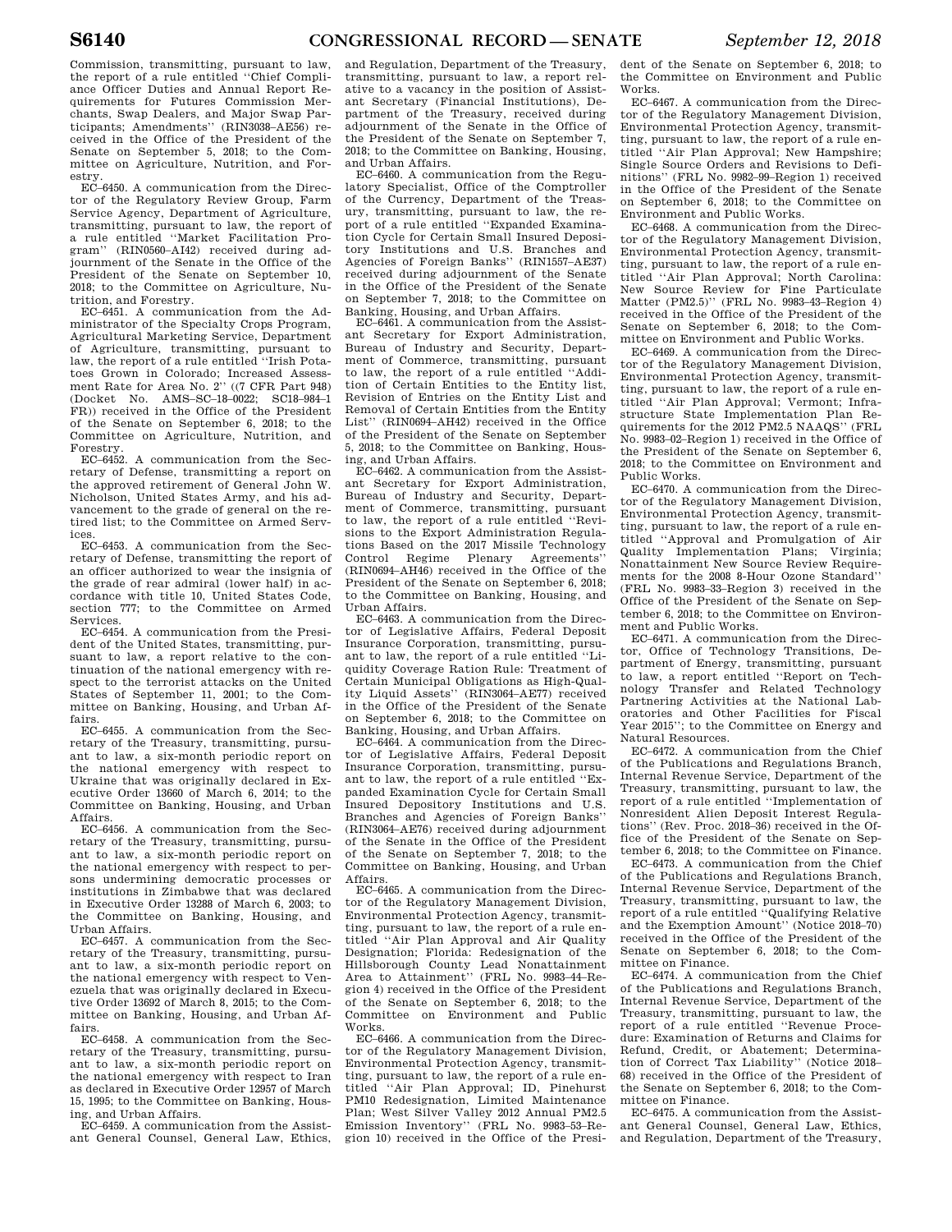Commission, transmitting, pursuant to law, the report of a rule entitled ''Chief Compliance Officer Duties and Annual Report Requirements for Futures Commission Merchants, Swap Dealers, and Major Swap Participants; Amendments'' (RIN3038–AE56) received in the Office of the President of the Senate on September 5, 2018; to the Committee on Agriculture, Nutrition, and Forestry.

EC–6450. A communication from the Director of the Regulatory Review Group, Farm Service Agency, Department of Agriculture, transmitting, pursuant to law, the report of a rule entitled ''Market Facilitation Program'' (RIN0560–AI42) received during adjournment of the Senate in the Office of the President of the Senate on September 10, 2018; to the Committee on Agriculture, Nutrition, and Forestry.

EC–6451. A communication from the Administrator of the Specialty Crops Program, Agricultural Marketing Service, Department of Agriculture, transmitting, pursuant to law, the report of a rule entitled ''Irish Potatoes Grown in Colorado; Increased Assessment Rate for Area No. 2'' ((7 CFR Part 948) (Docket No. AMS–SC–18–0022; SC18–984–1 FR)) received in the Office of the President of the Senate on September 6, 2018; to the Committee on Agriculture, Nutrition, and Forestry.

EC–6452. A communication from the Secretary of Defense, transmitting a report on the approved retirement of General John W. Nicholson, United States Army, and his advancement to the grade of general on the retired list; to the Committee on Armed Services.

EC–6453. A communication from the Secretary of Defense, transmitting the report of an officer authorized to wear the insignia of the grade of rear admiral (lower half) in accordance with title 10, United States Code, section 777; to the Committee on Armed Services.

EC–6454. A communication from the President of the United States, transmitting, pursuant to law, a report relative to the continuation of the national emergency with respect to the terrorist attacks on the United States of September 11, 2001; to the Committee on Banking, Housing, and Urban Affairs.

EC–6455. A communication from the Secretary of the Treasury, transmitting, pursuant to law, a six-month periodic report on the national emergency with respect to Ukraine that was originally declared in Executive Order 13660 of March 6, 2014; to the Committee on Banking, Housing, and Urban Affairs.

EC–6456. A communication from the Secretary of the Treasury, transmitting, pursuant to law, a six-month periodic report on the national emergency with respect to persons undermining democratic processes or institutions in Zimbabwe that was declared in Executive Order 13288 of March 6, 2003; to the Committee on Banking, Housing, and Urban Affairs.

EC–6457. A communication from the Secretary of the Treasury, transmitting, pursuant to law, a six-month periodic report on the national emergency with respect to Venezuela that was originally declared in Executive Order 13692 of March 8, 2015; to the Committee on Banking, Housing, and Urban Affairs.

EC–6458. A communication from the Secretary of the Treasury, transmitting, pursuant to law, a six-month periodic report on the national emergency with respect to Iran as declared in Executive Order 12957 of March 15, 1995; to the Committee on Banking, Housing, and Urban Affairs.

EC–6459. A communication from the Assistant General Counsel, General Law, Ethics, and Regulation, Department of the Treasury, transmitting, pursuant to law, a report relative to a vacancy in the position of Assistant Secretary (Financial Institutions), Department of the Treasury, received during adjournment of the Senate in the Office of the President of the Senate on September 7, 2018; to the Committee on Banking, Housing, and Urban Affairs.

EC–6460. A communication from the Regulatory Specialist, Office of the Comptroller of the Currency, Department of the Treasury, transmitting, pursuant to law, the report of a rule entitled ''Expanded Examination Cycle for Certain Small Insured Depository Institutions and U.S. Branches and Agencies of Foreign Banks'' (RIN1557–AE37) received during adjournment of the Senate in the Office of the President of the Senate on September 7, 2018; to the Committee on Banking, Housing, and Urban Affairs.

EC–6461. A communication from the Assistant Secretary for Export Administration, Bureau of Industry and Security, Department of Commerce, transmitting, pursuant to law, the report of a rule entitled ''Addition of Certain Entities to the Entity list, Revision of Entries on the Entity List and Removal of Certain Entities from the Entity List'' (RIN0694–AH42) received in the Office of the President of the Senate on September 5, 2018; to the Committee on Banking, Housing, and Urban Affairs.

EC–6462. A communication from the Assistant Secretary for Export Administration, Bureau of Industry and Security, Department of Commerce, transmitting, pursuant to law, the report of a rule entitled ''Revisions to the Export Administration Regulations Based on the 2017 Missile Technology Control Regime Plenary Agreements'' (RIN0694–AH46) received in the Office of the President of the Senate on September 6, 2018; to the Committee on Banking, Housing, and Urban Affairs.

EC–6463. A communication from the Director of Legislative Affairs, Federal Deposit Insurance Corporation, transmitting, pursuant to law, the report of a rule entitled ''Liquidity Coverage Ration Rule: Treatment of Certain Municipal Obligations as High-Quality Liquid Assets'' (RIN3064–AE77) received in the Office of the President of the Senate on September 6, 2018; to the Committee on Banking, Housing, and Urban Affairs.

EC–6464. A communication from the Director of Legislative Affairs, Federal Deposit Insurance Corporation, transmitting, pursuant to law, the report of a rule entitled ''Expanded Examination Cycle for Certain Small Insured Depository Institutions and U.S. Branches and Agencies of Foreign Banks'' (RIN3064–AE76) received during adjournment of the Senate in the Office of the President of the Senate on September 7, 2018; to the Committee on Banking, Housing, and Urban Affairs.

EC–6465. A communication from the Director of the Regulatory Management Division, Environmental Protection Agency, transmitting, pursuant to law, the report of a rule entitled ''Air Plan Approval and Air Quality Designation; Florida: Redesignation of the Hillsborough County Lead Nonattainment Area to Attainment'' (FRL No. 9983–44–Region 4) received in the Office of the President of the Senate on September 6, 2018; to the Committee on Environment and Public Works.

EC–6466. A communication from the Director of the Regulatory Management Division, Environmental Protection Agency, transmitting, pursuant to law, the report of a rule entitled ''Air Plan Approval; ID, Pinehurst PM10 Redesignation, Limited Maintenance Plan; West Silver Valley 2012 Annual PM2.5 Emission Inventory'' (FRL No. 9983–53–Region 10) received in the Office of the President of the Senate on September 6, 2018; to the Committee on Environment and Public Works.

EC–6467. A communication from the Director of the Regulatory Management Division, Environmental Protection Agency, transmitting, pursuant to law, the report of a rule entitled ''Air Plan Approval; New Hampshire; Single Source Orders and Revisions to Definitions'' (FRL No. 9982–99–Region 1) received in the Office of the President of the Senate on September 6, 2018; to the Committee on Environment and Public Works.

EC–6468. A communication from the Director of the Regulatory Management Division, Environmental Protection Agency, transmitting, pursuant to law, the report of a rule entitled ''Air Plan Approval; North Carolina: New Source Review for Fine Particulate Matter (PM2.5)'' (FRL No. 9983–43–Region 4) received in the Office of the President of the Senate on September 6, 2018; to the Committee on Environment and Public Works.

EC–6469. A communication from the Director of the Regulatory Management Division, Environmental Protection Agency, transmitting, pursuant to law, the report of a rule entitled ''Air Plan Approval; Vermont; Infrastructure State Implementation Plan Requirements for the 2012 PM2.5 NAAQS'' (FRL No. 9983–02–Region 1) received in the Office of the President of the Senate on September 6, 2018; to the Committee on Environment and Public Works.

EC–6470. A communication from the Director of the Regulatory Management Division, Environmental Protection Agency, transmitting, pursuant to law, the report of a rule entitled ''Approval and Promulgation of Air Quality Implementation Plans; Virginia; Nonattainment New Source Review Requirements for the 2008 8-Hour Ozone Standard'' (FRL No. 9983–33–Region 3) received in the Office of the President of the Senate on September 6, 2018; to the Committee on Environment and Public Works.

EC–6471. A communication from the Director, Office of Technology Transitions, Department of Energy, transmitting, pursuant to law, a report entitled ''Report on Technology Transfer and Related Technology Partnering Activities at the National Laboratories and Other Facilities for Fiscal Year 2015''; to the Committee on Energy and Natural Resources.

EC–6472. A communication from the Chief of the Publications and Regulations Branch, Internal Revenue Service, Department of the Treasury, transmitting, pursuant to law, the report of a rule entitled ''Implementation of Nonresident Alien Deposit Interest Regulations'' (Rev. Proc. 2018–36) received in the Office of the President of the Senate on September 6, 2018; to the Committee on Finance.

EC–6473. A communication from the Chief of the Publications and Regulations Branch, Internal Revenue Service, Department of the Treasury, transmitting, pursuant to law, the report of a rule entitled ''Qualifying Relative and the Exemption Amount'' (Notice 2018–70) received in the Office of the President of the Senate on September 6, 2018; to the Committee on Finance.

EC–6474. A communication from the Chief of the Publications and Regulations Branch, Internal Revenue Service, Department of the Treasury, transmitting, pursuant to law, the report of a rule entitled ''Revenue Procedure: Examination of Returns and Claims for Refund, Credit, or Abatement; Determination of Correct Tax Liability'' (Notice 2018–68) received in the Office of the President of the Senate on September 6, 2018; to the Committee on Finance.

EC–6475. A communication from the Assistant General Counsel, General Law, Ethics, and Regulation, Department of the Treasury,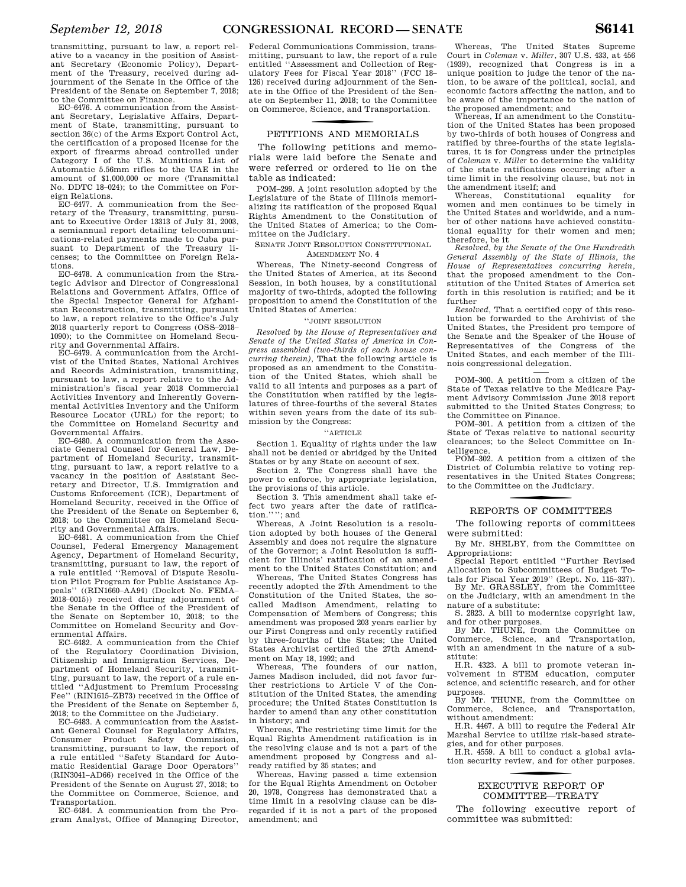transmitting, pursuant to law, a report relative to a vacancy in the position of Assistant Secretary (Economic Policy), Department of the Treasury, received during adjournment of the Senate in the Office of the President of the Senate on September 7, 2018; to the Committee on Finance.

EC–6476. A communication from the Assistant Secretary, Legislative Affairs, Department of State, transmitting, pursuant to section 36(c) of the Arms Export Control Act, the certification of a proposed license for the export of firearms abroad controlled under Category I of the U.S. Munitions List of Automatic 5.56mm rifles to the UAE in the amount of $1,000,000 or more (Transmittal No. DDTC 18–024); to the Committee on Foreign Relations.

EC–6477. A communication from the Secretary of the Treasury, transmitting, pursuant to Executive Order 13313 of July 31, 2003, a semiannual report detailing telecommunications-related payments made to Cuba pursuant to Department of the Treasury licenses; to the Committee on Foreign Relations.

EC–6478. A communication from the Strategic Advisor and Director of Congressional Relations and Government Affairs, Office of the Special Inspector General for Afghanistan Reconstruction, transmitting, pursuant to law, a report relative to the Office's July 2018 quarterly report to Congress (OSS–2018–1090); to the Committee on Homeland Security and Governmental Affairs.

EC–6479. A communication from the Archivist of the United States, National Archives and Records Administration, transmitting, pursuant to law, a report relative to the Administration's fiscal year 2018 Commercial Activities Inventory and Inherently Governmental Activities Inventory and the Uniform Resource Locator (URL) for the report; to the Committee on Homeland Security and Governmental Affairs.

EC–6480. A communication from the Associate General Counsel for General Law, Department of Homeland Security, transmitting, pursuant to law, a report relative to a vacancy in the position of Assistant Secretary and Director, U.S. Immigration and Customs Enforcement (ICE), Department of Homeland Security, received in the Office of the President of the Senate on September 6, 2018; to the Committee on Homeland Security and Governmental Affairs.

EC–6481. A communication from the Chief Counsel, Federal Emergency Management Agency, Department of Homeland Security, transmitting, pursuant to law, the report of a rule entitled "Removal of Dispute Resolution Pilot Program for Public Assistance Appeals" ((RIN1660–AA94) (Docket No. FEMA–2018–0015)) received during adjournment of the Senate in the Office of the President of the Senate on September 10, 2018; to the Committee on Homeland Security and Governmental Affairs.

EC–6482. A communication from the Chief of the Regulatory Coordination Division, Citizenship and Immigration Services, Department of Homeland Security, transmitting, pursuant to law, the report of a rule entitled "Adjustment to Premium Processing Fee" (RIN1615–ZB73) received in the Office of the President of the Senate on September 5, 2018; to the Committee on the Judiciary.

EC–6483. A communication from the Assistant General Counsel for Regulatory Affairs, Consumer Product Safety Commission, transmitting, pursuant to law, the report of a rule entitled "Safety Standard for Automatic Residential Garage Door Operators" (RIN3041–AD66) received in the Office of the President of the Senate on August 27, 2018; to the Committee on Commerce, Science, and Transportation.

EC–6484. A communication from the Program Analyst, Office of Managing Director, Federal Communications Commission, transmitting, pursuant to law, the report of a rule entitled "Assessment and Collection of Regulatory Fees for Fiscal Year 2018" (FCC 18–126) received during adjournment of the Senate in the Office of the President of the Senate on September 11, 2018; to the Committee on Commerce, Science, and Transportation.

## PETITIONS AND MEMORIALS

The following petitions and memorials were laid before the Senate and were referred or ordered to lie on the table as indicated:

POM–299. A joint resolution adopted by the Legislature of the State of Illinois memorializing its ratification of the proposed Equal Rights Amendment to the Constitution of the United States of America; to the Committee on the Judiciary.

SENATE JOINT RESOLUTION CONSTITUTIONAL AMENDMENT NO. 4

Whereas, The Ninety-second Congress of the United States of America, at its Second Session, in both houses, by a constitutional majority of two-thirds, adopted the following proposition to amend the Constitution of the United States of America:

"JOINT RESOLUTION

*Resolved by the House of Representatives and Senate of the United States of America in Congress assembled (two-thirds of each house concurring therein)*, That the following article is proposed as an amendment to the Constitution of the United States, which shall be valid to all intents and purposes as a part of the Constitution when ratified by the legislatures of three-fourths of the several States within seven years from the date of its submission by the Congress:

"ARTICLE

Section 1. Equality of rights under the law shall not be denied or abridged by the United States or by any State on account of sex.

Section 2. The Congress shall have the power to enforce, by appropriate legislation, the provisions of this article.

Section 3. This amendment shall take effect two years after the date of ratification.'' "; and

Whereas, A Joint Resolution is a resolution adopted by both houses of the General Assembly and does not require the signature of the Governor; a Joint Resolution is sufficient for Illinois' ratification of an amendment to the United States Constitution; and

Whereas, The United States Congress has recently adopted the 27th Amendment to the Constitution of the United States, the so-called Madison Amendment, relating to Compensation of Members of Congress; this amendment was proposed 203 years earlier by our First Congress and only recently ratified by three-fourths of the States; the United States Archivist certified the 27th Amendment on May 18, 1992; and

Whereas, The founders of our nation, James Madison included, did not favor further restrictions to Article V of the Constitution of the United States, the amending procedure; the United States Constitution is harder to amend than any other constitution in history; and

Whereas, The restricting time limit for the Equal Rights Amendment ratification is in the resolving clause and is not a part of the amendment proposed by Congress and already ratified by 35 states; and

Whereas, Having passed a time extension for the Equal Rights Amendment on October 20, 1978, Congress has demonstrated that a time limit in a resolving clause can be disregarded if it is not a part of the proposed amendment; and

Whereas, The United States Supreme Court in *Coleman* v. *Miller*, 307 U.S. 433, at 456 (1939), recognized that Congress is in a unique position to judge the tenor of the nation, to be aware of the political, social, and economic factors affecting the nation, and to be aware of the importance to the nation of the proposed amendment; and

Whereas, If an amendment to the Constitution of the United States has been proposed by two-thirds of both houses of Congress and ratified by three-fourths of the state legislatures, it is for Congress under the principles of *Coleman* v. *Miller* to determine the validity of the state ratifications occurring after a time limit in the resolving clause, but not in the amendment itself; and

Whereas, Constitutional equality for women and men continues to be timely in the United States and worldwide, and a number of other nations have achieved constitutional equality for their women and men; therefore, be it

*Resolved, by the Senate of the One Hundredth General Assembly of the State of Illinois, the House of Representatives concurring herein*, that the proposed amendment to the Constitution of the United States of America set forth in this resolution is ratified; and be it further

*Resolved*, That a certified copy of this resolution be forwarded to the Archivist of the United States, the President pro tempore of the Senate and the Speaker of the House of Representatives of the Congress of the United States, and each member of the Illinois congressional delegation.

---

POM–300. A petition from a citizen of the State of Texas relative to the Medicare Payment Advisory Commission June 2018 report submitted to the United States Congress; to the Committee on Finance.

POM–301. A petition from a citizen of the State of Texas relative to national security clearances; to the Select Committee on Intelligence.

POM–302. A petition from a citizen of the District of Columbia relative to voting representatives in the United States Congress; to the Committee on the Judiciary.

## REPORTS OF COMMITTEES

The following reports of committees were submitted:

By Mr. SHELBY, from the Committee on Appropriations:

Special Report entitled "Further Revised Allocation to Subcommittees of Budget Totals for Fiscal Year 2019" (Rept. No. 115–337).

By Mr. GRASSLEY, from the Committee on the Judiciary, with an amendment in the nature of a substitute:

S. 2823. A bill to modernize copyright law, and for other purposes.

By Mr. THUNE, from the Committee on Commerce, Science, and Transportation, with an amendment in the nature of a substitute:

H.R. 4323. A bill to promote veteran involvement in STEM education, computer science, and scientific research, and for other purposes.

By Mr. THUNE, from the Committee on Commerce, Science, and Transportation, without amendment:

H.R. 4467. A bill to require the Federal Air Marshal Service to utilize risk-based strategies, and for other purposes.

H.R. 4559. A bill to conduct a global aviation security review, and for other purposes.

## EXECUTIVE REPORT OF COMMITTEE—TREATY

The following executive report of committee was submitted: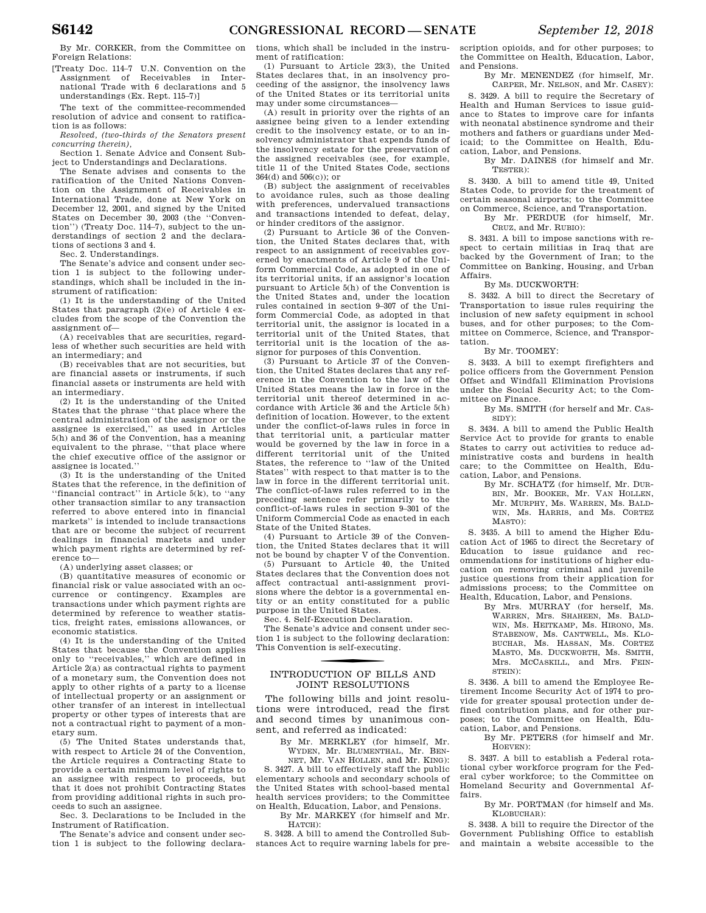By Mr. CORKER, from the Committee on Foreign Relations:

[Treaty Doc. 114–7 U.N. Convention on the Assignment of Receivables in International Trade with 6 declarations and 5 understandings (Ex. Rept. 115–7)]

The text of the committee-recommended resolution of advice and consent to ratification is as follows:

*Resolved, (two-thirds of the Senators present concurring therein),*

Section 1. Senate Advice and Consent Subject to Understandings and Declarations.

The Senate advises and consents to the ratification of the United Nations Convention on the Assignment of Receivables in International Trade, done at New York on December 12, 2001, and signed by the United States on December 30, 2003 (the ''Convention'') (Treaty Doc. 114–7), subject to the understandings of section 2 and the declarations of sections 3 and 4.

Sec. 2. Understandings.

The Senate's advice and consent under section 1 is subject to the following understandings, which shall be included in the instrument of ratification:

(1) It is the understanding of the United States that paragraph (2)(e) of Article 4 excludes from the scope of the Convention the assignment of—

(A) receivables that are securities, regardless of whether such securities are held with an intermediary; and

(B) receivables that are not securities, but are financial assets or instruments, if such financial assets or instruments are held with an intermediary.

(2) It is the understanding of the United States that the phrase ''that place where the central administration of the assignor or the assignee is exercised,'' as used in Articles 5(h) and 36 of the Convention, has a meaning equivalent to the phrase, ''that place where the chief executive office of the assignor or assignee is located.''

(3) It is the understanding of the United States that the reference, in the definition of ''financial contract'' in Article 5(k), to ''any other transaction similar to any transaction referred to above entered into in financial markets'' is intended to include transactions that are or become the subject of recurrent dealings in financial markets and under which payment rights are determined by reference to—

(A) underlying asset classes; or

(B) quantitative measures of economic or financial risk or value associated with an occurrence or contingency. Examples are transactions under which payment rights are determined by reference to weather statistics, freight rates, emissions allowances, or economic statistics.

(4) It is the understanding of the United States that because the Convention applies only to ''receivables,'' which are defined in Article 2(a) as contractual rights to payment of a monetary sum, the Convention does not apply to other rights of a party to a license of intellectual property or an assignment or other transfer of an interest in intellectual property or other types of interests that are not a contractual right to payment of a monetary sum.

(5) The United States understands that, with respect to Article 24 of the Convention, the Article requires a Contracting State to provide a certain minimum level of rights to an assignee with respect to proceeds, but that it does not prohibit Contracting States from providing additional rights in such proceeds to such an assignee.

Sec. 3. Declarations to be Included in the Instrument of Ratification.

The Senate's advice and consent under section 1 is subject to the following declarations, which shall be included in the instrument of ratification:

(1) Pursuant to Article 23(3), the United States declares that, in an insolvency proceeding of the assignor, the insolvency laws of the United States or its territorial units may under some circumstances—

(A) result in priority over the rights of an assignee being given to a lender extending credit to the insolvency estate, or to an insolvency administrator that expends funds of the insolvency estate for the preservation of the assigned receivables (see, for example, title 11 of the United States Code, sections 364(d) and 506(c)); or

(B) subject the assignment of receivables to avoidance rules, such as those dealing with preferences, undervalued transactions and transactions intended to defeat, delay, or hinder creditors of the assignor.

(2) Pursuant to Article 36 of the Convention, the United States declares that, with respect to an assignment of receivables governed by enactments of Article 9 of the Uniform Commercial Code, as adopted in one of its territorial units, if an assignor's location pursuant to Article 5(h) of the Convention is the United States and, under the location rules contained in section 9–307 of the Uniform Commercial Code, as adopted in that territorial unit, the assignor is located in a territorial unit of the United States, that territorial unit is the location of the assignor for purposes of this Convention.

(3) Pursuant to Article 37 of the Convention, the United States declares that any reference in the Convention to the law of the United States means the law in force in the territorial unit thereof determined in accordance with Article 36 and the Article 5(h) definition of location. However, to the extent under the conflict-of-laws rules in force in that territorial unit, a particular matter would be governed by the law in force in a different territorial unit of the United States, the reference to ''law of the United States'' with respect to that matter is to the law in force in the different territorial unit. The conflict-of-laws rules referred to in the preceding sentence refer primarily to the conflict-of-laws rules in section 9–301 of the Uniform Commercial Code as enacted in each State of the United States.

(4) Pursuant to Article 39 of the Convention, the United States declares that it will not be bound by chapter V of the Convention.

(5) Pursuant to Article 40, the United States declares that the Convention does not affect contractual anti-assignment provisions where the debtor is a governmental entity or an entity constituted for a public purpose in the United States.

Sec. 4. Self-Execution Declaration.

The Senate's advice and consent under section 1 is subject to the following declaration: This Convention is self-executing.

## INTRODUCTION OF BILLS AND JOINT RESOLUTIONS

The following bills and joint resolutions were introduced, read the first and second times by unanimous consent, and referred as indicated:

By Mr. MERKLEY (for himself, Mr. WYDEN, Mr. BLUMENTHAL, Mr. BENNET, Mr. VAN HOLLEN, and Mr. KING):

S. 3427. A bill to effectively staff the public elementary schools and secondary schools of the United States with school-based mental health services providers; to the Committee on Health, Education, Labor, and Pensions.

By Mr. MARKEY (for himself and Mr. HATCH):

S. 3428. A bill to amend the Controlled Substances Act to require warning labels for prescription opioids, and for other purposes; to the Committee on Health, Education, Labor, and Pensions.

By Mr. MENENDEZ (for himself, Mr. CARPER, Mr. NELSON, and Mr. CASEY):

S. 3429. A bill to require the Secretary of Health and Human Services to issue guidance to States to improve care for infants with neonatal abstinence syndrome and their mothers and fathers or guardians under Medicaid; to the Committee on Health, Education, Labor, and Pensions.

By Mr. DAINES (for himself and Mr. TESTER):

S. 3430. A bill to amend title 49, United States Code, to provide for the treatment of certain seasonal airports; to the Committee on Commerce, Science, and Transportation.

By Mr. PERDUE (for himself, Mr. CRUZ, and Mr. RUBIO):

S. 3431. A bill to impose sanctions with respect to certain militias in Iraq that are backed by the Government of Iran; to the Committee on Banking, Housing, and Urban Affairs.

By Ms. DUCKWORTH:

S. 3432. A bill to direct the Secretary of Transportation to issue rules requiring the inclusion of new safety equipment in school buses, and for other purposes; to the Committee on Commerce, Science, and Transportation.

By Mr. TOOMEY:

S. 3433. A bill to exempt firefighters and police officers from the Government Pension Offset and Windfall Elimination Provisions under the Social Security Act; to the Committee on Finance.

By Ms. SMITH (for herself and Mr. CASSIDY):

S. 3434. A bill to amend the Public Health Service Act to provide for grants to enable States to carry out activities to reduce administrative costs and burdens in health care; to the Committee on Health, Education, Labor, and Pensions.

By Mr. SCHATZ (for himself, Mr. DURBIN, Mr. BOOKER, Mr. VAN HOLLEN, Mr. MURPHY, Ms. WARREN, Ms. BALDWIN, Ms. HARRIS, and Ms. CORTEZ MASTO):

S. 3435. A bill to amend the Higher Education Act of 1965 to direct the Secretary of Education to issue guidance and recommendations for institutions of higher education on removing criminal and juvenile justice questions from their application for admissions process; to the Committee on Health, Education, Labor, and Pensions.

By Mrs. MURRAY (for herself, Ms. WARREN, Mrs. SHAHEEN, Ms. BALDWIN, Ms. HEITKAMP, Ms. HIRONO, Ms. STABENOW, Ms. CANTWELL, Ms. KLOBUCHAR, Ms. HASSAN, Ms. CORTEZ MASTO, Ms. DUCKWORTH, Ms. SMITH, Mrs. MCCASKILL, and Mrs. FEINSTEIN):

S. 3436. A bill to amend the Employee Retirement Income Security Act of 1974 to provide for greater spousal protection under defined contribution plans, and for other purposes; to the Committee on Health, Education, Labor, and Pensions.

By Mr. PETERS (for himself and Mr. HOEVEN):

S. 3437. A bill to establish a Federal rotational cyber workforce program for the Federal cyber workforce; to the Committee on Homeland Security and Governmental Affairs.

By Mr. PORTMAN (for himself and Ms. KLOBUCHAR):

S. 3438. A bill to require the Director of the Government Publishing Office to establish and maintain a website accessible to the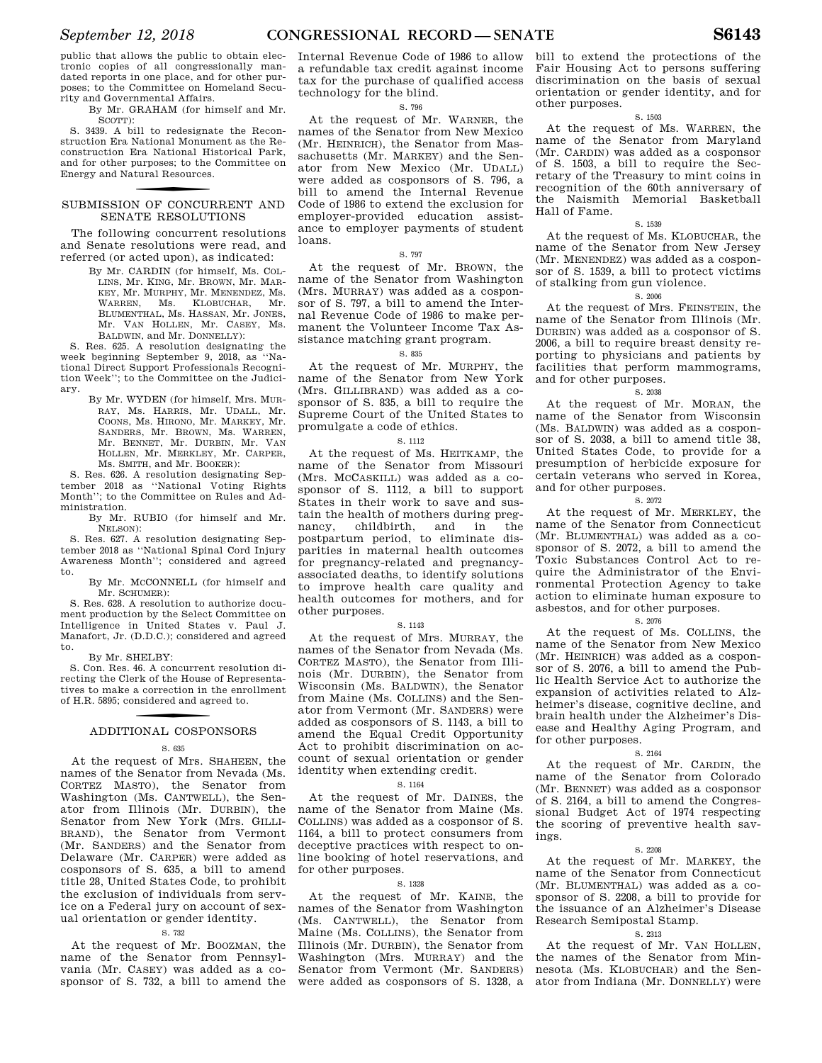public that allows the public to obtain electronic copies of all congressionally mandated reports in one place, and for other purposes; to the Committee on Homeland Security and Governmental Affairs.

By Mr. GRAHAM (for himself and Mr. SCOTT):

S. 3439. A bill to redesignate the Reconstruction Era National Monument as the Reconstruction Era National Historical Park, and for other purposes; to the Committee on Energy and Natural Resources.

## SUBMISSION OF CONCURRENT AND SENATE RESOLUTIONS

The following concurrent resolutions and Senate resolutions were read, and referred (or acted upon), as indicated:

By Mr. CARDIN (for himself, Ms. COLLINS, Mr. KING, Mr. BROWN, Mr. MARKEY, Mr. MURPHY, Mr. MENENDEZ, Ms. WARREN, Ms. KLOBUCHAR, Mr. BLUMENTHAL, Ms. HASSAN, Mr. JONES, Mr. VAN HOLLEN, Mr. CASEY, Ms. BALDWIN, and Mr. DONNELLY):

S. Res. 625. A resolution designating the week beginning September 9, 2018, as ''National Direct Support Professionals Recognition Week''; to the Committee on the Judiciary.

By Mr. WYDEN (for himself, Mrs. MURRAY, Ms. HARRIS, Mr. UDALL, Mr. COONS, Ms. HIRONO, Mr. MARKEY, Mr. SANDERS, Mr. BROWN, Ms. WARREN, Mr. BENNET, Mr. DURBIN, Mr. VAN HOLLEN, Mr. MERKLEY, Mr. CARPER, Ms. SMITH, and Mr. BOOKER):

S. Res. 626. A resolution designating September 2018 as ''National Voting Rights Month''; to the Committee on Rules and Administration.

By Mr. RUBIO (for himself and Mr. NELSON):

S. Res. 627. A resolution designating September 2018 as ''National Spinal Cord Injury Awareness Month''; considered and agreed to.

By Mr. MCCONNELL (for himself and Mr. SCHUMER):

S. Res. 628. A resolution to authorize document production by the Select Committee on Intelligence in United States v. Paul J. Manafort, Jr. (D.D.C.); considered and agreed to.

By Mr. SHELBY:

S. Con. Res. 46. A concurrent resolution directing the Clerk of the House of Representatives to make a correction in the enrollment of H.R. 5895; considered and agreed to.

## ADDITIONAL COSPONSORS

S. 635

At the request of Mrs. SHAHEEN, the names of the Senator from Nevada (Ms. CORTEZ MASTO), the Senator from Washington (Ms. CANTWELL), the Senator from Illinois (Mr. DURBIN), the Senator from New York (Mrs. GILLIBRAND), the Senator from Vermont (Mr. SANDERS) and the Senator from Delaware (Mr. CARPER) were added as cosponsors of S. 635, a bill to amend title 28, United States Code, to prohibit the exclusion of individuals from service on a Federal jury on account of sexual orientation or gender identity.

S. 732

At the request of Mr. BOOZMAN, the name of the Senator from Pennsylvania (Mr. CASEY) was added as a cosponsor of S. 732, a bill to amend the Internal Revenue Code of 1986 to allow a refundable tax credit against income tax for the purchase of qualified access technology for the blind.

S. 796

At the request of Mr. WARNER, the names of the Senator from New Mexico (Mr. HEINRICH), the Senator from Massachusetts (Mr. MARKEY) and the Senator from New Mexico (Mr. UDALL) were added as cosponsors of S. 796, a bill to amend the Internal Revenue Code of 1986 to extend the exclusion for employer-provided education assistance to employer payments of student loans.

S. 797

At the request of Mr. BROWN, the name of the Senator from Washington (Mrs. MURRAY) was added as a cosponsor of S. 797, a bill to amend the Internal Revenue Code of 1986 to make permanent the Volunteer Income Tax Assistance matching grant program.

S. 835

At the request of Mr. MURPHY, the name of the Senator from New York (Mrs. GILLIBRAND) was added as a cosponsor of S. 835, a bill to require the Supreme Court of the United States to promulgate a code of ethics.

S. 1112

At the request of Ms. HEITKAMP, the name of the Senator from Missouri (Mrs. MCCASKILL) was added as a cosponsor of S. 1112, a bill to support States in their work to save and sustain the health of mothers during pregnancy, childbirth, and in the postpartum period, to eliminate disparities in maternal health outcomes for pregnancy-related and pregnancy-associated deaths, to identify solutions to improve health care quality and health outcomes for mothers, and for other purposes.

S. 1143

At the request of Mrs. MURRAY, the names of the Senator from Nevada (Ms. CORTEZ MASTO), the Senator from Illinois (Mr. DURBIN), the Senator from Wisconsin (Ms. BALDWIN), the Senator from Maine (Ms. COLLINS) and the Senator from Vermont (Mr. SANDERS) were added as cosponsors of S. 1143, a bill to amend the Equal Credit Opportunity Act to prohibit discrimination on account of sexual orientation or gender identity when extending credit.

S. 1164

At the request of Mr. DAINES, the name of the Senator from Maine (Ms. COLLINS) was added as a cosponsor of S. 1164, a bill to protect consumers from deceptive practices with respect to online booking of hotel reservations, and for other purposes.

S. 1328

At the request of Mr. KAINE, the names of the Senator from Washington (Ms. CANTWELL), the Senator from Maine (Ms. COLLINS), the Senator from Illinois (Mr. DURBIN), the Senator from Washington (Mrs. MURRAY) and the Senator from Vermont (Mr. SANDERS) were added as cosponsors of S. 1328, a bill to extend the protections of the Fair Housing Act to persons suffering discrimination on the basis of sexual orientation or gender identity, and for other purposes.

S. 1503

At the request of Ms. WARREN, the name of the Senator from Maryland (Mr. CARDIN) was added as a cosponsor of S. 1503, a bill to require the Secretary of the Treasury to mint coins in recognition of the 60th anniversary of the Naismith Memorial Basketball Hall of Fame.

S. 1539

At the request of Ms. KLOBUCHAR, the name of the Senator from New Jersey (Mr. MENENDEZ) was added as a cosponsor of S. 1539, a bill to protect victims of stalking from gun violence.

S. 2006

At the request of Mrs. FEINSTEIN, the name of the Senator from Illinois (Mr. DURBIN) was added as a cosponsor of S. 2006, a bill to require breast density reporting to physicians and patients by facilities that perform mammograms, and for other purposes.

S. 2038

At the request of Mr. MORAN, the name of the Senator from Wisconsin (Ms. BALDWIN) was added as a cosponsor of S. 2038, a bill to amend title 38, United States Code, to provide for a presumption of herbicide exposure for certain veterans who served in Korea, and for other purposes.

S. 2072

At the request of Mr. MERKLEY, the name of the Senator from Connecticut (Mr. BLUMENTHAL) was added as a cosponsor of S. 2072, a bill to amend the Toxic Substances Control Act to require the Administrator of the Environmental Protection Agency to take action to eliminate human exposure to asbestos, and for other purposes.

S. 2076

At the request of Ms. COLLINS, the name of the Senator from New Mexico (Mr. HEINRICH) was added as a cosponsor of S. 2076, a bill to amend the Public Health Service Act to authorize the expansion of activities related to Alzheimer's disease, cognitive decline, and brain health under the Alzheimer's Disease and Healthy Aging Program, and for other purposes.

S. 2164

At the request of Mr. CARDIN, the name of the Senator from Colorado (Mr. BENNET) was added as a cosponsor of S. 2164, a bill to amend the Congressional Budget Act of 1974 respecting the scoring of preventive health savings.

S. 2208

At the request of Mr. MARKEY, the name of the Senator from Connecticut (Mr. BLUMENTHAL) was added as a cosponsor of S. 2208, a bill to provide for the issuance of an Alzheimer's Disease Research Semipostal Stamp.

S. 2313

At the request of Mr. VAN HOLLEN, the names of the Senator from Minnesota (Ms. KLOBUCHAR) and the Senator from Indiana (Mr. DONNELLY) were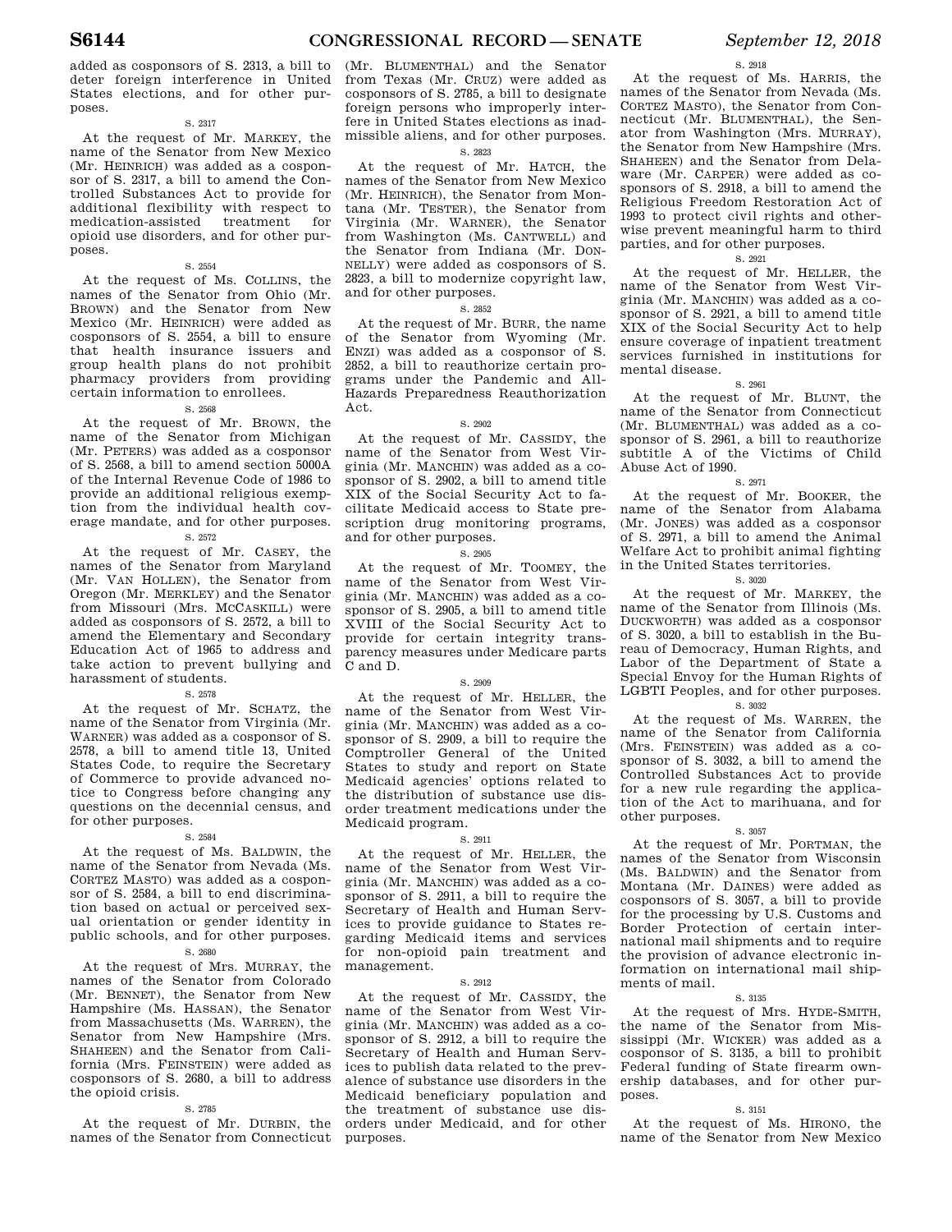added as cosponsors of S. 2313, a bill to deter foreign interference in United States elections, and for other purposes.

S. 2317

At the request of Mr. MARKEY, the name of the Senator from New Mexico (Mr. HEINRICH) was added as a cosponsor of S. 2317, a bill to amend the Controlled Substances Act to provide for additional flexibility with respect to medication-assisted treatment for opioid use disorders, and for other purposes.

S. 2554

At the request of Ms. COLLINS, the names of the Senator from Ohio (Mr. BROWN) and the Senator from New Mexico (Mr. HEINRICH) were added as cosponsors of S. 2554, a bill to ensure that health insurance issuers and group health plans do not prohibit pharmacy providers from providing certain information to enrollees.

S. 2568

At the request of Mr. BROWN, the name of the Senator from Michigan (Mr. PETERS) was added as a cosponsor of S. 2568, a bill to amend section 5000A of the Internal Revenue Code of 1986 to provide an additional religious exemption from the individual health coverage mandate, and for other purposes.

S. 2572

At the request of Mr. CASEY, the names of the Senator from Maryland (Mr. VAN HOLLEN), the Senator from Oregon (Mr. MERKLEY) and the Senator from Missouri (Mrs. MCCASKILL) were added as cosponsors of S. 2572, a bill to amend the Elementary and Secondary Education Act of 1965 to address and take action to prevent bullying and harassment of students.

S. 2578

At the request of Mr. SCHATZ, the name of the Senator from Virginia (Mr. WARNER) was added as a cosponsor of S. 2578, a bill to amend title 13, United States Code, to require the Secretary of Commerce to provide advanced notice to Congress before changing any questions on the decennial census, and for other purposes.

S. 2584

At the request of Ms. BALDWIN, the name of the Senator from Nevada (Ms. CORTEZ MASTO) was added as a cosponsor of S. 2584, a bill to end discrimination based on actual or perceived sexual orientation or gender identity in public schools, and for other purposes.

S. 2680

At the request of Mrs. MURRAY, the names of the Senator from Colorado (Mr. BENNET), the Senator from New Hampshire (Ms. HASSAN), the Senator from Massachusetts (Ms. WARREN), the Senator from New Hampshire (Mrs. SHAHEEN) and the Senator from California (Mrs. FEINSTEIN) were added as cosponsors of S. 2680, a bill to address the opioid crisis.

S. 2785

At the request of Mr. DURBIN, the names of the Senator from Connecticut (Mr. BLUMENTHAL) and the Senator from Texas (Mr. CRUZ) were added as cosponsors of S. 2785, a bill to designate foreign persons who improperly interfere in United States elections as inadmissible aliens, and for other purposes.

S. 2823

At the request of Mr. HATCH, the names of the Senator from New Mexico (Mr. HEINRICH), the Senator from Montana (Mr. TESTER), the Senator from Virginia (Mr. WARNER), the Senator from Washington (Ms. CANTWELL) and the Senator from Indiana (Mr. DONNELLY) were added as cosponsors of S. 2823, a bill to modernize copyright law, and for other purposes.

S. 2852

At the request of Mr. BURR, the name of the Senator from Wyoming (Mr. ENZI) was added as a cosponsor of S. 2852, a bill to reauthorize certain programs under the Pandemic and All-Hazards Preparedness Reauthorization Act.

S. 2902

At the request of Mr. CASSIDY, the name of the Senator from West Virginia (Mr. MANCHIN) was added as a cosponsor of S. 2902, a bill to amend title XIX of the Social Security Act to facilitate Medicaid access to State prescription drug monitoring programs, and for other purposes.

S. 2905

At the request of Mr. TOOMEY, the name of the Senator from West Virginia (Mr. MANCHIN) was added as a cosponsor of S. 2905, a bill to amend title XVIII of the Social Security Act to provide for certain integrity transparency measures under Medicare parts C and D.

S. 2909

At the request of Mr. HELLER, the name of the Senator from West Virginia (Mr. MANCHIN) was added as a cosponsor of S. 2909, a bill to require the Comptroller General of the United States to study and report on State Medicaid agencies' options related to the distribution of substance use disorder treatment medications under the Medicaid program.

S. 2911

At the request of Mr. HELLER, the name of the Senator from West Virginia (Mr. MANCHIN) was added as a cosponsor of S. 2911, a bill to require the Secretary of Health and Human Services to provide guidance to States regarding Medicaid items and services for non-opioid pain treatment and management.

S. 2912

At the request of Mr. CASSIDY, the name of the Senator from West Virginia (Mr. MANCHIN) was added as a cosponsor of S. 2912, a bill to require the Secretary of Health and Human Services to publish data related to the prevalence of substance use disorders in the Medicaid beneficiary population and the treatment of substance use disorders under Medicaid, and for other purposes.

S. 2918

At the request of Ms. HARRIS, the names of the Senator from Nevada (Ms. CORTEZ MASTO), the Senator from Connecticut (Mr. BLUMENTHAL), the Senator from Washington (Mrs. MURRAY), the Senator from New Hampshire (Mrs. SHAHEEN) and the Senator from Delaware (Mr. CARPER) were added as cosponsors of S. 2918, a bill to amend the Religious Freedom Restoration Act of 1993 to protect civil rights and otherwise prevent meaningful harm to third parties, and for other purposes.

S. 2921

At the request of Mr. HELLER, the name of the Senator from West Virginia (Mr. MANCHIN) was added as a cosponsor of S. 2921, a bill to amend title XIX of the Social Security Act to help ensure coverage of inpatient treatment services furnished in institutions for mental disease.

S. 2961

At the request of Mr. BLUNT, the name of the Senator from Connecticut (Mr. BLUMENTHAL) was added as a cosponsor of S. 2961, a bill to reauthorize subtitle A of the Victims of Child Abuse Act of 1990.

S. 2971

At the request of Mr. BOOKER, the name of the Senator from Alabama (Mr. JONES) was added as a cosponsor of S. 2971, a bill to amend the Animal Welfare Act to prohibit animal fighting in the United States territories.

S. 3020

At the request of Mr. MARKEY, the name of the Senator from Illinois (Ms. DUCKWORTH) was added as a cosponsor of S. 3020, a bill to establish in the Bureau of Democracy, Human Rights, and Labor of the Department of State a Special Envoy for the Human Rights of LGBTI Peoples, and for other purposes.

S. 3032

At the request of Ms. WARREN, the name of the Senator from California (Mrs. FEINSTEIN) was added as a cosponsor of S. 3032, a bill to amend the Controlled Substances Act to provide for a new rule regarding the application of the Act to marihuana, and for other purposes.

S. 3057

At the request of Mr. PORTMAN, the names of the Senator from Wisconsin (Ms. BALDWIN) and the Senator from Montana (Mr. DAINES) were added as cosponsors of S. 3057, a bill to provide for the processing by U.S. Customs and Border Protection of certain international mail shipments and to require the provision of advance electronic information on international mail shipments of mail.

S. 3135

At the request of Mrs. HYDE-SMITH, the name of the Senator from Mississippi (Mr. WICKER) was added as a cosponsor of S. 3135, a bill to prohibit Federal funding of State firearm ownership databases, and for other purposes.

S. 3151

At the request of Ms. HIRONO, the name of the Senator from New Mexico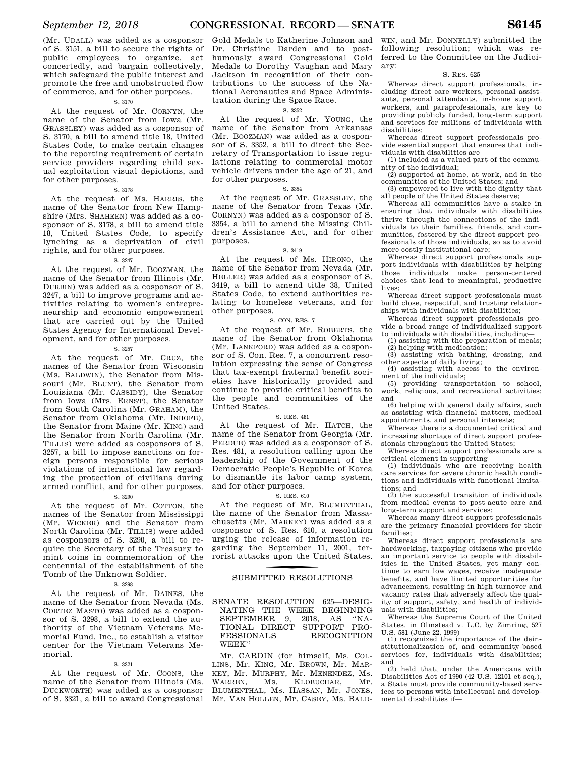(Mr. UDALL) was added as a cosponsor of S. 3151, a bill to secure the rights of public employees to organize, act concertedly, and bargain collectively, which safeguard the public interest and promote the free and unobstructed flow of commerce, and for other purposes.

S. 3170

At the request of Mr. CORNYN, the name of the Senator from Iowa (Mr. GRASSLEY) was added as a cosponsor of S. 3170, a bill to amend title 18, United States Code, to make certain changes to the reporting requirement of certain service providers regarding child sexual exploitation visual depictions, and for other purposes.

S. 3178

At the request of Ms. HARRIS, the name of the Senator from New Hampshire (Mrs. SHAHEEN) was added as a cosponsor of S. 3178, a bill to amend title 18, United States Code, to specify lynching as a deprivation of civil rights, and for other purposes.

S. 3247

At the request of Mr. BOOZMAN, the name of the Senator from Illinois (Mr. DURBIN) was added as a cosponsor of S. 3247, a bill to improve programs and activities relating to women's entrepreneurship and economic empowerment that are carried out by the United States Agency for International Development, and for other purposes.

S. 3257

At the request of Mr. CRUZ, the names of the Senator from Wisconsin (Ms. BALDWIN), the Senator from Missouri (Mr. BLUNT), the Senator from Louisiana (Mr. CASSIDY), the Senator from Iowa (Mrs. ERNST), the Senator from South Carolina (Mr. GRAHAM), the Senator from Oklahoma (Mr. INHOFE), the Senator from Maine (Mr. KING) and the Senator from North Carolina (Mr. TILLIS) were added as cosponsors of S. 3257, a bill to impose sanctions on foreign persons responsible for serious violations of international law regarding the protection of civilians during armed conflict, and for other purposes.

S. 3290

At the request of Mr. COTTON, the names of the Senator from Mississippi (Mr. WICKER) and the Senator from North Carolina (Mr. TILLIS) were added as cosponsors of S. 3290, a bill to require the Secretary of the Treasury to mint coins in commemoration of the centennial of the establishment of the Tomb of the Unknown Soldier.

S. 3298

At the request of Mr. DAINES, the name of the Senator from Nevada (Ms. CORTEZ MASTO) was added as a cosponsor of S. 3298, a bill to extend the authority of the Vietnam Veterans Memorial Fund, Inc., to establish a visitor center for the Vietnam Veterans Memorial.

S. 3321

At the request of Mr. COONS, the name of the Senator from Illinois (Ms. DUCKWORTH) was added as a cosponsor of S. 3321, a bill to award Congressional Gold Medals to Katherine Johnson and Dr. Christine Darden and to posthumously award Congressional Gold Medals to Dorothy Vaughan and Mary Jackson in recognition of their contributions to the success of the National Aeronautics and Space Administration during the Space Race.

S. 3352

At the request of Mr. YOUNG, the name of the Senator from Arkansas (Mr. BOOZMAN) was added as a cosponsor of S. 3352, a bill to direct the Secretary of Transportation to issue regulations relating to commercial motor vehicle drivers under the age of 21, and for other purposes.

S. 3354

At the request of Mr. GRASSLEY, the name of the Senator from Texas (Mr. CORNYN) was added as a cosponsor of S. 3354, a bill to amend the Missing Children's Assistance Act, and for other purposes.

S. 3419

At the request of Ms. HIRONO, the name of the Senator from Nevada (Mr. HELLER) was added as a cosponsor of S. 3419, a bill to amend title 38, United States Code, to extend authorities relating to homeless veterans, and for other purposes.

S. CON. RES. 7

At the request of Mr. ROBERTS, the name of the Senator from Oklahoma (Mr. LANKFORD) was added as a cosponsor of S. Con. Res. 7, a concurrent resolution expressing the sense of Congress that tax-exempt fraternal benefit societies have historically provided and continue to provide critical benefits to the people and communities of the United States.

S. RES. 481

At the request of Mr. HATCH, the name of the Senator from Georgia (Mr. PERDUE) was added as a cosponsor of S. Res. 481, a resolution calling upon the leadership of the Government of the Democratic People's Republic of Korea to dismantle its labor camp system, and for other purposes.

S. RES. 610

At the request of Mr. BLUMENTHAL, the name of the Senator from Massachusetts (Mr. MARKEY) was added as a cosponsor of S. Res. 610, a resolution urging the release of information regarding the September 11, 2001, terrorist attacks upon the United States.

## SUBMITTED RESOLUTIONS

### SENATE RESOLUTION 625—DESIGNATING THE WEEK BEGINNING SEPTEMBER 9, 2018, AS "NATIONAL DIRECT SUPPORT PROFESSIONALS RECOGNITION WEEK"

Mr. CARDIN (for himself, Ms. COLLINS, Mr. KING, Mr. BROWN, Mr. MARKEY, Mr. MURPHY, Mr. MENENDEZ, Ms. WARREN, Ms. KLOBUCHAR, Mr. BLUMENTHAL, Ms. HASSAN, Mr. JONES, Mr. VAN HOLLEN, Mr. CASEY, Ms. BALDWIN, and Mr. DONNELLY) submitted the following resolution; which was referred to the Committee on the Judiciary:

S. RES. 625

Whereas direct support professionals, including direct care workers, personal assistants, personal attendants, in-home support workers, and paraprofessionals, are key to providing publicly funded, long-term support and services for millions of individuals with disabilities;

Whereas direct support professionals provide essential support that ensures that individuals with disabilities are—

(1) included as a valued part of the community of the individual;

(2) supported at home, at work, and in the communities of the United States; and

(3) empowered to live with the dignity that all people of the United States deserve;

Whereas all communities have a stake in ensuring that individuals with disabilities thrive through the connections of the individuals to their families, friends, and communities, fostered by the direct support professionals of those individuals, so as to avoid more costly institutional care;

Whereas direct support professionals support individuals with disabilities by helping those individuals make person-centered choices that lead to meaningful, productive lives;

Whereas direct support professionals must build close, respectful, and trusting relationships with individuals with disabilities;

Whereas direct support professionals provide a broad range of individualized support to individuals with disabilities, including—

(1) assisting with the preparation of meals;

(2) helping with medication;

(3) assisting with bathing, dressing, and other aspects of daily living;

(4) assisting with access to the environment of the individuals;

(5) providing transportation to school, work, religious, and recreational activities; and

(6) helping with general daily affairs, such as assisting with financial matters, medical appointments, and personal interests;

Whereas there is a documented critical and increasing shortage of direct support professionals throughout the United States;

Whereas direct support professionals are a critical element in supporting—

(1) individuals who are receiving health care services for severe chronic health conditions and individuals with functional limitations; and

(2) the successful transition of individuals from medical events to post-acute care and long-term support and services;

Whereas many direct support professionals are the primary financial providers for their families;

Whereas direct support professionals are hardworking, taxpaying citizens who provide an important service to people with disabilities in the United States, yet many continue to earn low wages, receive inadequate benefits, and have limited opportunities for advancement, resulting in high turnover and vacancy rates that adversely affect the quality of support, safety, and health of individuals with disabilities;

Whereas the Supreme Court of the United States, in Olmstead v. L.C. by Zimring, 527 U.S. 581 (June 22, 1999)—

(1) recognized the importance of the deinstitutionalization of, and community-based services for, individuals with disabilities; and

(2) held that, under the Americans with Disabilities Act of 1990 (42 U.S. 12101 et seq.), a State must provide community-based services to persons with intellectual and developmental disabilities if—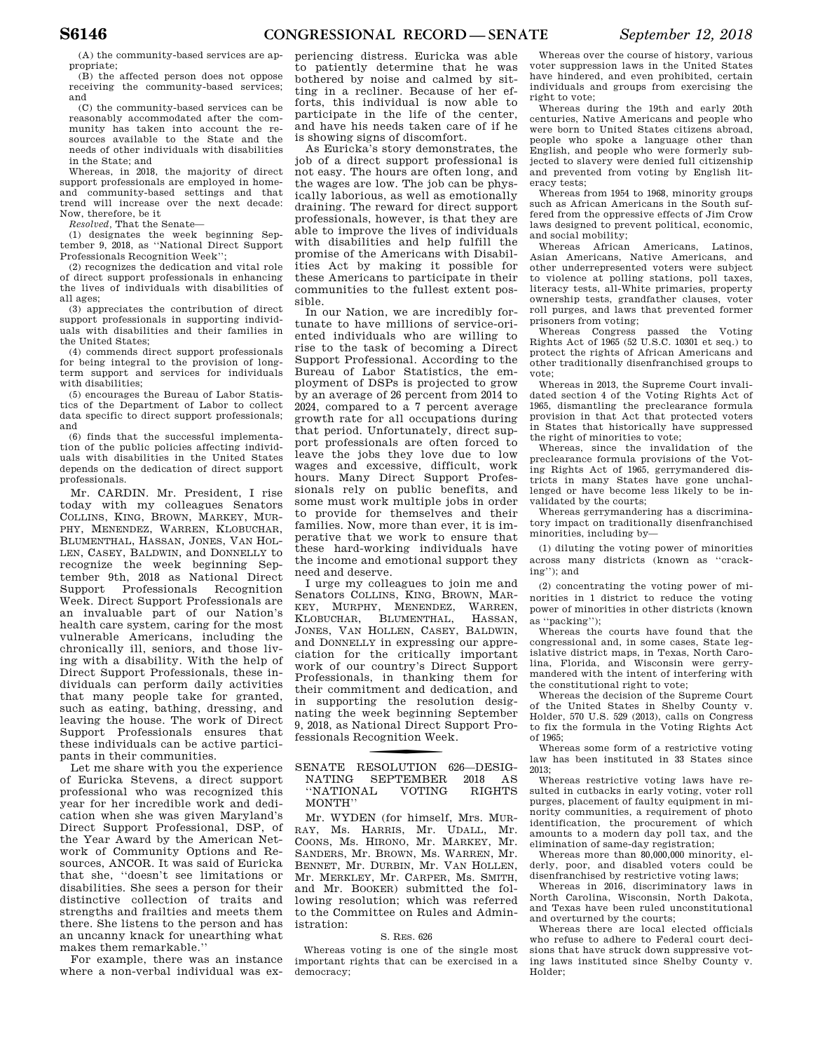(A) the community-based services are appropriate;

(B) the affected person does not oppose receiving the community-based services; and

(C) the community-based services can be reasonably accommodated after the community has taken into account the resources available to the State and the needs of other individuals with disabilities in the State; and

Whereas, in 2018, the majority of direct support professionals are employed in home- and community-based settings and that trend will increase over the next decade: Now, therefore, be it

*Resolved*, That the Senate—

(1) designates the week beginning September 9, 2018, as "National Direct Support Professionals Recognition Week";

(2) recognizes the dedication and vital role of direct support professionals in enhancing the lives of individuals with disabilities of all ages;

(3) appreciates the contribution of direct support professionals in supporting individuals with disabilities and their families in the United States;

(4) commends direct support professionals for being integral to the provision of long-term support and services for individuals with disabilities;

(5) encourages the Bureau of Labor Statistics of the Department of Labor to collect data specific to direct support professionals; and

(6) finds that the successful implementation of the public policies affecting individuals with disabilities in the United States depends on the dedication of direct support professionals.

Mr. CARDIN. Mr. President, I rise today with my colleagues Senators COLLINS, KING, BROWN, MARKEY, MURPHY, MENENDEZ, WARREN, KLOBUCHAR, BLUMENTHAL, HASSAN, JONES, VAN HOLLEN, CASEY, BALDWIN, and DONNELLY to recognize the week beginning September 9th, 2018 as National Direct Support Professionals Recognition Week. Direct Support Professionals are an invaluable part of our Nation's health care system, caring for the most vulnerable Americans, including the chronically ill, seniors, and those living with a disability. With the help of Direct Support Professionals, these individuals can perform daily activities that many people take for granted, such as eating, bathing, dressing, and leaving the house. The work of Direct Support Professionals ensures that these individuals can be active participants in their communities.

Let me share with you the experience of Euricka Stevens, a direct support professional who was recognized this year for her incredible work and dedication when she was given Maryland's Direct Support Professional, DSP, of the Year Award by the American Network of Community Options and Resources, ANCOR. It was said of Euricka that she, "doesn't see limitations or disabilities. She sees a person for their distinctive collection of traits and strengths and frailties and meets them there. She listens to the person and has an uncanny knack for unearthing what makes them remarkable."

For example, there was an instance where a non-verbal individual was experiencing distress. Euricka was able to patiently determine that he was bothered by noise and calmed by sitting in a recliner. Because of her efforts, this individual is now able to participate in the life of the center, and have his needs taken care of if he is showing signs of discomfort.

As Euricka's story demonstrates, the job of a direct support professional is not easy. The hours are often long, and the wages are low. The job can be physically laborious, as well as emotionally draining. The reward for direct support professionals, however, is that they are able to improve the lives of individuals with disabilities and help fulfill the promise of the Americans with Disabilities Act by making it possible for these Americans to participate in their communities to the fullest extent possible.

In our Nation, we are incredibly fortunate to have millions of service-oriented individuals who are willing to rise to the task of becoming a Direct Support Professional. According to the Bureau of Labor Statistics, the employment of DSPs is projected to grow by an average of 26 percent from 2014 to 2024, compared to a 7 percent average growth rate for all occupations during that period. Unfortunately, direct support professionals are often forced to leave the jobs they love due to low wages and excessive, difficult, work hours. Many Direct Support Professionals rely on public benefits, and some must work multiple jobs in order to provide for themselves and their families. Now, more than ever, it is imperative that we work to ensure that these hard-working individuals have the income and emotional support they need and deserve.

I urge my colleagues to join me and Senators COLLINS, KING, BROWN, MARKEY, MURPHY, MENENDEZ, WARREN, KLOBUCHAR, BLUMENTHAL, HASSAN, JONES, VAN HOLLEN, CASEY, BALDWIN, and DONNELLY in expressing our appreciation for the critically important work of our country's Direct Support Professionals, in thanking them for their commitment and dedication, and in supporting the resolution designating the week beginning September 9, 2018, as National Direct Support Professionals Recognition Week.

## SENATE RESOLUTION 626—DESIGNATING SEPTEMBER 2018 AS "NATIONAL VOTING RIGHTS MONTH"

Mr. WYDEN (for himself, Mrs. MURRAY, Ms. HARRIS, Mr. UDALL, Mr. COONS, Ms. HIRONO, Mr. MARKEY, Mr. SANDERS, Mr. BROWN, Ms. WARREN, Mr. BENNET, Mr. DURBIN, Mr. VAN HOLLEN, Mr. MERKLEY, Mr. CARPER, Ms. SMITH, and Mr. BOOKER) submitted the following resolution; which was referred to the Committee on Rules and Administration:

S. RES. 626

Whereas voting is one of the single most important rights that can be exercised in a democracy;

Whereas over the course of history, various voter suppression laws in the United States have hindered, and even prohibited, certain individuals and groups from exercising the right to vote;

Whereas during the 19th and early 20th centuries, Native Americans and people who were born to United States citizens abroad, people who spoke a language other than English, and people who were formerly subjected to slavery were denied full citizenship and prevented from voting by English literacy tests;

Whereas from 1954 to 1968, minority groups such as African Americans in the South suffered from the oppressive effects of Jim Crow laws designed to prevent political, economic, and social mobility;

Whereas African Americans, Latinos, Asian Americans, Native Americans, and other underrepresented voters were subject to violence at polling stations, poll taxes, literacy tests, all-White primaries, property ownership tests, grandfather clauses, voter roll purges, and laws that prevented former prisoners from voting;

Whereas Congress passed the Voting Rights Act of 1965 (52 U.S.C. 10301 et seq.) to protect the rights of African Americans and other traditionally disenfranchised groups to vote;

Whereas in 2013, the Supreme Court invalidated section 4 of the Voting Rights Act of 1965, dismantling the preclearance formula provision in that Act that protected voters in States that historically have suppressed the right of minorities to vote;

Whereas, since the invalidation of the preclearance formula provisions of the Voting Rights Act of 1965, gerrymandered districts in many States have gone unchallenged or have become less likely to be invalidated by the courts;

Whereas gerrymandering has a discriminatory impact on traditionally disenfranchised minorities, including by—

(1) diluting the voting power of minorities across many districts (known as "cracking"); and

(2) concentrating the voting power of minorities in 1 district to reduce the voting power of minorities in other districts (known as "packing");

Whereas the courts have found that the congressional and, in some cases, State legislative district maps, in Texas, North Carolina, Florida, and Wisconsin were gerrymandered with the intent of interfering with the constitutional right to vote;

Whereas the decision of the Supreme Court of the United States in Shelby County v. Holder, 570 U.S. 529 (2013), calls on Congress to fix the formula in the Voting Rights Act of 1965;

Whereas some form of a restrictive voting law has been instituted in 33 States since 2013;

Whereas restrictive voting laws have resulted in cutbacks in early voting, voter roll purges, placement of faulty equipment in minority communities, a requirement of photo identification, the procurement of which amounts to a modern day poll tax, and the elimination of same-day registration;

Whereas more than 80,000,000 minority, elderly, poor, and disabled voters could be disenfranchised by restrictive voting laws;

Whereas in 2016, discriminatory laws in North Carolina, Wisconsin, North Dakota, and Texas have been ruled unconstitutional and overturned by the courts;

Whereas there are local elected officials who refuse to adhere to Federal court decisions that have struck down suppressive voting laws instituted since Shelby County v. Holder;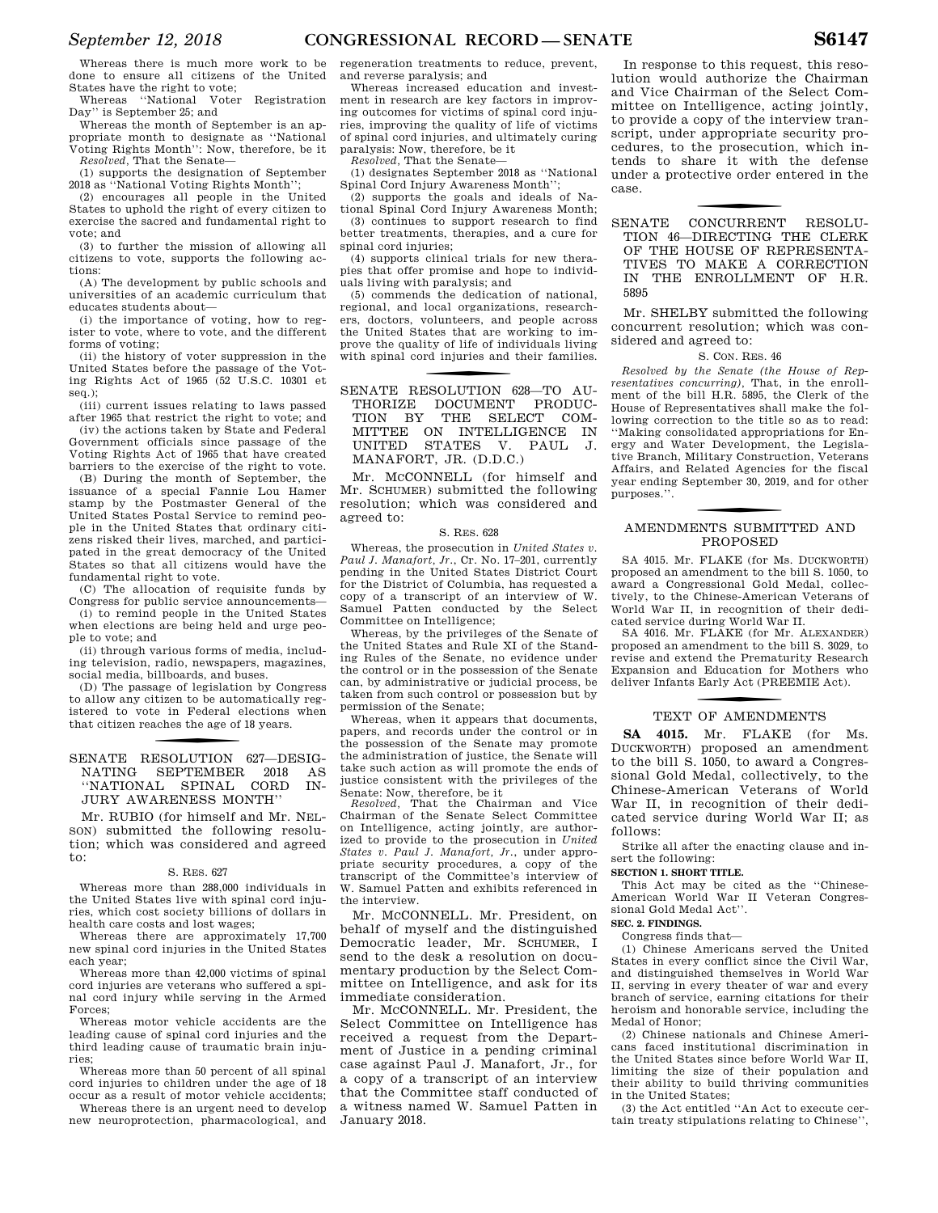Whereas there is much more work to be done to ensure all citizens of the United States have the right to vote;

Whereas ''National Voter Registration Day'' is September 25; and

Whereas the month of September is an appropriate month to designate as ''National Voting Rights Month'': Now, therefore, be it

*Resolved*, That the Senate—

(1) supports the designation of September 2018 as ''National Voting Rights Month'';

(2) encourages all people in the United States to uphold the right of every citizen to exercise the sacred and fundamental right to vote; and

(3) to further the mission of allowing all citizens to vote, supports the following actions:

(A) The development by public schools and universities of an academic curriculum that educates students about—

(i) the importance of voting, how to register to vote, where to vote, and the different forms of voting;

(ii) the history of voter suppression in the United States before the passage of the Voting Rights Act of 1965 (52 U.S.C. 10301 et seq.);

(iii) current issues relating to laws passed after 1965 that restrict the right to vote; and

(iv) the actions taken by State and Federal Government officials since passage of the Voting Rights Act of 1965 that have created barriers to the exercise of the right to vote.

(B) During the month of September, the issuance of a special Fannie Lou Hamer stamp by the Postmaster General of the United States Postal Service to remind people in the United States that ordinary citizens risked their lives, marched, and participated in the great democracy of the United States so that all citizens would have the fundamental right to vote.

(C) The allocation of requisite funds by Congress for public service announcements—

(i) to remind people in the United States when elections are being held and urge people to vote; and

(ii) through various forms of media, including television, radio, newspapers, magazines, social media, billboards, and buses.

(D) The passage of legislation by Congress to allow any citizen to be automatically registered to vote in Federal elections when that citizen reaches the age of 18 years.

## SENATE RESOLUTION 627—DESIGNATING SEPTEMBER 2018 AS ''NATIONAL SPINAL CORD INJURY AWARENESS MONTH''

Mr. RUBIO (for himself and Mr. NELSON) submitted the following resolution; which was considered and agreed to:

S. RES. 627

Whereas more than 288,000 individuals in the United States live with spinal cord injuries, which cost society billions of dollars in health care costs and lost wages;

Whereas there are approximately 17,700 new spinal cord injuries in the United States each year;

Whereas more than 42,000 victims of spinal cord injuries are veterans who suffered a spinal cord injury while serving in the Armed Forces;

Whereas motor vehicle accidents are the leading cause of spinal cord injuries and the third leading cause of traumatic brain injuries;

Whereas more than 50 percent of all spinal cord injuries to children under the age of 18 occur as a result of motor vehicle accidents;

Whereas there is an urgent need to develop new neuroprotection, pharmacological, and regeneration treatments to reduce, prevent, and reverse paralysis; and

Whereas increased education and investment in research are key factors in improving outcomes for victims of spinal cord injuries, improving the quality of life of victims of spinal cord injuries, and ultimately curing paralysis: Now, therefore, be it

*Resolved*, That the Senate—

(1) designates September 2018 as ''National Spinal Cord Injury Awareness Month'';

(2) supports the goals and ideals of National Spinal Cord Injury Awareness Month;

(3) continues to support research to find better treatments, therapies, and a cure for spinal cord injuries;

(4) supports clinical trials for new therapies that offer promise and hope to individuals living with paralysis; and

(5) commends the dedication of national, regional, and local organizations, researchers, doctors, volunteers, and people across the United States that are working to improve the quality of life of individuals living with spinal cord injuries and their families.

## SENATE RESOLUTION 628—TO AUTHORIZE DOCUMENT PRODUCTION BY THE SELECT COMMITTEE ON INTELLIGENCE IN UNITED STATES V. PAUL J. MANAFORT, JR. (D.D.C.)

Mr. MCCONNELL (for himself and Mr. SCHUMER) submitted the following resolution; which was considered and agreed to:

S. RES. 628

Whereas, the prosecution in *United States v. Paul J. Manafort, Jr.*, Cr. No. 17–201, currently pending in the United States District Court for the District of Columbia, has requested a copy of a transcript of an interview of W. Samuel Patten conducted by the Select Committee on Intelligence;

Whereas, by the privileges of the Senate of the United States and Rule XI of the Standing Rules of the Senate, no evidence under the control or in the possession of the Senate can, by administrative or judicial process, be taken from such control or possession but by permission of the Senate;

Whereas, when it appears that documents, papers, and records under the control or in the possession of the Senate may promote the administration of justice, the Senate will take such action as will promote the ends of justice consistent with the privileges of the Senate: Now, therefore, be it

*Resolved*, That the Chairman and Vice Chairman of the Senate Select Committee on Intelligence, acting jointly, are authorized to provide to the prosecution in *United States v. Paul J. Manafort, Jr.*, under appropriate security procedures, a copy of the transcript of the Committee's interview of W. Samuel Patten and exhibits referenced in the interview.

Mr. MCCONNELL. Mr. President, on behalf of myself and the distinguished Democratic leader, Mr. SCHUMER, I send to the desk a resolution on documentary production by the Select Committee on Intelligence, and ask for its immediate consideration.

Mr. MCCONNELL. Mr. President, the Select Committee on Intelligence has received a request from the Department of Justice in a pending criminal case against Paul J. Manafort, Jr., for a copy of a transcript of an interview that the Committee staff conducted of a witness named W. Samuel Patten in January 2018.

In response to this request, this resolution would authorize the Chairman and Vice Chairman of the Select Committee on Intelligence, acting jointly, to provide a copy of the interview transcript, under appropriate security procedures, to the prosecution, which intends to share it with the defense under a protective order entered in the case.

## SENATE CONCURRENT RESOLUTION 46—DIRECTING THE CLERK OF THE HOUSE OF REPRESENTATIVES TO MAKE A CORRECTION IN THE ENROLLMENT OF H.R. 5895

Mr. SHELBY submitted the following concurrent resolution; which was considered and agreed to:

S. CON. RES. 46

*Resolved by the Senate (the House of Representatives concurring)*, That, in the enrollment of the bill H.R. 5895, the Clerk of the House of Representatives shall make the following correction to the title so as to read: ''Making consolidated appropriations for Energy and Water Development, the Legislative Branch, Military Construction, Veterans Affairs, and Related Agencies for the fiscal year ending September 30, 2019, and for other purposes.''.

## AMENDMENTS SUBMITTED AND PROPOSED

SA 4015. Mr. FLAKE (for Ms. DUCKWORTH) proposed an amendment to the bill S. 1050, to award a Congressional Gold Medal, collectively, to the Chinese-American Veterans of World War II, in recognition of their dedicated service during World War II.

SA 4016. Mr. FLAKE (for Mr. ALEXANDER) proposed an amendment to the bill S. 3029, to revise and extend the Prematurity Research Expansion and Education for Mothers who deliver Infants Early Act (PREEMIE Act).

## TEXT OF AMENDMENTS

**SA 4015.** Mr. FLAKE (for Ms. DUCKWORTH) proposed an amendment to the bill S. 1050, to award a Congressional Gold Medal, collectively, to the Chinese-American Veterans of World War II, in recognition of their dedicated service during World War II; as follows:

Strike all after the enacting clause and insert the following:

**SECTION 1. SHORT TITLE.**

This Act may be cited as the ''Chinese-American World War II Veteran Congressional Gold Medal Act''.

**SEC. 2. FINDINGS.**

Congress finds that—

(1) Chinese Americans served the United States in every conflict since the Civil War, and distinguished themselves in World War II, serving in every theater of war and every branch of service, earning citations for their heroism and honorable service, including the Medal of Honor;

(2) Chinese nationals and Chinese Americans faced institutional discrimination in the United States since before World War II, limiting the size of their population and their ability to build thriving communities in the United States;

(3) the Act entitled ''An Act to execute certain treaty stipulations relating to Chinese'',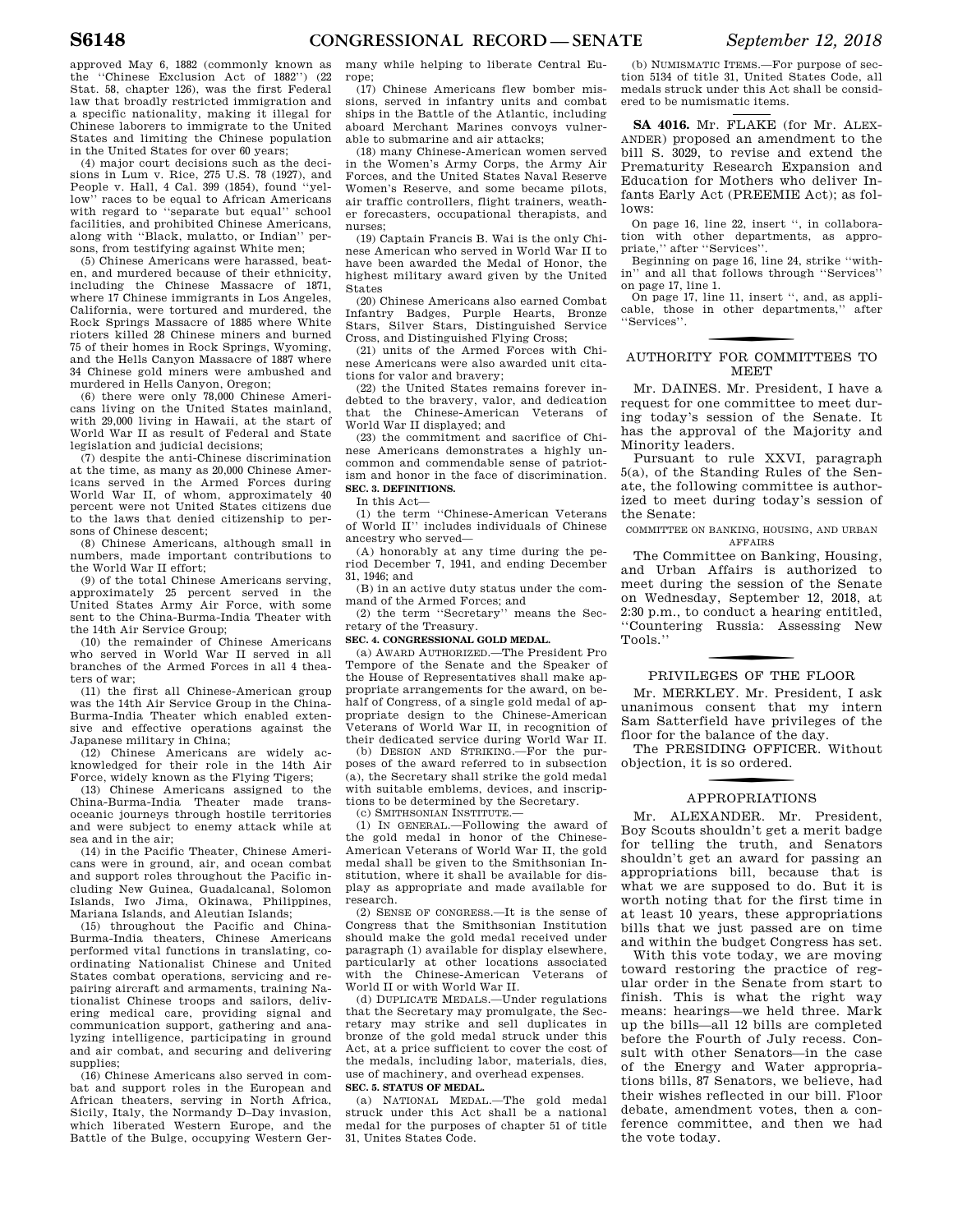approved May 6, 1882 (commonly known as the ''Chinese Exclusion Act of 1882'') (22 Stat. 58, chapter 126), was the first Federal law that broadly restricted immigration and a specific nationality, making it illegal for Chinese laborers to immigrate to the United States and limiting the Chinese population in the United States for over 60 years;

(4) major court decisions such as the decisions in Lum v. Rice, 275 U.S. 78 (1927), and People v. Hall, 4 Cal. 399 (1854), found ''yellow'' races to be equal to African Americans with regard to ''separate but equal'' school facilities, and prohibited Chinese Americans, along with ''Black, mulatto, or Indian'' persons, from testifying against White men;

(5) Chinese Americans were harassed, beaten, and murdered because of their ethnicity, including the Chinese Massacre of 1871, where 17 Chinese immigrants in Los Angeles, California, were tortured and murdered, the Rock Springs Massacre of 1885 where White rioters killed 28 Chinese miners and burned 75 of their homes in Rock Springs, Wyoming, and the Hells Canyon Massacre of 1887 where 34 Chinese gold miners were ambushed and murdered in Hells Canyon, Oregon;

(6) there were only 78,000 Chinese Americans living on the United States mainland, with 29,000 living in Hawaii, at the start of World War II as result of Federal and State legislation and judicial decisions;

(7) despite the anti-Chinese discrimination at the time, as many as 20,000 Chinese Americans served in the Armed Forces during World War II, of whom, approximately 40 percent were not United States citizens due to the laws that denied citizenship to persons of Chinese descent;

(8) Chinese Americans, although small in numbers, made important contributions to the World War II effort;

(9) of the total Chinese Americans serving, approximately 25 percent served in the United States Army Air Force, with some sent to the China-Burma-India Theater with the 14th Air Service Group;

(10) the remainder of Chinese Americans who served in World War II served in all branches of the Armed Forces in all 4 theaters of war;

(11) the first all Chinese-American group was the 14th Air Service Group in the China-Burma-India Theater which enabled extensive and effective operations against the Japanese military in China;

(12) Chinese Americans are widely acknowledged for their role in the 14th Air Force, widely known as the Flying Tigers;

(13) Chinese Americans assigned to the China-Burma-India Theater made transoceanic journeys through hostile territories and were subject to enemy attack while at sea and in the air;

(14) in the Pacific Theater, Chinese Americans were in ground, air, and ocean combat and support roles throughout the Pacific including New Guinea, Guadalcanal, Solomon Islands, Iwo Jima, Okinawa, Philippines, Mariana Islands, and Aleutian Islands;

(15) throughout the Pacific and China-Burma-India theaters, Chinese Americans performed vital functions in translating, coordinating Nationalist Chinese and United States combat operations, servicing and repairing aircraft and armaments, training Nationalist Chinese troops and sailors, delivering medical care, providing signal and communication support, gathering and analyzing intelligence, participating in ground and air combat, and securing and delivering supplies;

(16) Chinese Americans also served in combat and support roles in the European and African theaters, serving in North Africa, Sicily, Italy, the Normandy D–Day invasion, which liberated Western Europe, and the Battle of the Bulge, occupying Western Germany while helping to liberate Central Europe;

(17) Chinese Americans flew bomber missions, served in infantry units and combat ships in the Battle of the Atlantic, including aboard Merchant Marines convoys vulnerable to submarine and air attacks;

(18) many Chinese-American women served in the Women's Army Corps, the Army Air Forces, and the United States Naval Reserve Women's Reserve, and some became pilots, air traffic controllers, flight trainers, weather forecasters, occupational therapists, and nurses;

(19) Captain Francis B. Wai is the only Chinese American who served in World War II to have been awarded the Medal of Honor, the highest military award given by the United States

(20) Chinese Americans also earned Combat Infantry Badges, Purple Hearts, Bronze Stars, Silver Stars, Distinguished Service Cross, and Distinguished Flying Cross;

(21) units of the Armed Forces with Chinese Americans were also awarded unit citations for valor and bravery;

(22) the United States remains forever indebted to the bravery, valor, and dedication that the Chinese-American Veterans of World War II displayed; and

(23) the commitment and sacrifice of Chinese Americans demonstrates a highly uncommon and commendable sense of patriotism and honor in the face of discrimination.

**SEC. 3. DEFINITIONS.**

In this Act—

(1) the term ''Chinese-American Veterans of World War II'' includes individuals of Chinese ancestry who served—

(A) honorably at any time during the period December 7, 1941, and ending December 31, 1946; and

(B) in an active duty status under the command of the Armed Forces; and

(2) the term ''Secretary'' means the Secretary of the Treasury.

**SEC. 4. CONGRESSIONAL GOLD MEDAL.**

(a) AWARD AUTHORIZED.—The President Pro Tempore of the Senate and the Speaker of the House of Representatives shall make appropriate arrangements for the award, on behalf of Congress, of a single gold medal of appropriate design to the Chinese-American Veterans of World War II, in recognition of their dedicated service during World War II.

(b) DESIGN AND STRIKING.—For the purposes of the award referred to in subsection (a), the Secretary shall strike the gold medal with suitable emblems, devices, and inscriptions to be determined by the Secretary.

(c) SMITHSONIAN INSTITUTE.—

(1) IN GENERAL.—Following the award of the gold medal in honor of the Chinese-American Veterans of World War II, the gold medal shall be given to the Smithsonian Institution, where it shall be available for display as appropriate and made available for research.

(2) SENSE OF CONGRESS.—It is the sense of Congress that the Smithsonian Institution should make the gold medal received under paragraph (1) available for display elsewhere, particularly at other locations associated with the Chinese-American Veterans of World War II or with World War II.

(d) DUPLICATE MEDALS.—Under regulations that the Secretary may promulgate, the Secretary may strike and sell duplicates in bronze of the gold medal struck under this Act, at a price sufficient to cover the cost of the medals, including labor, materials, dies, use of machinery, and overhead expenses.

**SEC. 5. STATUS OF MEDAL.**

(a) NATIONAL MEDAL.—The gold medal struck under this Act shall be a national medal for the purposes of chapter 51 of title 31, Unites States Code.

(b) NUMISMATIC ITEMS.—For purpose of section 5134 of title 31, United States Code, all medals struck under this Act shall be considered to be numismatic items.

---

**SA 4016.** Mr. FLAKE (for Mr. ALEXANDER) proposed an amendment to the bill S. 3029, to revise and extend the Prematurity Research Expansion and Education for Mothers who deliver Infants Early Act (PREEMIE Act); as follows:

On page 16, line 22, insert '', in collaboration with other departments, as appropriate,'' after ''Services''.

Beginning on page 16, line 24, strike ''within'' and all that follows through ''Services'' on page 17, line 1.

On page 17, line 11, insert '', and, as applicable, those in other departments,'' after ''Services''.

## AUTHORITY FOR COMMITTEES TO MEET

Mr. DAINES. Mr. President, I have a request for one committee to meet during today's session of the Senate. It has the approval of the Majority and Minority leaders.

Pursuant to rule XXVI, paragraph 5(a), of the Standing Rules of the Senate, the following committee is authorized to meet during today's session of the Senate:

COMMITTEE ON BANKING, HOUSING, AND URBAN AFFAIRS

The Committee on Banking, Housing, and Urban Affairs is authorized to meet during the session of the Senate on Wednesday, September 12, 2018, at 2:30 p.m., to conduct a hearing entitled, ''Countering Russia: Assessing New Tools.''

## PRIVILEGES OF THE FLOOR

Mr. MERKLEY. Mr. President, I ask unanimous consent that my intern Sam Satterfield have privileges of the floor for the balance of the day.

The PRESIDING OFFICER. Without objection, it is so ordered.

## APPROPRIATIONS

Mr. ALEXANDER. Mr. President, Boy Scouts shouldn't get a merit badge for telling the truth, and Senators shouldn't get an award for passing an appropriations bill, because that is what we are supposed to do. But it is worth noting that for the first time in at least 10 years, these appropriations bills that we just passed are on time and within the budget Congress has set.

With this vote today, we are moving toward restoring the practice of regular order in the Senate from start to finish. This is what the right way means: hearings—we held three. Mark up the bills—all 12 bills are completed before the Fourth of July recess. Consult with other Senators—in the case of the Energy and Water appropriations bills, 87 Senators, we believe, had their wishes reflected in our bill. Floor debate, amendment votes, then a conference committee, and then we had the vote today.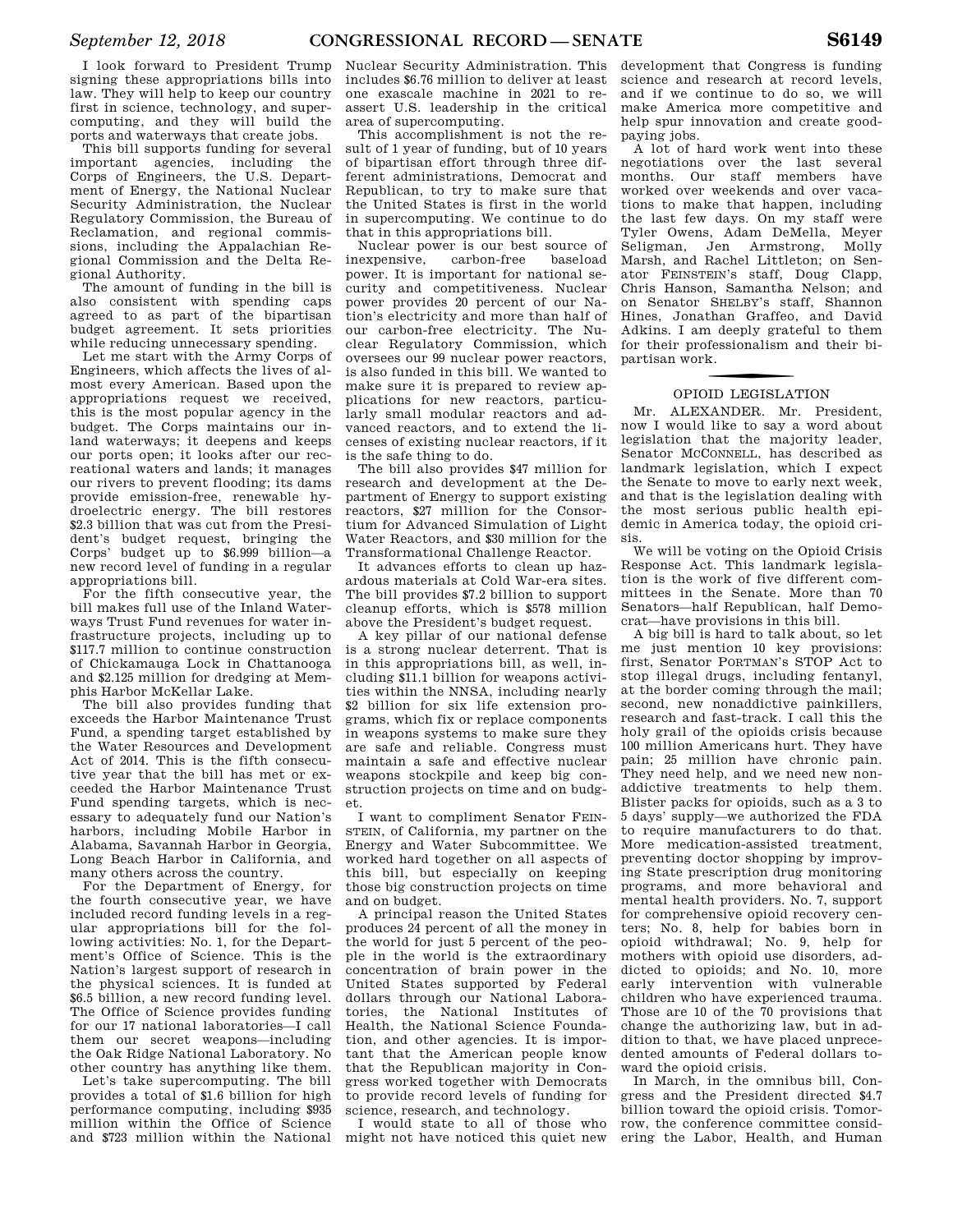I look forward to President Trump signing these appropriations bills into law. They will help to keep our country first in science, technology, and supercomputing, and they will build the ports and waterways that create jobs.

This bill supports funding for several important agencies, including the Corps of Engineers, the U.S. Department of Energy, the National Nuclear Security Administration, the Nuclear Regulatory Commission, the Bureau of Reclamation, and regional commissions, including the Appalachian Regional Commission and the Delta Regional Authority.

The amount of funding in the bill is also consistent with spending caps agreed to as part of the bipartisan budget agreement. It sets priorities while reducing unnecessary spending.

Let me start with the Army Corps of Engineers, which affects the lives of almost every American. Based upon the appropriations request we received, this is the most popular agency in the budget. The Corps maintains our inland waterways; it deepens and keeps our ports open; it looks after our recreational waters and lands; it manages our rivers to prevent flooding; its dams provide emission-free, renewable hydroelectric energy. The bill restores $2.3 billion that was cut from the President's budget request, bringing the Corps' budget up to $6.999 billion—a new record level of funding in a regular appropriations bill.

For the fifth consecutive year, the bill makes full use of the Inland Waterways Trust Fund revenues for water infrastructure projects, including up to $117.7 million to continue construction of Chickamauga Lock in Chattanooga and $2.125 million for dredging at Memphis Harbor McKellar Lake.

The bill also provides funding that exceeds the Harbor Maintenance Trust Fund, a spending target established by the Water Resources and Development Act of 2014. This is the fifth consecutive year that the bill has met or exceeded the Harbor Maintenance Trust Fund spending targets, which is necessary to adequately fund our Nation's harbors, including Mobile Harbor in Alabama, Savannah Harbor in Georgia, Long Beach Harbor in California, and many others across the country.

For the Department of Energy, for the fourth consecutive year, we have included record funding levels in a regular appropriations bill for the following activities: No. 1, for the Department's Office of Science. This is the Nation's largest support of research in the physical sciences. It is funded at $6.5 billion, a new record funding level. The Office of Science provides funding for our 17 national laboratories—I call them our secret weapons—including the Oak Ridge National Laboratory. No other country has anything like them.

Let's take supercomputing. The bill provides a total of $1.6 billion for high performance computing, including $935 million within the Office of Science and $723 million within the National Nuclear Security Administration. This includes $6.76 million to deliver at least one exascale machine in 2021 to reassert U.S. leadership in the critical area of supercomputing.

This accomplishment is not the result of 1 year of funding, but of 10 years of bipartisan effort through three different administrations, Democrat and Republican, to try to make sure that the United States is first in the world in supercomputing. We continue to do that in this appropriations bill.

Nuclear power is our best source of inexpensive, carbon-free baseload power. It is important for national security and competitiveness. Nuclear power provides 20 percent of our Nation's electricity and more than half of our carbon-free electricity. The Nuclear Regulatory Commission, which oversees our 99 nuclear power reactors, is also funded in this bill. We wanted to make sure it is prepared to review applications for new reactors, particularly small modular reactors and advanced reactors, and to extend the licenses of existing nuclear reactors, if it is the safe thing to do.

The bill also provides $47 million for research and development at the Department of Energy to support existing reactors, $27 million for the Consortium for Advanced Simulation of Light Water Reactors, and $30 million for the Transformational Challenge Reactor.

It advances efforts to clean up hazardous materials at Cold War-era sites. The bill provides $7.2 billion to support cleanup efforts, which is $578 million above the President's budget request.

A key pillar of our national defense is a strong nuclear deterrent. That is in this appropriations bill, as well, including $11.1 billion for weapons activities within the NNSA, including nearly $2 billion for six life extension programs, which fix or replace components in weapons systems to make sure they are safe and reliable. Congress must maintain a safe and effective nuclear weapons stockpile and keep big construction projects on time and on budget.

I want to compliment Senator FEINSTEIN, of California, my partner on the Energy and Water Subcommittee. We worked hard together on all aspects of this bill, but especially on keeping those big construction projects on time and on budget.

A principal reason the United States produces 24 percent of all the money in the world for just 5 percent of the people in the world is the extraordinary concentration of brain power in the United States supported by Federal dollars through our National Laboratories, the National Institutes of Health, the National Science Foundation, and other agencies. It is important that the American people know that the Republican majority in Congress worked together with Democrats to provide record levels of funding for science, research, and technology.

I would state to all of those who might not have noticed this quiet new development that Congress is funding science and research at record levels, and if we continue to do so, we will make America more competitive and help spur innovation and create good-paying jobs.

A lot of hard work went into these negotiations over the last several months. Our staff members have worked over weekends and over vacations to make that happen, including the last few days. On my staff were Tyler Owens, Adam DeMella, Meyer Seligman, Jen Armstrong, Molly Marsh, and Rachel Littleton; on Senator FEINSTEIN's staff, Doug Clapp, Chris Hanson, Samantha Nelson; and on Senator SHELBY's staff, Shannon Hines, Jonathan Graffeo, and David Adkins. I am deeply grateful to them for their professionalism and their bipartisan work.

## OPIOID LEGISLATION

Mr. ALEXANDER. Mr. President, now I would like to say a word about legislation that the majority leader, Senator MCCONNELL, has described as landmark legislation, which I expect the Senate to move to early next week, and that is the legislation dealing with the most serious public health epidemic in America today, the opioid crisis.

We will be voting on the Opioid Crisis Response Act. This landmark legislation is the work of five different committees in the Senate. More than 70 Senators—half Republican, half Democrat—have provisions in this bill.

A big bill is hard to talk about, so let me just mention 10 key provisions: first, Senator PORTMAN's STOP Act to stop illegal drugs, including fentanyl, at the border coming through the mail; second, new nonaddictive painkillers, research and fast-track. I call this the holy grail of the opioids crisis because 100 million Americans hurt. They have pain; 25 million have chronic pain. They need help, and we need new nonaddictive treatments to help them. Blister packs for opioids, such as a 3 to 5 days' supply—we authorized the FDA to require manufacturers to do that. More medication-assisted treatment, preventing doctor shopping by improving State prescription drug monitoring programs, and more behavioral and mental health providers. No. 7, support for comprehensive opioid recovery centers; No. 8, help for babies born in opioid withdrawal; No. 9, help for mothers with opioid use disorders, addicted to opioids; and No. 10, more early intervention with vulnerable children who have experienced trauma. Those are 10 of the 70 provisions that change the authorizing law, but in addition to that, we have placed unprecedented amounts of Federal dollars toward the opioid crisis.

In March, in the omnibus bill, Congress and the President directed $4.7 billion toward the opioid crisis. Tomorrow, the conference committee considering the Labor, Health, and Human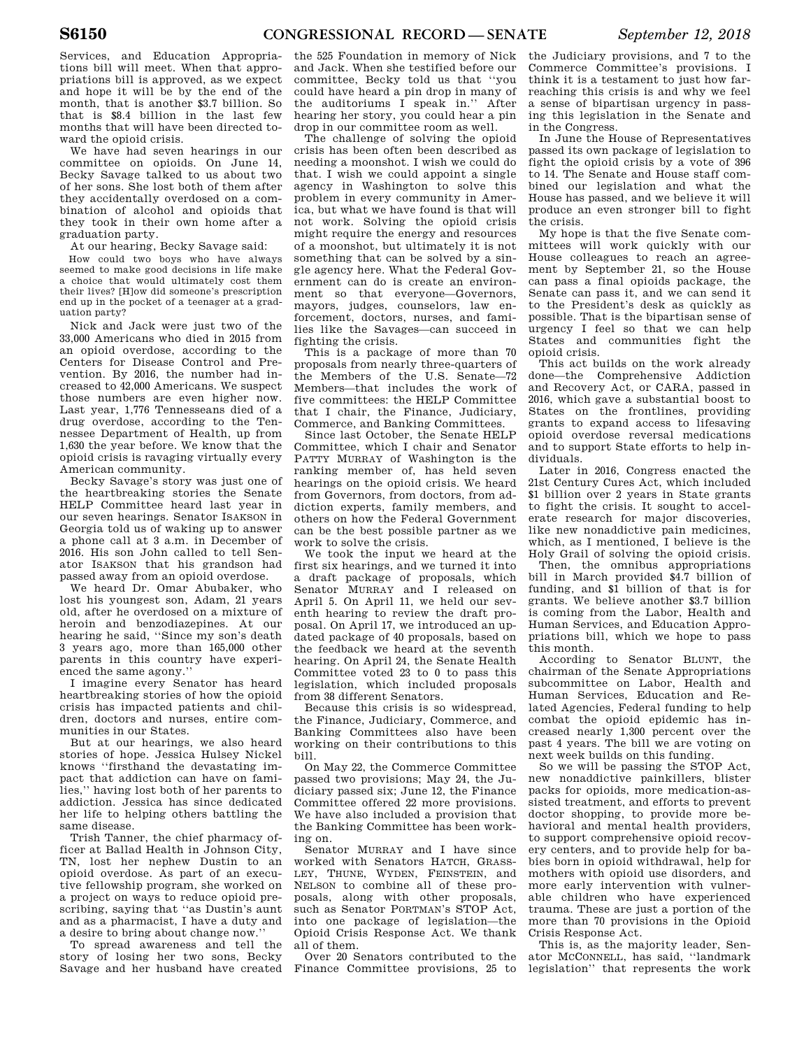Services, and Education Appropriations bill will meet. When that appropriations bill is approved, as we expect and hope it will be by the end of the month, that is another $3.7 billion. So that is $8.4 billion in the last few months that will have been directed toward the opioid crisis.

We have had seven hearings in our committee on opioids. On June 14, Becky Savage talked to us about two of her sons. She lost both of them after they accidentally overdosed on a combination of alcohol and opioids that they took in their own home after a graduation party.

At our hearing, Becky Savage said:

> How could two boys who have always seemed to make good decisions in life make a choice that would ultimately cost them their lives? [H]ow did someone's prescription end up in the pocket of a teenager at a graduation party?

Nick and Jack were just two of the 33,000 Americans who died in 2015 from an opioid overdose, according to the Centers for Disease Control and Prevention. By 2016, the number had increased to 42,000 Americans. We suspect those numbers are even higher now. Last year, 1,776 Tennesseans died of a drug overdose, according to the Tennessee Department of Health, up from 1,630 the year before. We know that the opioid crisis is ravaging virtually every American community.

Becky Savage's story was just one of the heartbreaking stories the Senate HELP Committee heard last year in our seven hearings. Senator ISAKSON in Georgia told us of waking up to answer a phone call at 3 a.m. in December of 2016. His son John called to tell Senator ISAKSON that his grandson had passed away from an opioid overdose.

We heard Dr. Omar Abubaker, who lost his youngest son, Adam, 21 years old, after he overdosed on a mixture of heroin and benzodiazepines. At our hearing he said, ''Since my son's death 3 years ago, more than 165,000 other parents in this country have experienced the same agony.''

I imagine every Senator has heard heartbreaking stories of how the opioid crisis has impacted patients and children, doctors and nurses, entire communities in our States.

But at our hearings, we also heard stories of hope. Jessica Hulsey Nickel knows ''firsthand the devastating impact that addiction can have on families,'' having lost both of her parents to addiction. Jessica has since dedicated her life to helping others battling the same disease.

Trish Tanner, the chief pharmacy officer at Ballad Health in Johnson City, TN, lost her nephew Dustin to an opioid overdose. As part of an executive fellowship program, she worked on a project on ways to reduce opioid prescribing, saying that ''as Dustin's aunt and as a pharmacist, I have a duty and a desire to bring about change now.''

To spread awareness and tell the story of losing her two sons, Becky Savage and her husband have created the 525 Foundation in memory of Nick and Jack. When she testified before our committee, Becky told us that ''you could have heard a pin drop in many of the auditoriums I speak in.'' After hearing her story, you could hear a pin drop in our committee room as well.

The challenge of solving the opioid crisis has often been described as needing a moonshot. I wish we could do that. I wish we could appoint a single agency in Washington to solve this problem in every community in America, but what we have found is that will not work. Solving the opioid crisis might require the energy and resources of a moonshot, but ultimately it is not something that can be solved by a single agency here. What the Federal Government can do is create an environment so that everyone—Governors, mayors, judges, counselors, law enforcement, doctors, nurses, and families like the Savages—can succeed in fighting the crisis.

This is a package of more than 70 proposals from nearly three-quarters of the Members of the U.S. Senate—72 Members—that includes the work of five committees: the HELP Committee that I chair, the Finance, Judiciary, Commerce, and Banking Committees.

Since last October, the Senate HELP Committee, which I chair and Senator PATTY MURRAY of Washington is the ranking member of, has held seven hearings on the opioid crisis. We heard from Governors, from doctors, from addiction experts, family members, and others on how the Federal Government can be the best possible partner as we work to solve the crisis.

We took the input we heard at the first six hearings, and we turned it into a draft package of proposals, which Senator MURRAY and I released on April 5. On April 11, we held our seventh hearing to review the draft proposal. On April 17, we introduced an updated package of 40 proposals, based on the feedback we heard at the seventh hearing. On April 24, the Senate Health Committee voted 23 to 0 to pass this legislation, which included proposals from 38 different Senators.

Because this crisis is so widespread, the Finance, Judiciary, Commerce, and Banking Committees also have been working on their contributions to this bill.

On May 22, the Commerce Committee passed two provisions; May 24, the Judiciary passed six; June 12, the Finance Committee offered 22 more provisions. We have also included a provision that the Banking Committee has been working on.

Senator MURRAY and I have since worked with Senators HATCH, GRASSLEY, THUNE, WYDEN, FEINSTEIN, and NELSON to combine all of these proposals, along with other proposals, such as Senator PORTMAN's STOP Act, into one package of legislation—the Opioid Crisis Response Act. We thank all of them.

Over 20 Senators contributed to the Finance Committee provisions, 25 to the Judiciary provisions, and 7 to the Commerce Committee's provisions. I think it is a testament to just how far-reaching this crisis is and why we feel a sense of bipartisan urgency in passing this legislation in the Senate and in the Congress.

In June the House of Representatives passed its own package of legislation to fight the opioid crisis by a vote of 396 to 14. The Senate and House staff combined our legislation and what the House has passed, and we believe it will produce an even stronger bill to fight the crisis.

My hope is that the five Senate committees will work quickly with our House colleagues to reach an agreement by September 21, so the House can pass a final opioids package, the Senate can pass it, and we can send it to the President's desk as quickly as possible. That is the bipartisan sense of urgency I feel so that we can help States and communities fight the opioid crisis.

This act builds on the work already done—the Comprehensive Addiction and Recovery Act, or CARA, passed in 2016, which gave a substantial boost to States on the frontlines, providing grants to expand access to lifesaving opioid overdose reversal medications and to support State efforts to help individuals.

Later in 2016, Congress enacted the 21st Century Cures Act, which included $1 billion over 2 years in State grants to fight the crisis. It sought to accelerate research for major discoveries, like new nonaddictive pain medicines, which, as I mentioned, I believe is the Holy Grail of solving the opioid crisis.

Then, the omnibus appropriations bill in March provided $4.7 billion of funding, and $1 billion of that is for grants. We believe another $3.7 billion is coming from the Labor, Health and Human Services, and Education Appropriations bill, which we hope to pass this month.

According to Senator BLUNT, the chairman of the Senate Appropriations subcommittee on Labor, Health and Human Services, Education and Related Agencies, Federal funding to help combat the opioid epidemic has increased nearly 1,300 percent over the past 4 years. The bill we are voting on next week builds on this funding.

So we will be passing the STOP Act, new nonaddictive painkillers, blister packs for opioids, more medication-assisted treatment, and efforts to prevent doctor shopping, to provide more behavioral and mental health providers, to support comprehensive opioid recovery centers, and to provide help for babies born in opioid withdrawal, help for mothers with opioid use disorders, and more early intervention with vulnerable children who have experienced trauma. These are just a portion of the more than 70 provisions in the Opioid Crisis Response Act.

This is, as the majority leader, Senator MCCONNELL, has said, ''landmark legislation'' that represents the work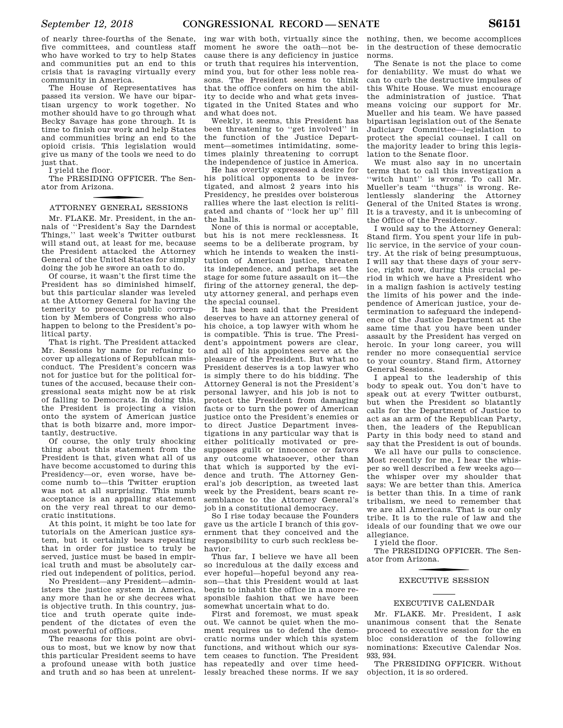of nearly three-fourths of the Senate, five committees, and countless staff who have worked to try to help States and communities put an end to this crisis that is ravaging virtually every community in America.

The House of Representatives has passed its version. We have our bipartisan urgency to work together. No mother should have to go through what Becky Savage has gone through. It is time to finish our work and help States and communities bring an end to the opioid crisis. This legislation would give us many of the tools we need to do just that.

I yield the floor.

The PRESIDING OFFICER. The Senator from Arizona.

## ATTORNEY GENERAL SESSIONS

Mr. FLAKE. Mr. President, in the annals of ''President's Say the Darndest Things,'' last week's Twitter outburst will stand out, at least for me, because the President attacked the Attorney General of the United States for simply doing the job he swore an oath to do.

Of course, it wasn't the first time the President has so diminished himself, but this particular slander was leveled at the Attorney General for having the temerity to prosecute public corruption by Members of Congress who also happen to belong to the President's political party.

That is right. The President attacked Mr. Sessions by name for refusing to cover up allegations of Republican misconduct. The President's concern was not for justice but for the political fortunes of the accused, because their congressional seats might now be at risk of falling to Democrats. In doing this, the President is projecting a vision onto the system of American justice that is both bizarre and, more importantly, destructive.

Of course, the only truly shocking thing about this statement from the President is that, given what all of us have become accustomed to during this Presidency—or, even worse, have become numb to—this Twitter eruption was not at all surprising. This numb acceptance is an appalling statement on the very real threat to our democratic institutions.

At this point, it might be too late for tutorials on the American justice system, but it certainly bears repeating that in order for justice to truly be served, justice must be based in empirical truth and must be absolutely carried out independent of politics, period.

No President—any President—administers the justice system in America, any more than he or she decrees what is objective truth. In this country, justice and truth operate quite independent of the dictates of even the most powerful of offices.

The reasons for this point are obvious to most, but we know by now that this particular President seems to have a profound unease with both justice and truth and so has been at unrelenting war with both, virtually since the moment he swore the oath—not because there is any deficiency in justice or truth that requires his intervention, mind you, but for other less noble reasons. The President seems to think that the office confers on him the ability to decide who and what gets investigated in the United States and who and what does not.

Weekly, it seems, this President has been threatening to ''get involved'' in the function of the Justice Department—sometimes intimidating, sometimes plainly threatening to corrupt the independence of justice in America.

He has overtly expressed a desire for his political opponents to be investigated, and almost 2 years into his Presidency, he presides over boisterous rallies where the last election is relitigated and chants of ''lock her up'' fill the halls.

None of this is normal or acceptable, but his is not mere recklessness. It seems to be a deliberate program, by which he intends to weaken the institution of American justice, threaten its independence, and perhaps set the stage for some future assault on it—the firing of the attorney general, the deputy attorney general, and perhaps even the special counsel.

It has been said that the President deserves to have an attorney general of his choice, a top lawyer with whom he is compatible. This is true. The President's appointment powers are clear, and all of his appointees serve at the pleasure of the President. But what no President deserves is a top lawyer who is simply there to do his bidding. The Attorney General is not the President's personal lawyer, and his job is not to protect the President from damaging facts or to turn the power of American justice onto the President's enemies or to direct Justice Department investigations in any particular way that is either politically motivated or presupposes guilt or innocence or favors any outcome whatsoever, other than that which is supported by the evidence and truth. The Attorney General's job description, as tweeted last week by the President, bears scant resemblance to the Attorney General's job in a constitutional democracy.

So I rise today because the Founders gave us the article I branch of this government that they conceived and the responsibility to curb such reckless behavior.

Thus far, I believe we have all been so incredulous at the daily excess and ever hopeful—hopeful beyond any reason—that this President would at last begin to inhabit the office in a more responsible fashion that we have been somewhat uncertain what to do.

First and foremost, we must speak out. We cannot be quiet when the moment requires us to defend the democratic norms under which this system functions, and without which our system ceases to function. The President has repeatedly and over time heedlessly breached these norms. If we say nothing, then, we become accomplices in the destruction of these democratic norms.

The Senate is not the place to come for deniability. We must do what we can to curb the destructive impulses of this White House. We must encourage the administration of justice. That means voicing our support for Mr. Mueller and his team. We have passed bipartisan legislation out of the Senate Judiciary Committee—legislation to protect the special counsel. I call on the majority leader to bring this legislation to the Senate floor.

We must also say in no uncertain terms that to call this investigation a ''witch hunt'' is wrong. To call Mr. Mueller's team ''thugs'' is wrong. Relentlessly slandering the Attorney General of the United States is wrong. It is a travesty, and it is unbecoming of the Office of the Presidency.

I would say to the Attorney General: Stand firm. You spent your life in public service, in the service of your country. At the risk of being presumptuous, I will say that these days of your service, right now, during this crucial period in which we have a President who in a malign fashion is actively testing the limits of his power and the independence of American justice, your determination to safeguard the independence of the Justice Department at the same time that you have been under assault by the President has verged on heroic. In your long career, you will render no more consequential service to your country. Stand firm, Attorney General Sessions.

I appeal to the leadership of this body to speak out. You don't have to speak out at every Twitter outburst, but when the President so blatantly calls for the Department of Justice to act as an arm of the Republican Party, then, the leaders of the Republican Party in this body need to stand and say that the President is out of bounds.

We all have our pulls to conscience. Most recently for me, I hear the whisper so well described a few weeks ago—the whisper over my shoulder that says: We are better than this. America is better than this. In a time of rank tribalism, we need to remember that we are all Americans. That is our only tribe. It is to the rule of law and the ideals of our founding that we owe our allegiance.

I yield the floor.

The PRESIDING OFFICER. The Senator from Arizona.

## EXECUTIVE SESSION

### EXECUTIVE CALENDAR

Mr. FLAKE. Mr. President, I ask unanimous consent that the Senate proceed to executive session for the en bloc consideration of the following nominations: Executive Calendar Nos. 933, 934.

The PRESIDING OFFICER. Without objection, it is so ordered.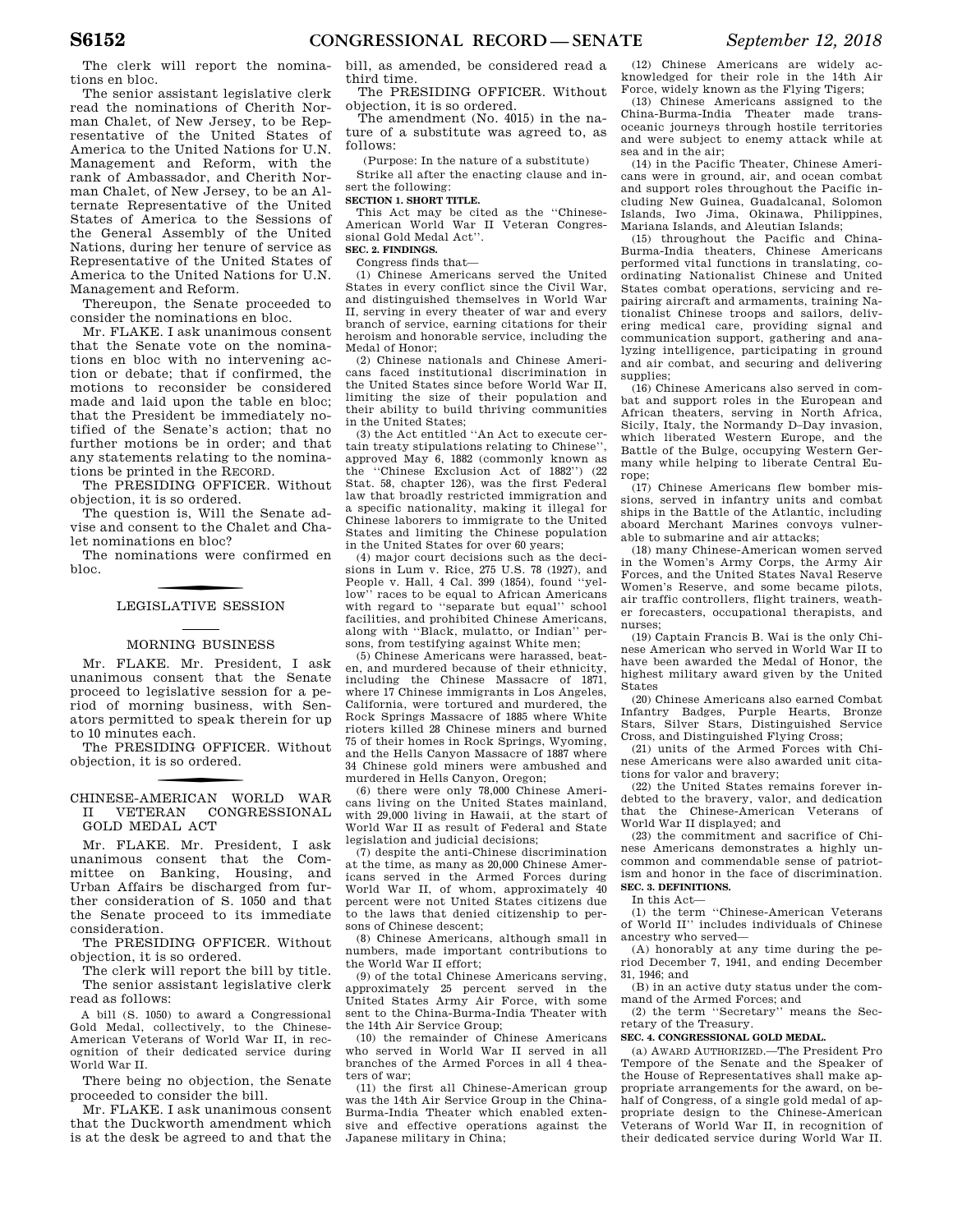The clerk will report the nominations en bloc.

The senior assistant legislative clerk read the nominations of Cherith Norman Chalet, of New Jersey, to be Representative of the United States of America to the United Nations for U.N. Management and Reform, with the rank of Ambassador, and Cherith Norman Chalet, of New Jersey, to be an Alternate Representative of the United States of America to the Sessions of the General Assembly of the United Nations, during her tenure of service as Representative of the United States of America to the United Nations for U.N. Management and Reform.

Thereupon, the Senate proceeded to consider the nominations en bloc.

Mr. FLAKE. I ask unanimous consent that the Senate vote on the nominations en bloc with no intervening action or debate; that if confirmed, the motions to reconsider be considered made and laid upon the table en bloc; that the President be immediately notified of the Senate's action; that no further motions be in order; and that any statements relating to the nominations be printed in the RECORD.

The PRESIDING OFFICER. Without objection, it is so ordered.

The question is, Will the Senate advise and consent to the Chalet and Chalet nominations en bloc?

The nominations were confirmed en bloc.

## LEGISLATIVE SESSION

## MORNING BUSINESS

Mr. FLAKE. Mr. President, I ask unanimous consent that the Senate proceed to legislative session for a period of morning business, with Senators permitted to speak therein for up to 10 minutes each.

The PRESIDING OFFICER. Without objection, it is so ordered.

## CHINESE-AMERICAN WORLD WAR II VETERAN CONGRESSIONAL GOLD MEDAL ACT

Mr. FLAKE. Mr. President, I ask unanimous consent that the Committee on Banking, Housing, and Urban Affairs be discharged from further consideration of S. 1050 and that the Senate proceed to its immediate consideration.

The PRESIDING OFFICER. Without objection, it is so ordered.

The clerk will report the bill by title.

The senior assistant legislative clerk read as follows:

A bill (S. 1050) to award a Congressional Gold Medal, collectively, to the Chinese-American Veterans of World War II, in recognition of their dedicated service during World War II.

There being no objection, the Senate proceeded to consider the bill.

Mr. FLAKE. I ask unanimous consent that the Duckworth amendment which is at the desk be agreed to and that the bill, as amended, be considered read a third time.

The PRESIDING OFFICER. Without objection, it is so ordered.

The amendment (No. 4015) in the nature of a substitute was agreed to, as follows:

(Purpose: In the nature of a substitute)

Strike all after the enacting clause and insert the following:

**SECTION 1. SHORT TITLE.**

This Act may be cited as the "Chinese-American World War II Veteran Congressional Gold Medal Act".

**SEC. 2. FINDINGS.**

Congress finds that—

(1) Chinese Americans served the United States in every conflict since the Civil War, and distinguished themselves in World War II, serving in every theater of war and every branch of service, earning citations for their heroism and honorable service, including the Medal of Honor;

(2) Chinese nationals and Chinese Americans faced institutional discrimination in the United States since before World War II, limiting the size of their population and their ability to build thriving communities in the United States;

(3) the Act entitled "An Act to execute certain treaty stipulations relating to Chinese", approved May 6, 1882 (commonly known as the "Chinese Exclusion Act of 1882") (22 Stat. 58, chapter 126), was the first Federal law that broadly restricted immigration and a specific nationality, making it illegal for Chinese laborers to immigrate to the United States and limiting the Chinese population in the United States for over 60 years;

(4) major court decisions such as the decisions in Lum v. Rice, 275 U.S. 78 (1927), and People v. Hall, 4 Cal. 399 (1854), found "yellow" races to be equal to African Americans with regard to "separate but equal" school facilities, and prohibited Chinese Americans, along with "Black, mulatto, or Indian" persons, from testifying against White men;

(5) Chinese Americans were harassed, beaten, and murdered because of their ethnicity, including the Chinese Massacre of 1871, where 17 Chinese immigrants in Los Angeles, California, were tortured and murdered, the Rock Springs Massacre of 1885 where White rioters killed 28 Chinese miners and burned 75 of their homes in Rock Springs, Wyoming, and the Hells Canyon Massacre of 1887 where 34 Chinese gold miners were ambushed and murdered in Hells Canyon, Oregon;

(6) there were only 78,000 Chinese Americans living on the United States mainland, with 29,000 living in Hawaii, at the start of World War II as result of Federal and State legislation and judicial decisions;

(7) despite the anti-Chinese discrimination at the time, as many as 20,000 Chinese Americans served in the Armed Forces during World War II, of whom, approximately 40 percent were not United States citizens due to the laws that denied citizenship to persons of Chinese descent;

(8) Chinese Americans, although small in numbers, made important contributions to the World War II effort;

(9) of the total Chinese Americans serving, approximately 25 percent served in the United States Army Air Force, with some sent to the China-Burma-India Theater with the 14th Air Service Group;

(10) the remainder of Chinese Americans who served in World War II served in all branches of the Armed Forces in all 4 theaters of war;

(11) the first all Chinese-American group was the 14th Air Service Group in the China-Burma-India Theater which enabled extensive and effective operations against the Japanese military in China;

(12) Chinese Americans are widely acknowledged for their role in the 14th Air Force, widely known as the Flying Tigers;

(13) Chinese Americans assigned to the China-Burma-India Theater made transoceanic journeys through hostile territories and were subject to enemy attack while at sea and in the air;

(14) in the Pacific Theater, Chinese Americans were in ground, air, and ocean combat and support roles throughout the Pacific including New Guinea, Guadalcanal, Solomon Islands, Iwo Jima, Okinawa, Philippines, Mariana Islands, and Aleutian Islands;

(15) throughout the Pacific and China-Burma-India theaters, Chinese Americans performed vital functions in translating, coordinating Nationalist Chinese and United States combat operations, servicing and repairing aircraft and armaments, training Nationalist Chinese troops and sailors, delivering medical care, providing signal and communication support, gathering and analyzing intelligence, participating in ground and air combat, and securing and delivering supplies;

(16) Chinese Americans also served in combat and support roles in the European and African theaters, serving in North Africa, Sicily, Italy, the Normandy D–Day invasion, which liberated Western Europe, and the Battle of the Bulge, occupying Western Germany while helping to liberate Central Europe;

(17) Chinese Americans flew bomber missions, served in infantry units and combat ships in the Battle of the Atlantic, including aboard Merchant Marines convoys vulnerable to submarine and air attacks;

(18) many Chinese-American women served in the Women's Army Corps, the Army Air Forces, and the United States Naval Reserve Women's Reserve, and some became pilots, air traffic controllers, flight trainers, weather forecasters, occupational therapists, and nurses;

(19) Captain Francis B. Wai is the only Chinese American who served in World War II to have been awarded the Medal of Honor, the highest military award given by the United States

(20) Chinese Americans also earned Combat Infantry Badges, Purple Hearts, Bronze Stars, Silver Stars, Distinguished Service Cross, and Distinguished Flying Cross;

(21) units of the Armed Forces with Chinese Americans were also awarded unit citations for valor and bravery;

(22) the United States remains forever indebted to the bravery, valor, and dedication that the Chinese-American Veterans of World War II displayed; and

(23) the commitment and sacrifice of Chinese Americans demonstrates a highly uncommon and commendable sense of patriotism and honor in the face of discrimination.

**SEC. 3. DEFINITIONS.**

In this Act—

(1) the term "Chinese-American Veterans of World War II" includes individuals of Chinese ancestry who served—

(A) honorably at any time during the period December 7, 1941, and ending December 31, 1946; and

(B) in an active duty status under the command of the Armed Forces; and

(2) the term "Secretary" means the Secretary of the Treasury.

**SEC. 4. CONGRESSIONAL GOLD MEDAL.**

(a) AWARD AUTHORIZED.—The President Pro Tempore of the Senate and the Speaker of the House of Representatives shall make appropriate arrangements for the award, on behalf of Congress, of a single gold medal of appropriate design to the Chinese-American Veterans of World War II, in recognition of their dedicated service during World War II.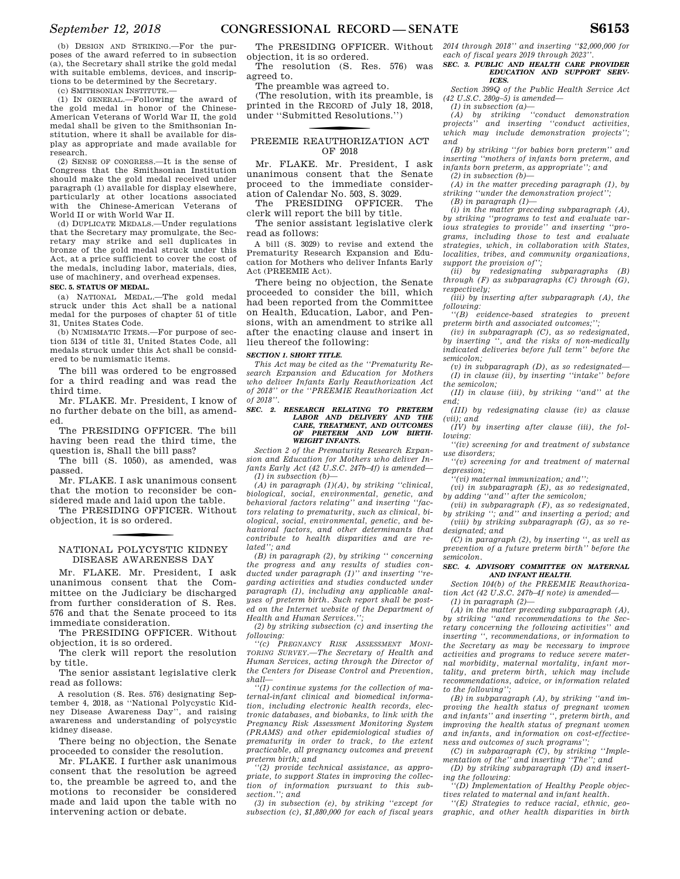(b) DESIGN AND STRIKING.—For the purposes of the award referred to in subsection (a), the Secretary shall strike the gold medal with suitable emblems, devices, and inscriptions to be determined by the Secretary.

(c) SMITHSONIAN INSTITUTE.—

(1) IN GENERAL.—Following the award of the gold medal in honor of the Chinese-American Veterans of World War II, the gold medal shall be given to the Smithsonian Institution, where it shall be available for display as appropriate and made available for research.

(2) SENSE OF CONGRESS.—It is the sense of Congress that the Smithsonian Institution should make the gold medal received under paragraph (1) available for display elsewhere, particularly at other locations associated with the Chinese-American Veterans of World II or with World War II.

(d) DUPLICATE MEDALS.—Under regulations that the Secretary may promulgate, the Secretary may strike and sell duplicates in bronze of the gold medal struck under this Act, at a price sufficient to cover the cost of the medals, including labor, materials, dies, use of machinery, and overhead expenses.

**SEC. 5. STATUS OF MEDAL.**

(a) NATIONAL MEDAL.—The gold medal struck under this Act shall be a national medal for the purposes of chapter 51 of title 31, Unites States Code.

(b) NUMISMATIC ITEMS.—For purpose of section 5134 of title 31, United States Code, all medals struck under this Act shall be considered to be numismatic items.

The bill was ordered to be engrossed for a third reading and was read the third time.

Mr. FLAKE. Mr. President, I know of no further debate on the bill, as amended.

The PRESIDING OFFICER. The bill having been read the third time, the question is, Shall the bill pass?

The bill (S. 1050), as amended, was passed.

Mr. FLAKE. I ask unanimous consent that the motion to reconsider be considered made and laid upon the table.

The PRESIDING OFFICER. Without objection, it is so ordered.

## NATIONAL POLYCYSTIC KIDNEY DISEASE AWARENESS DAY

Mr. FLAKE. Mr. President, I ask unanimous consent that the Committee on the Judiciary be discharged from further consideration of S. Res. 576 and that the Senate proceed to its immediate consideration.

The PRESIDING OFFICER. Without objection, it is so ordered.

The clerk will report the resolution by title.

The senior assistant legislative clerk read as follows:

A resolution (S. Res. 576) designating September 4, 2018, as "National Polycystic Kidney Disease Awareness Day", and raising awareness and understanding of polycystic kidney disease.

There being no objection, the Senate proceeded to consider the resolution.

Mr. FLAKE. I further ask unanimous consent that the resolution be agreed to, the preamble be agreed to, and the motions to reconsider be considered made and laid upon the table with no intervening action or debate.

The PRESIDING OFFICER. Without objection, it is so ordered.

The resolution (S. Res. 576) was agreed to.

The preamble was agreed to.

(The resolution, with its preamble, is printed in the RECORD of July 18, 2018, under "Submitted Resolutions.")

## PREEMIE REAUTHORIZATION ACT OF 2018

Mr. FLAKE. Mr. President, I ask unanimous consent that the Senate proceed to the immediate consideration of Calendar No. 503, S. 3029.

The PRESIDING OFFICER. The clerk will report the bill by title.

The senior assistant legislative clerk read as follows:

A bill (S. 3029) to revise and extend the Prematurity Research Expansion and Education for Mothers who deliver Infants Early Act (PREEMIE Act).

There being no objection, the Senate proceeded to consider the bill, which had been reported from the Committee on Health, Education, Labor, and Pensions, with an amendment to strike all after the enacting clause and insert in lieu thereof the following:

***SECTION 1. SHORT TITLE.***

*This Act may be cited as the "Prematurity Research Expansion and Education for Mothers who deliver Infants Early Reauthorization Act of 2018" or the "PREEMIE Reauthorization Act of 2018".*

***SEC. 2. RESEARCH RELATING TO PRETERM LABOR AND DELIVERY AND THE CARE, TREATMENT, AND OUTCOMES OF PRETERM AND LOW BIRTHWEIGHT INFANTS.***

*Section 2 of the Prematurity Research Expansion and Education for Mothers who deliver Infants Early Act (42 U.S.C. 247b–4f) is amended—*

*(1) in subsection (b)—*

*(A) in paragraph (1)(A), by striking "clinical, biological, social, environmental, genetic, and behavioral factors relating" and inserting "factors relating to prematurity, such as clinical, biological, social, environmental, genetic, and behavioral factors, and other determinants that contribute to health disparities and are related"; and*

*(B) in paragraph (2), by striking " concerning the progress and any results of studies conducted under paragraph (1)" and inserting "regarding activities and studies conducted under paragraph (1), including any applicable analyses of preterm birth. Such report shall be posted on the Internet website of the Department of Health and Human Services.";*

*(2) by striking subsection (c) and inserting the following:*

*"(c) PREGNANCY RISK ASSESSMENT MONITORING SURVEY.—The Secretary of Health and Human Services, acting through the Director of the Centers for Disease Control and Prevention, shall—*

*"(1) continue systems for the collection of maternal-infant clinical and biomedical information, including electronic health records, electronic databases, and biobanks, to link with the Pregnancy Risk Assessment Monitoring System (PRAMS) and other epidemiological studies of prematurity in order to track, to the extent practicable, all pregnancy outcomes and prevent preterm birth; and*

*"(2) provide technical assistance, as appropriate, to support States in improving the collection of information pursuant to this subsection."; and*

*(3) in subsection (e), by striking "except for subsection (c), $1,880,000 for each of fiscal years 2014 through 2018" and inserting "$2,000,000 for each of fiscal years 2019 through 2023".*

***SEC. 3. PUBLIC AND HEALTH CARE PROVIDER EDUCATION AND SUPPORT SERVICES.***

*Section 399Q of the Public Health Service Act (42 U.S.C. 280g–5) is amended—*

*(1) in subsection (a)—*

*(A) by striking "conduct demonstration projects" and inserting "conduct activities, which may include demonstration projects"; and*

*(B) by striking "for babies born preterm" and inserting "mothers of infants born preterm, and infants born preterm, as appropriate"; and*

*(2) in subsection (b)—*

*(A) in the matter preceding paragraph (1), by striking "under the demonstration project";*

*(B) in paragraph (1)—*

*(i) in the matter preceding subparagraph (A), by striking "programs to test and evaluate various strategies to provide" and inserting "programs, including those to test and evaluate strategies, which, in collaboration with States, localities, tribes, and community organizations, support the provision of";*

*(ii) by redesignating subparagraphs (B) through (F) as subparagraphs (C) through (G), respectively;*

*(iii) by inserting after subparagraph (A), the following:*

*"(B) evidence-based strategies to prevent preterm birth and associated outcomes;";*

*(iv) in subparagraph (C), as so redesignated, by inserting ", and the risks of non-medically indicated deliveries before full term" before the semicolon;*

*(v) in subparagraph (D), as so redesignated—*

*(I) in clause (ii), by inserting "intake" before the semicolon;*

*(II) in clause (iii), by striking "and" at the end;*

*(III) by redesignating clause (iv) as clause (vii); and*

*(IV) by inserting after clause (iii), the following:*

*"(iv) screening for and treatment of substance use disorders;*

*"(v) screening for and treatment of maternal depression;*

*"(vi) maternal immunization; and";*

*(vi) in subparagraph (E), as so redesignated, by adding "and" after the semicolon;*

*(vii) in subparagraph (F), as so redesignated, by striking "; and" and inserting a period; and*

*(viii) by striking subparagraph (G), as so redesignated; and*

*(C) in paragraph (2), by inserting ", as well as prevention of a future preterm birth" before the semicolon.*

***SEC. 4. ADVISORY COMMITTEE ON MATERNAL AND INFANT HEALTH.***

*Section 104(b) of the PREEMIE Reauthorization Act (42 U.S.C. 247b–4f note) is amended—*

*(1) in paragraph (2)—*

*(A) in the matter preceding subparagraph (A), by striking "and recommendations to the Secretary concerning the following activities" and inserting ", recommendations, or information to the Secretary as may be necessary to improve activities and programs to reduce severe maternal morbidity, maternal mortality, infant mortality, and preterm birth, which may include recommendations, advice, or information related to the following";*

*(B) in subparagraph (A), by striking "and improving the health status of pregnant women and infants" and inserting ", preterm birth, and improving the health status of pregnant women and infants, and information on cost-effectiveness and outcomes of such programs";*

*(C) in subparagraph (C), by striking "Implementation of the" and inserting "The"; and*

*(D) by striking subparagraph (D) and inserting the following:*

*"(D) Implementation of Healthy People objectives related to maternal and infant health.*

*"(E) Strategies to reduce racial, ethnic, geographic, and other health disparities in birth*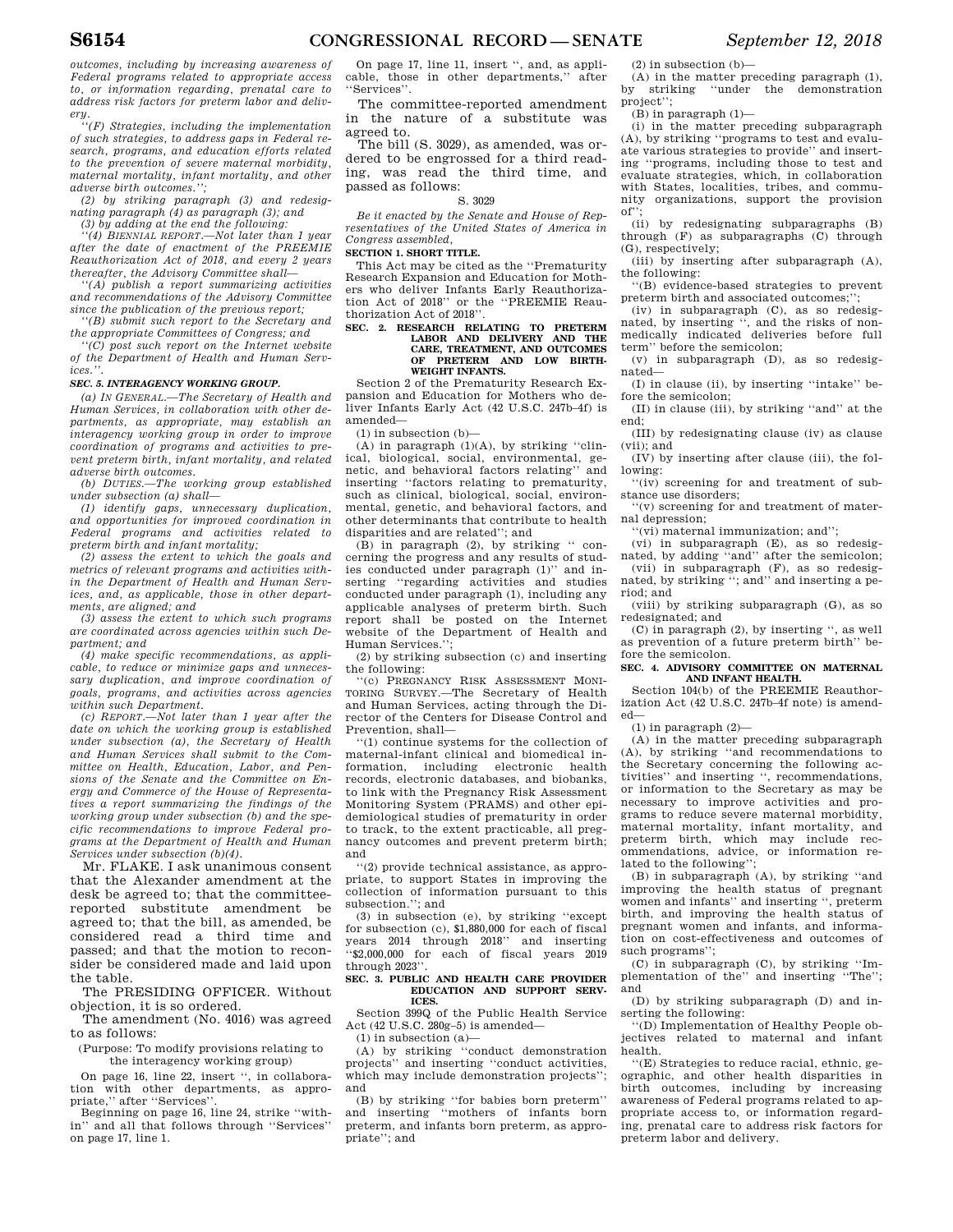*outcomes, including by increasing awareness of Federal programs related to appropriate access to, or information regarding, prenatal care to address risk factors for preterm labor and delivery.*

*''(F) Strategies, including the implementation of such strategies, to address gaps in Federal research, programs, and education efforts related to the prevention of severe maternal morbidity, maternal mortality, infant mortality, and other adverse birth outcomes.'';*

*(2) by striking paragraph (3) and redesignating paragraph (4) as paragraph (3); and*

*(3) by adding at the end the following:*

*''(4) BIENNIAL REPORT.—Not later than 1 year after the date of enactment of the PREEMIE Reauthorization Act of 2018, and every 2 years thereafter, the Advisory Committee shall—*

*''(A) publish a report summarizing activities and recommendations of the Advisory Committee since the publication of the previous report;*

*''(B) submit such report to the Secretary and the appropriate Committees of Congress; and*

*''(C) post such report on the Internet website of the Department of Health and Human Services.''.*

***SEC. 5. INTERAGENCY WORKING GROUP.***

*(a) IN GENERAL.—The Secretary of Health and Human Services, in collaboration with other departments, as appropriate, may establish an interagency working group in order to improve coordination of programs and activities to prevent preterm birth, infant mortality, and related adverse birth outcomes.*

*(b) DUTIES.—The working group established under subsection (a) shall—*

*(1) identify gaps, unnecessary duplication, and opportunities for improved coordination in Federal programs and activities related to preterm birth and infant mortality;*

*(2) assess the extent to which the goals and metrics of relevant programs and activities within the Department of Health and Human Services, and, as applicable, those in other departments, are aligned; and*

*(3) assess the extent to which such programs are coordinated across agencies within such Department; and*

*(4) make specific recommendations, as applicable, to reduce or minimize gaps and unnecessary duplication, and improve coordination of goals, programs, and activities across agencies within such Department.*

*(c) REPORT.—Not later than 1 year after the date on which the working group is established under subsection (a), the Secretary of Health and Human Services shall submit to the Committee on Health, Education, Labor, and Pensions of the Senate and the Committee on Energy and Commerce of the House of Representatives a report summarizing the findings of the working group under subsection (b) and the specific recommendations to improve Federal programs at the Department of Health and Human Services under subsection (b)(4).*

Mr. FLAKE. I ask unanimous consent that the Alexander amendment at the desk be agreed to; that the committee-reported substitute amendment be agreed to; that the bill, as amended, be considered read a third time and passed; and that the motion to reconsider be considered made and laid upon the table.

The PRESIDING OFFICER. Without objection, it is so ordered.

The amendment (No. 4016) was agreed to as follows:

(Purpose: To modify provisions relating to the interagency working group)

On page 16, line 22, insert '', in collaboration with other departments, as appropriate,'' after ''Services''.

Beginning on page 16, line 24, strike ''within'' and all that follows through ''Services'' on page 17, line 1.

On page 17, line 11, insert '', and, as applicable, those in other departments,'' after ''Services''.

The committee-reported amendment in the nature of a substitute was agreed to.

The bill (S. 3029), as amended, was ordered to be engrossed for a third reading, was read the third time, and passed as follows:

S. 3029

*Be it enacted by the Senate and House of Representatives of the United States of America in Congress assembled,*

**SECTION 1. SHORT TITLE.**

This Act may be cited as the ''Prematurity Research Expansion and Education for Mothers who deliver Infants Early Reauthorization Act of 2018'' or the ''PREEMIE Reauthorization Act of 2018''.

**SEC. 2. RESEARCH RELATING TO PRETERM LABOR AND DELIVERY AND THE CARE, TREATMENT, AND OUTCOMES OF PRETERM AND LOW BIRTHWEIGHT INFANTS.**

Section 2 of the Prematurity Research Expansion and Education for Mothers who deliver Infants Early Act (42 U.S.C. 247b–4f) is amended—

(1) in subsection (b)—

(A) in paragraph (1)(A), by striking ''clinical, biological, social, environmental, genetic, and behavioral factors relating'' and inserting ''factors relating to prematurity, such as clinical, biological, social, environmental, genetic, and behavioral factors, and other determinants that contribute to health disparities and are related''; and

(B) in paragraph (2), by striking '' concerning the progress and any results of studies conducted under paragraph (1)'' and inserting ''regarding activities and studies conducted under paragraph (1), including any applicable analyses of preterm birth. Such report shall be posted on the Internet website of the Department of Health and Human Services.'';

(2) by striking subsection (c) and inserting the following:

''(c) PREGNANCY RISK ASSESSMENT MONITORING SURVEY.—The Secretary of Health and Human Services, acting through the Director of the Centers for Disease Control and Prevention, shall—

''(1) continue systems for the collection of maternal-infant clinical and biomedical information, including electronic health records, electronic databases, and biobanks, to link with the Pregnancy Risk Assessment Monitoring System (PRAMS) and other epidemiological studies of prematurity in order to track, to the extent practicable, all pregnancy outcomes and prevent preterm birth; and

''(2) provide technical assistance, as appropriate, to support States in improving the collection of information pursuant to this subsection.''; and

(3) in subsection (e), by striking ''except for subsection (c), $1,880,000 for each of fiscal years 2014 through 2018'' and inserting ''$2,000,000 for each of fiscal years 2019 through 2023''.

**SEC. 3. PUBLIC AND HEALTH CARE PROVIDER EDUCATION AND SUPPORT SERVICES.**

Section 399Q of the Public Health Service Act (42 U.S.C. 280g–5) is amended—

(1) in subsection (a)—

(A) by striking ''conduct demonstration projects'' and inserting ''conduct activities, which may include demonstration projects''; and

(B) by striking ''for babies born preterm'' and inserting ''mothers of infants born preterm, and infants born preterm, as appropriate''; and

(2) in subsection (b)—

(A) in the matter preceding paragraph (1), by striking ''under the demonstration project'';

(B) in paragraph (1)—

(i) in the matter preceding subparagraph (A), by striking ''programs to test and evaluate various strategies to provide'' and inserting ''programs, including those to test and evaluate strategies, which, in collaboration with States, localities, tribes, and community organizations, support the provision of'';

(ii) by redesignating subparagraphs (B) through (F) as subparagraphs (C) through (G), respectively;

(iii) by inserting after subparagraph (A), the following:

''(B) evidence-based strategies to prevent preterm birth and associated outcomes;'';

(iv) in subparagraph (C), as so redesignated, by inserting '', and the risks of non-medically indicated deliveries before full term'' before the semicolon;

(v) in subparagraph (D), as so redesignated—

(I) in clause (ii), by inserting ''intake'' before the semicolon;

(II) in clause (iii), by striking ''and'' at the end;

(III) by redesignating clause (iv) as clause (vii); and

(IV) by inserting after clause (iii), the following:

''(iv) screening for and treatment of substance use disorders;

''(v) screening for and treatment of maternal depression;

''(vi) maternal immunization; and'';

(vi) in subparagraph (E), as so redesignated, by adding ''and'' after the semicolon;

(vii) in subparagraph (F), as so redesignated, by striking ''; and'' and inserting a period; and

(viii) by striking subparagraph (G), as so redesignated; and

(C) in paragraph (2), by inserting '', as well as prevention of a future preterm birth'' before the semicolon.

**SEC. 4. ADVISORY COMMITTEE ON MATERNAL AND INFANT HEALTH.**

Section 104(b) of the PREEMIE Reauthorization Act (42 U.S.C. 247b–4f note) is amended—

(1) in paragraph (2)—

(A) in the matter preceding subparagraph (A), by striking ''and recommendations to the Secretary concerning the following activities'' and inserting '', recommendations, or information to the Secretary as may be necessary to improve activities and programs to reduce severe maternal morbidity, maternal mortality, infant mortality, and preterm birth, which may include recommendations, advice, or information related to the following'';

(B) in subparagraph (A), by striking ''and improving the health status of pregnant women and infants'' and inserting '', preterm birth, and improving the health status of pregnant women and infants, and information on cost-effectiveness and outcomes of such programs'';

(C) in subparagraph (C), by striking ''Implementation of the'' and inserting ''The''; and

(D) by striking subparagraph (D) and inserting the following:

''(D) Implementation of Healthy People objectives related to maternal and infant health.

''(E) Strategies to reduce racial, ethnic, geographic, and other health disparities in birth outcomes, including by increasing awareness of Federal programs related to appropriate access to, or information regarding, prenatal care to address risk factors for preterm labor and delivery.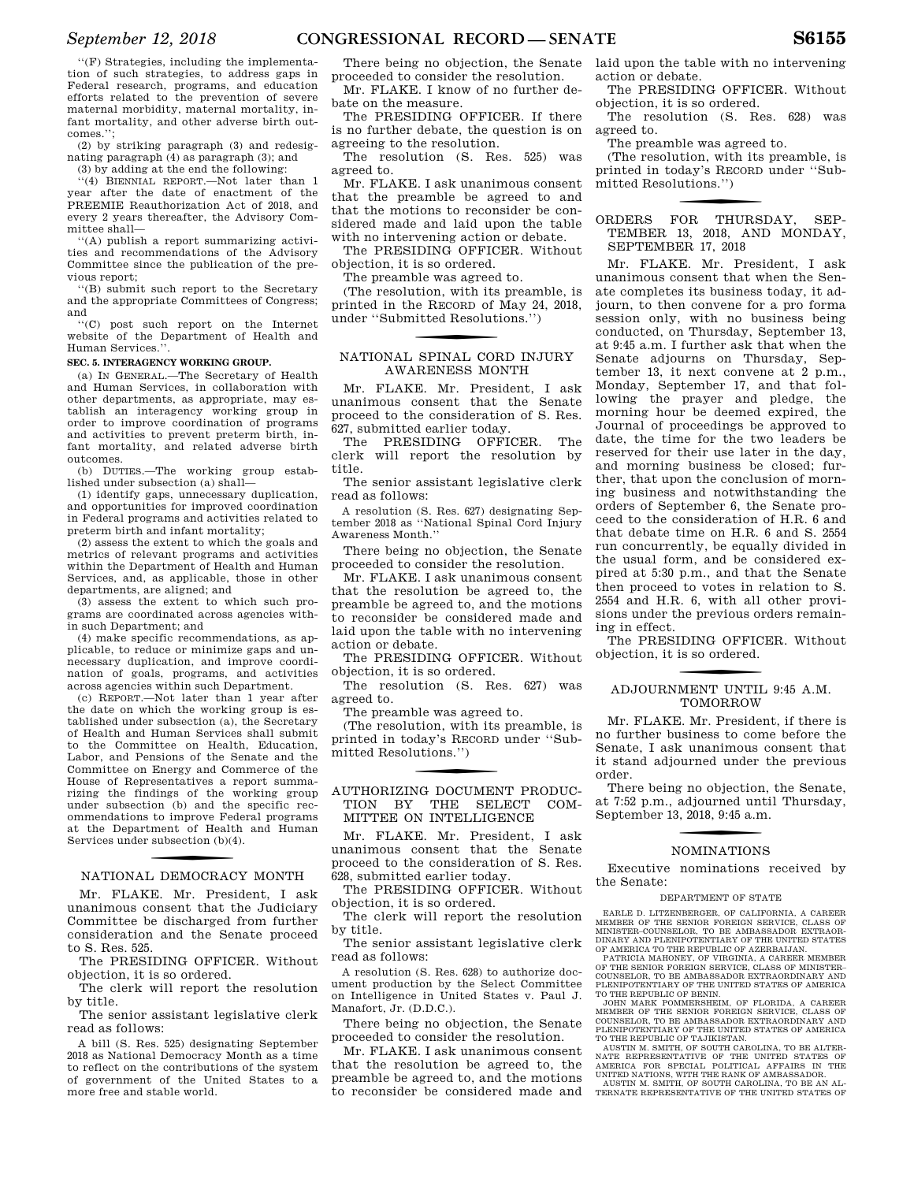"(F) Strategies, including the implementation of such strategies, to address gaps in Federal research, programs, and education efforts related to the prevention of severe maternal morbidity, maternal mortality, infant mortality, and other adverse birth outcomes.";

(2) by striking paragraph (3) and redesignating paragraph (4) as paragraph (3); and

(3) by adding at the end the following:

"(4) BIENNIAL REPORT.—Not later than 1 year after the date of enactment of the PREEMIE Reauthorization Act of 2018, and every 2 years thereafter, the Advisory Committee shall—

"(A) publish a report summarizing activities and recommendations of the Advisory Committee since the publication of the previous report;

"(B) submit such report to the Secretary and the appropriate Committees of Congress; and

"(C) post such report on the Internet website of the Department of Health and Human Services.".

**SEC. 5. INTERAGENCY WORKING GROUP.**

(a) IN GENERAL.—The Secretary of Health and Human Services, in collaboration with other departments, as appropriate, may establish an interagency working group in order to improve coordination of programs and activities to prevent preterm birth, infant mortality, and related adverse birth outcomes.

(b) DUTIES.—The working group established under subsection (a) shall—

(1) identify gaps, unnecessary duplication, and opportunities for improved coordination in Federal programs and activities related to preterm birth and infant mortality;

(2) assess the extent to which the goals and metrics of relevant programs and activities within the Department of Health and Human Services, and, as applicable, those in other departments, are aligned; and

(3) assess the extent to which such programs are coordinated across agencies within such Department; and

(4) make specific recommendations, as applicable, to reduce or minimize gaps and unnecessary duplication, and improve coordination of goals, programs, and activities across agencies within such Department.

(c) REPORT.—Not later than 1 year after the date on which the working group is established under subsection (a), the Secretary of Health and Human Services shall submit to the Committee on Health, Education, Labor, and Pensions of the Senate and the Committee on Energy and Commerce of the House of Representatives a report summarizing the findings of the working group under subsection (b) and the specific recommendations to improve Federal programs at the Department of Health and Human Services under subsection (b)(4).

## NATIONAL DEMOCRACY MONTH

Mr. FLAKE. Mr. President, I ask unanimous consent that the Judiciary Committee be discharged from further consideration and the Senate proceed to S. Res. 525.

The PRESIDING OFFICER. Without objection, it is so ordered.

The clerk will report the resolution by title.

The senior assistant legislative clerk read as follows:

A bill (S. Res. 525) designating September 2018 as National Democracy Month as a time to reflect on the contributions of the system of government of the United States to a more free and stable world.

There being no objection, the Senate proceeded to consider the resolution.

Mr. FLAKE. I know of no further debate on the measure.

The PRESIDING OFFICER. If there is no further debate, the question is on agreeing to the resolution.

The resolution (S. Res. 525) was agreed to.

Mr. FLAKE. I ask unanimous consent that the preamble be agreed to and that the motions to reconsider be considered made and laid upon the table with no intervening action or debate.

The PRESIDING OFFICER. Without objection, it is so ordered.

The preamble was agreed to.

(The resolution, with its preamble, is printed in the RECORD of May 24, 2018, under "Submitted Resolutions.")

## NATIONAL SPINAL CORD INJURY AWARENESS MONTH

Mr. FLAKE. Mr. President, I ask unanimous consent that the Senate proceed to the consideration of S. Res. 627, submitted earlier today.

The PRESIDING OFFICER. The clerk will report the resolution by title.

The senior assistant legislative clerk read as follows:

A resolution (S. Res. 627) designating September 2018 as "National Spinal Cord Injury Awareness Month."

There being no objection, the Senate proceeded to consider the resolution.

Mr. FLAKE. I ask unanimous consent that the resolution be agreed to, the preamble be agreed to, and the motions to reconsider be considered made and laid upon the table with no intervening action or debate.

The PRESIDING OFFICER. Without objection, it is so ordered.

The resolution (S. Res. 627) was agreed to.

The preamble was agreed to.

(The resolution, with its preamble, is printed in today's RECORD under "Submitted Resolutions.")

## AUTHORIZING DOCUMENT PRODUCTION BY THE SELECT COMMITTEE ON INTELLIGENCE

Mr. FLAKE. Mr. President, I ask unanimous consent that the Senate proceed to the consideration of S. Res. 628, submitted earlier today.

The PRESIDING OFFICER. Without objection, it is so ordered.

The clerk will report the resolution by title.

The senior assistant legislative clerk read as follows:

A resolution (S. Res. 628) to authorize document production by the Select Committee on Intelligence in United States v. Paul J. Manafort, Jr. (D.D.C.).

There being no objection, the Senate proceeded to consider the resolution.

Mr. FLAKE. I ask unanimous consent that the resolution be agreed to, the preamble be agreed to, and the motions to reconsider be considered made and laid upon the table with no intervening action or debate.

The PRESIDING OFFICER. Without objection, it is so ordered.

The resolution (S. Res. 628) was agreed to.

The preamble was agreed to.

(The resolution, with its preamble, is printed in today's RECORD under "Submitted Resolutions.")

## ORDERS FOR THURSDAY, SEPTEMBER 13, 2018, AND MONDAY, SEPTEMBER 17, 2018

Mr. FLAKE. Mr. President, I ask unanimous consent that when the Senate completes its business today, it adjourn, to then convene for a pro forma session only, with no business being conducted, on Thursday, September 13, at 9:45 a.m. I further ask that when the Senate adjourns on Thursday, September 13, it next convene at 2 p.m., Monday, September 17, and that following the prayer and pledge, the morning hour be deemed expired, the Journal of proceedings be approved to date, the time for the two leaders be reserved for their use later in the day, and morning business be closed; further, that upon the conclusion of morning business and notwithstanding the orders of September 6, the Senate proceed to the consideration of H.R. 6 and that debate time on H.R. 6 and S. 2554 run concurrently, be equally divided in the usual form, and be considered expired at 5:30 p.m., and that the Senate then proceed to votes in relation to S. 2554 and H.R. 6, with all other provisions under the previous orders remaining in effect.

The PRESIDING OFFICER. Without objection, it is so ordered.

## ADJOURNMENT UNTIL 9:45 A.M. TOMORROW

Mr. FLAKE. Mr. President, if there is no further business to come before the Senate, I ask unanimous consent that it stand adjourned under the previous order.

There being no objection, the Senate, at 7:52 p.m., adjourned until Thursday, September 13, 2018, 9:45 a.m.

## NOMINATIONS

Executive nominations received by the Senate:

### DEPARTMENT OF STATE

EARLE D. LITZENBERGER, OF CALIFORNIA, A CAREER MEMBER OF THE SENIOR FOREIGN SERVICE, CLASS OF MINISTER-COUNSELOR, TO BE AMBASSADOR EXTRAORDINARY AND PLENIPOTENTIARY OF THE UNITED STATES OF AMERICA TO THE REPUBLIC OF AZERBAIJAN.

PATRICIA MAHONEY, OF VIRGINIA, A CAREER MEMBER OF THE SENIOR FOREIGN SERVICE, CLASS OF MINISTER-COUNSELOR, TO BE AMBASSADOR EXTRAORDINARY AND PLENIPOTENTIARY OF THE UNITED STATES OF AMERICA TO THE REPUBLIC OF BENIN.

JOHN MARK POMMERSHEIM, OF FLORIDA, A CAREER MEMBER OF THE SENIOR FOREIGN SERVICE, CLASS OF COUNSELOR, TO BE AMBASSADOR EXTRAORDINARY AND PLENIPOTENTIARY OF THE UNITED STATES OF AMERICA TO THE REPUBLIC OF TAJIKISTAN.

AUSTIN M. SMITH, OF SOUTH CAROLINA, TO BE ALTERNATE REPRESENTATIVE OF THE UNITED STATES OF AMERICA FOR SPECIAL POLITICAL AFFAIRS IN THE UNITED NATIONS, WITH THE RANK OF AMBASSADOR.

AUSTIN M. SMITH, OF SOUTH CAROLINA, TO BE AN ALTERNATE REPRESENTATIVE OF THE UNITED STATES OF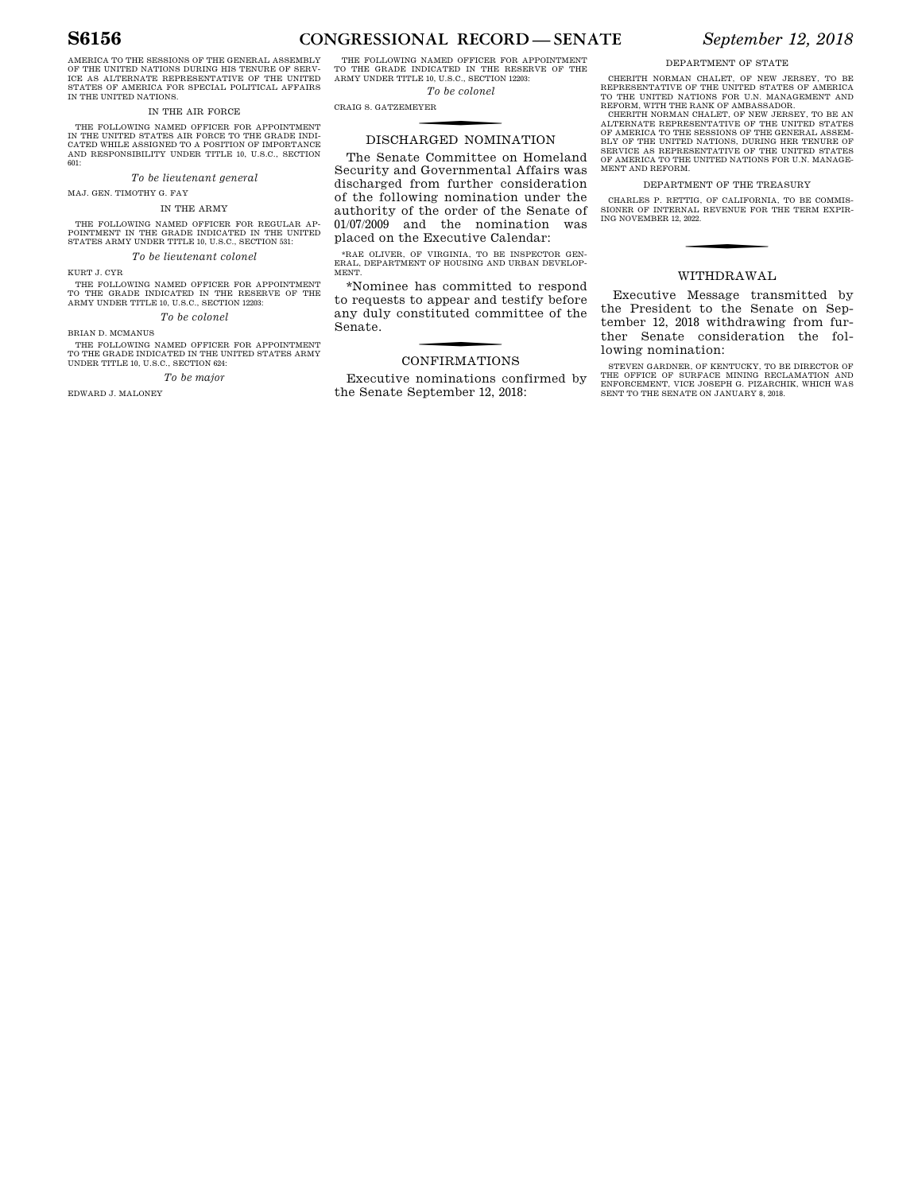AMERICA TO THE SESSIONS OF THE GENERAL ASSEMBLY OF THE UNITED NATIONS DURING HIS TENURE OF SERVICE AS ALTERNATE REPRESENTATIVE OF THE UNITED STATES OF AMERICA FOR SPECIAL POLITICAL AFFAIRS IN THE UNITED NATIONS.

IN THE AIR FORCE

THE FOLLOWING NAMED OFFICER FOR APPOINTMENT IN THE UNITED STATES AIR FORCE TO THE GRADE INDICATED WHILE ASSIGNED TO A POSITION OF IMPORTANCE AND RESPONSIBILITY UNDER TITLE 10, U.S.C., SECTION 601:

*To be lieutenant general*

MAJ. GEN. TIMOTHY G. FAY

IN THE ARMY

THE FOLLOWING NAMED OFFICER FOR REGULAR APPOINTMENT IN THE GRADE INDICATED IN THE UNITED STATES ARMY UNDER TITLE 10, U.S.C., SECTION 531:

*To be lieutenant colonel*

KURT J. CYR

THE FOLLOWING NAMED OFFICER FOR APPOINTMENT TO THE GRADE INDICATED IN THE RESERVE OF THE ARMY UNDER TITLE 10, U.S.C., SECTION 12203:

*To be colonel*

BRIAN D. MCMANUS

THE FOLLOWING NAMED OFFICER FOR APPOINTMENT TO THE GRADE INDICATED IN THE UNITED STATES ARMY UNDER TITLE 10, U.S.C., SECTION 624:

*To be major*

EDWARD J. MALONEY

THE FOLLOWING NAMED OFFICER FOR APPOINTMENT TO THE GRADE INDICATED IN THE RESERVE OF THE ARMY UNDER TITLE 10, U.S.C., SECTION 12203:

*To be colonel*

CRAIG S. GATZEMEYER

## DISCHARGED NOMINATION

The Senate Committee on Homeland Security and Governmental Affairs was discharged from further consideration of the following nomination under the authority of the order of the Senate of 01/07/2009 and the nomination was placed on the Executive Calendar:

*RAE OLIVER, OF VIRGINIA, TO BE INSPECTOR GENERAL, DEPARTMENT OF HOUSING AND URBAN DEVELOPMENT.

*Nominee has committed to respond to requests to appear and testify before any duly constituted committee of the Senate.

## CONFIRMATIONS

Executive nominations confirmed by the Senate September 12, 2018:

DEPARTMENT OF STATE

CHERITH NORMAN CHALET, OF NEW JERSEY, TO BE REPRESENTATIVE OF THE UNITED STATES OF AMERICA TO THE UNITED NATIONS FOR U.N. MANAGEMENT AND REFORM, WITH THE RANK OF AMBASSADOR.

CHERITH NORMAN CHALET, OF NEW JERSEY, TO BE AN ALTERNATE REPRESENTATIVE OF THE UNITED STATES OF AMERICA TO THE SESSIONS OF THE GENERAL ASSEMBLY OF THE UNITED NATIONS, DURING HER TENURE OF SERVICE AS REPRESENTATIVE OF THE UNITED STATES OF AMERICA TO THE UNITED NATIONS FOR U.N. MANAGEMENT AND REFORM.

DEPARTMENT OF THE TREASURY

CHARLES P. RETTIG, OF CALIFORNIA, TO BE COMMISSIONER OF INTERNAL REVENUE FOR THE TERM EXPIRING NOVEMBER 12, 2022.

## WITHDRAWAL

Executive Message transmitted by the President to the Senate on September 12, 2018 withdrawing from further Senate consideration the following nomination:

STEVEN GARDNER, OF KENTUCKY, TO BE DIRECTOR OF THE OFFICE OF SURFACE MINING RECLAMATION AND ENFORCEMENT, VICE JOSEPH G. PIZARCHIK, WHICH WAS SENT TO THE SENATE ON JANUARY 8, 2018.